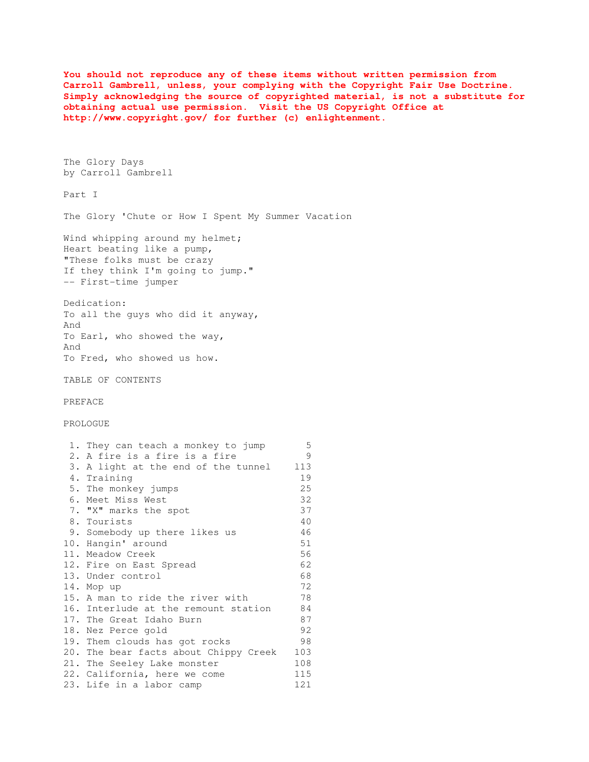**You should not reproduce any of these items without written permission from Carroll Gambrell, unless, your complying with the Copyright Fair Use Doctrine. Simply acknowledging the source of copyrighted material, is not a substitute for obtaining actual use permission. Visit the US Copyright Office at http://www.copyright.gov/ for further (c) enlightenment.**

# The Glory Days

by Carroll Gambrell

## Part I

## The Glory 'Chute or How I Spent My Summer Vacation

Wind whipping around my helmet;
Heart beating like a pump,
"These folks must be crazy
If they think I'm going to jump."
-- First-time jumper

Dedication:
To all the guys who did it anyway,
And
To Earl, who showed the way,
And
To Fred, who showed us how.

TABLE OF CONTENTS

PREFACE

PROLOGUE

| | Chapter | Page |
|---|---|---|
| 1. | They can teach a monkey to jump | 5 |
| 2. | A fire is a fire is a fire | 9 |
| 3. | A light at the end of the tunnel | 113 |
| 4. | Training | 19 |
| 5. | The monkey jumps | 25 |
| 6. | Meet Miss West | 32 |
| 7. | "X" marks the spot | 37 |
| 8. | Tourists | 40 |
| 9. | Somebody up there likes us | 46 |
| 10. | Hangin' around | 51 |
| 11. | Meadow Creek | 56 |
| 12. | Fire on East Spread | 62 |
| 13. | Under control | 68 |
| 14. | Mop up | 72 |
| 15. | A man to ride the river with | 78 |
| 16. | Interlude at the remount station | 84 |
| 17. | The Great Idaho Burn | 87 |
| 18. | Nez Perce gold | 92 |
| 19. | Them clouds has got rocks | 98 |
| 20. | The bear facts about Chippy Creek | 103 |
| 21. | The Seeley Lake monster | 108 |
| 22. | California, here we come | 115 |
| 23. | Life in a labor camp | 121 |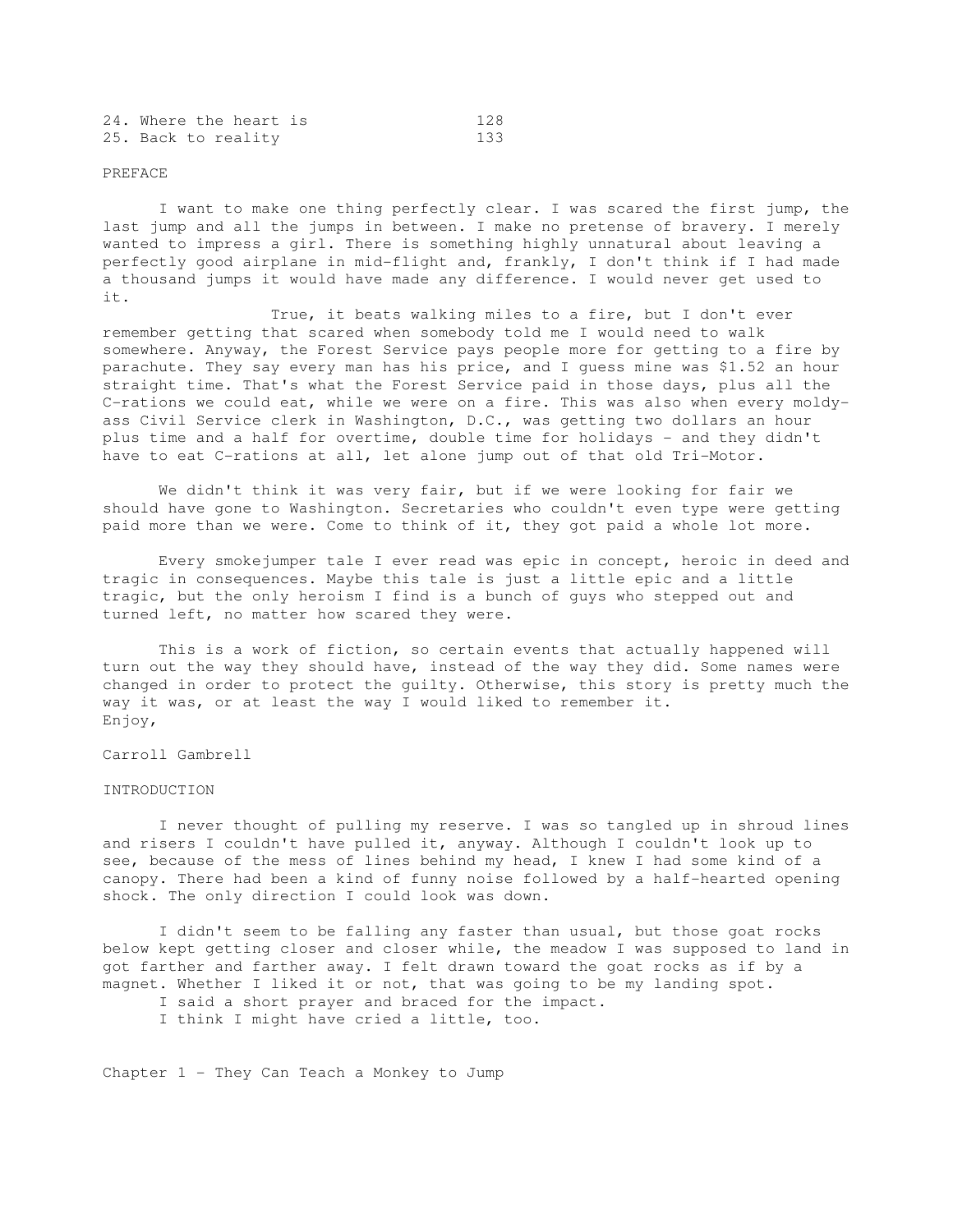| | |
|---|---|
| 24. Where the heart is | 128 |
| 25. Back to reality | 133 |

## PREFACE

I want to make one thing perfectly clear. I was scared the first jump, the last jump and all the jumps in between. I make no pretense of bravery. I merely wanted to impress a girl. There is something highly unnatural about leaving a perfectly good airplane in mid-flight and, frankly, I don't think if I had made a thousand jumps it would have made any difference. I would never get used to it.

True, it beats walking miles to a fire, but I don't ever remember getting that scared when somebody told me I would need to walk somewhere. Anyway, the Forest Service pays people more for getting to a fire by parachute. They say every man has his price, and I guess mine was $1.52 an hour straight time. That's what the Forest Service paid in those days, plus all the C-rations we could eat, while we were on a fire. This was also when every moldy-ass Civil Service clerk in Washington, D.C., was getting two dollars an hour plus time and a half for overtime, double time for holidays - and they didn't have to eat C-rations at all, let alone jump out of that old Tri-Motor.

We didn't think it was very fair, but if we were looking for fair we should have gone to Washington. Secretaries who couldn't even type were getting paid more than we were. Come to think of it, they got paid a whole lot more.

Every smokejumper tale I ever read was epic in concept, heroic in deed and tragic in consequences. Maybe this tale is just a little epic and a little tragic, but the only heroism I find is a bunch of guys who stepped out and turned left, no matter how scared they were.

This is a work of fiction, so certain events that actually happened will turn out the way they should have, instead of the way they did. Some names were changed in order to protect the guilty. Otherwise, this story is pretty much the way it was, or at least the way I would liked to remember it.

Enjoy,

Carroll Gambrell

## INTRODUCTION

I never thought of pulling my reserve. I was so tangled up in shroud lines and risers I couldn't have pulled it, anyway. Although I couldn't look up to see, because of the mess of lines behind my head, I knew I had some kind of a canopy. There had been a kind of funny noise followed by a half-hearted opening shock. The only direction I could look was down.

I didn't seem to be falling any faster than usual, but those goat rocks below kept getting closer and closer while, the meadow I was supposed to land in got farther and farther away. I felt drawn toward the goat rocks as if by a magnet. Whether I liked it or not, that was going to be my landing spot.

I said a short prayer and braced for the impact.

I think I might have cried a little, too.

## Chapter 1 - They Can Teach a Monkey to Jump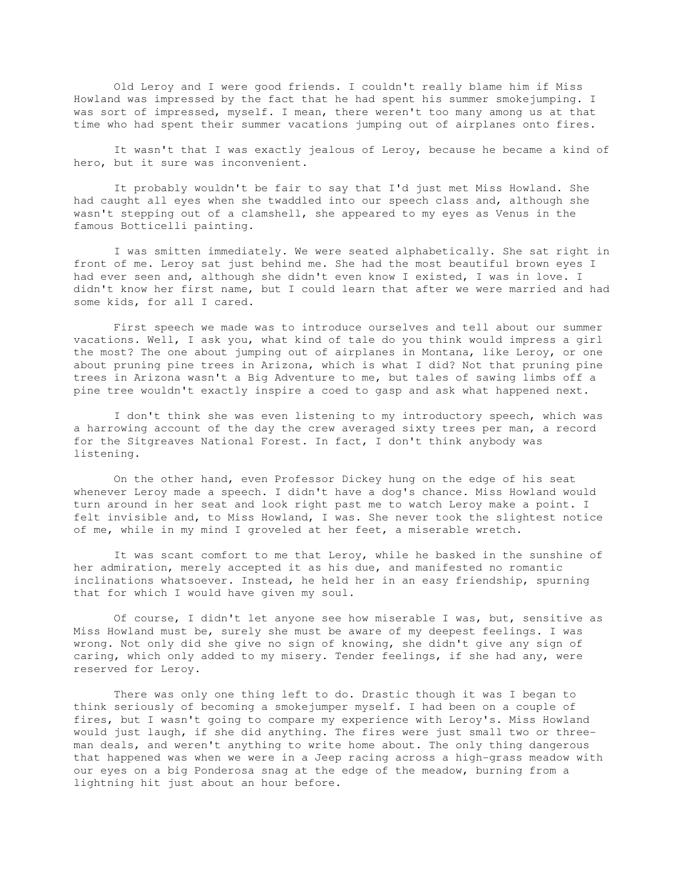Old Leroy and I were good friends. I couldn't really blame him if Miss Howland was impressed by the fact that he had spent his summer smokejumping. I was sort of impressed, myself. I mean, there weren't too many among us at that time who had spent their summer vacations jumping out of airplanes onto fires.

It wasn't that I was exactly jealous of Leroy, because he became a kind of hero, but it sure was inconvenient.

It probably wouldn't be fair to say that I'd just met Miss Howland. She had caught all eyes when she twaddled into our speech class and, although she wasn't stepping out of a clamshell, she appeared to my eyes as Venus in the famous Botticelli painting.

I was smitten immediately. We were seated alphabetically. She sat right in front of me. Leroy sat just behind me. She had the most beautiful brown eyes I had ever seen and, although she didn't even know I existed, I was in love. I didn't know her first name, but I could learn that after we were married and had some kids, for all I cared.

First speech we made was to introduce ourselves and tell about our summer vacations. Well, I ask you, what kind of tale do you think would impress a girl the most? The one about jumping out of airplanes in Montana, like Leroy, or one about pruning pine trees in Arizona, which is what I did? Not that pruning pine trees in Arizona wasn't a Big Adventure to me, but tales of sawing limbs off a pine tree wouldn't exactly inspire a coed to gasp and ask what happened next.

I don't think she was even listening to my introductory speech, which was a harrowing account of the day the crew averaged sixty trees per man, a record for the Sitgreaves National Forest. In fact, I don't think anybody was listening.

On the other hand, even Professor Dickey hung on the edge of his seat whenever Leroy made a speech. I didn't have a dog's chance. Miss Howland would turn around in her seat and look right past me to watch Leroy make a point. I felt invisible and, to Miss Howland, I was. She never took the slightest notice of me, while in my mind I groveled at her feet, a miserable wretch.

It was scant comfort to me that Leroy, while he basked in the sunshine of her admiration, merely accepted it as his due, and manifested no romantic inclinations whatsoever. Instead, he held her in an easy friendship, spurning that for which I would have given my soul.

Of course, I didn't let anyone see how miserable I was, but, sensitive as Miss Howland must be, surely she must be aware of my deepest feelings. I was wrong. Not only did she give no sign of knowing, she didn't give any sign of caring, which only added to my misery. Tender feelings, if she had any, were reserved for Leroy.

There was only one thing left to do. Drastic though it was I began to think seriously of becoming a smokejumper myself. I had been on a couple of fires, but I wasn't going to compare my experience with Leroy's. Miss Howland would just laugh, if she did anything. The fires were just small two or three-man deals, and weren't anything to write home about. The only thing dangerous that happened was when we were in a Jeep racing across a high-grass meadow with our eyes on a big Ponderosa snag at the edge of the meadow, burning from a lightning hit just about an hour before.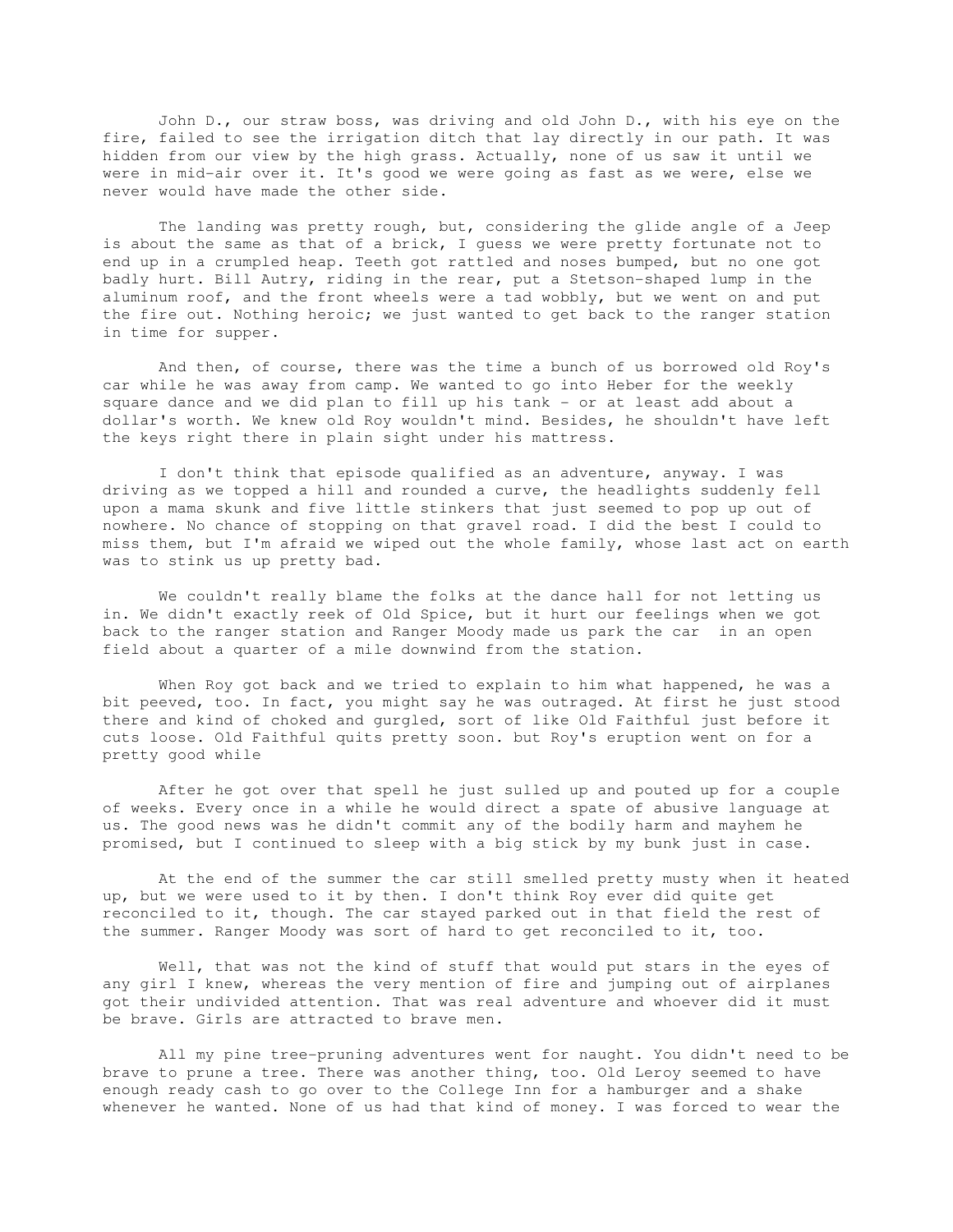John D., our straw boss, was driving and old John D., with his eye on the fire, failed to see the irrigation ditch that lay directly in our path. It was hidden from our view by the high grass. Actually, none of us saw it until we were in mid-air over it. It's good we were going as fast as we were, else we never would have made the other side.

The landing was pretty rough, but, considering the glide angle of a Jeep is about the same as that of a brick, I guess we were pretty fortunate not to end up in a crumpled heap. Teeth got rattled and noses bumped, but no one got badly hurt. Bill Autry, riding in the rear, put a Stetson-shaped lump in the aluminum roof, and the front wheels were a tad wobbly, but we went on and put the fire out. Nothing heroic; we just wanted to get back to the ranger station in time for supper.

And then, of course, there was the time a bunch of us borrowed old Roy's car while he was away from camp. We wanted to go into Heber for the weekly square dance and we did plan to fill up his tank - or at least add about a dollar's worth. We knew old Roy wouldn't mind. Besides, he shouldn't have left the keys right there in plain sight under his mattress.

I don't think that episode qualified as an adventure, anyway. I was driving as we topped a hill and rounded a curve, the headlights suddenly fell upon a mama skunk and five little stinkers that just seemed to pop up out of nowhere. No chance of stopping on that gravel road. I did the best I could to miss them, but I'm afraid we wiped out the whole family, whose last act on earth was to stink us up pretty bad.

We couldn't really blame the folks at the dance hall for not letting us in. We didn't exactly reek of Old Spice, but it hurt our feelings when we got back to the ranger station and Ranger Moody made us park the car in an open field about a quarter of a mile downwind from the station.

When Roy got back and we tried to explain to him what happened, he was a bit peeved, too. In fact, you might say he was outraged. At first he just stood there and kind of choked and gurgled, sort of like Old Faithful just before it cuts loose. Old Faithful quits pretty soon. but Roy's eruption went on for a pretty good while

After he got over that spell he just sulled up and pouted up for a couple of weeks. Every once in a while he would direct a spate of abusive language at us. The good news was he didn't commit any of the bodily harm and mayhem he promised, but I continued to sleep with a big stick by my bunk just in case.

At the end of the summer the car still smelled pretty musty when it heated up, but we were used to it by then. I don't think Roy ever did quite get reconciled to it, though. The car stayed parked out in that field the rest of the summer. Ranger Moody was sort of hard to get reconciled to it, too.

Well, that was not the kind of stuff that would put stars in the eyes of any girl I knew, whereas the very mention of fire and jumping out of airplanes got their undivided attention. That was real adventure and whoever did it must be brave. Girls are attracted to brave men.

All my pine tree-pruning adventures went for naught. You didn't need to be brave to prune a tree. There was another thing, too. Old Leroy seemed to have enough ready cash to go over to the College Inn for a hamburger and a shake whenever he wanted. None of us had that kind of money. I was forced to wear the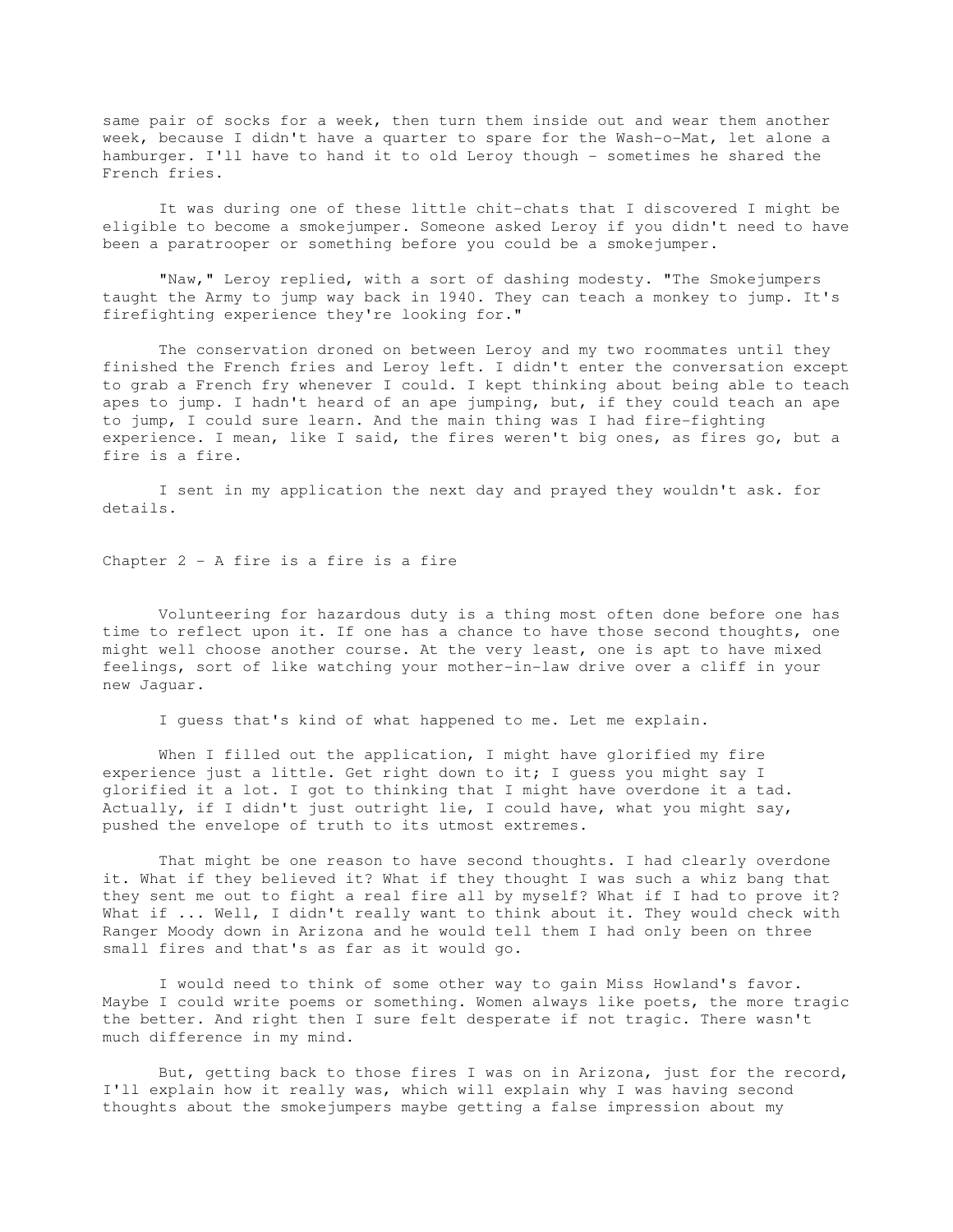same pair of socks for a week, then turn them inside out and wear them another week, because I didn't have a quarter to spare for the Wash-o-Mat, let alone a hamburger. I'll have to hand it to old Leroy though - sometimes he shared the French fries.

It was during one of these little chit-chats that I discovered I might be eligible to become a smokejumper. Someone asked Leroy if you didn't need to have been a paratrooper or something before you could be a smokejumper.

"Naw," Leroy replied, with a sort of dashing modesty. "The Smokejumpers taught the Army to jump way back in 1940. They can teach a monkey to jump. It's firefighting experience they're looking for."

The conservation droned on between Leroy and my two roommates until they finished the French fries and Leroy left. I didn't enter the conversation except to grab a French fry whenever I could. I kept thinking about being able to teach apes to jump. I hadn't heard of an ape jumping, but, if they could teach an ape to jump, I could sure learn. And the main thing was I had fire-fighting experience. I mean, like I said, the fires weren't big ones, as fires go, but a fire is a fire.

I sent in my application the next day and prayed they wouldn't ask. for details.

## Chapter 2 - A fire is a fire is a fire

Volunteering for hazardous duty is a thing most often done before one has time to reflect upon it. If one has a chance to have those second thoughts, one might well choose another course. At the very least, one is apt to have mixed feelings, sort of like watching your mother-in-law drive over a cliff in your new Jaguar.

I guess that's kind of what happened to me. Let me explain.

When I filled out the application, I might have glorified my fire experience just a little. Get right down to it; I guess you might say I glorified it a lot. I got to thinking that I might have overdone it a tad. Actually, if I didn't just outright lie, I could have, what you might say, pushed the envelope of truth to its utmost extremes.

That might be one reason to have second thoughts. I had clearly overdone it. What if they believed it? What if they thought I was such a whiz bang that they sent me out to fight a real fire all by myself? What if I had to prove it? What if ... Well, I didn't really want to think about it. They would check with Ranger Moody down in Arizona and he would tell them I had only been on three small fires and that's as far as it would go.

I would need to think of some other way to gain Miss Howland's favor. Maybe I could write poems or something. Women always like poets, the more tragic the better. And right then I sure felt desperate if not tragic. There wasn't much difference in my mind.

But, getting back to those fires I was on in Arizona, just for the record, I'll explain how it really was, which will explain why I was having second thoughts about the smokejumpers maybe getting a false impression about my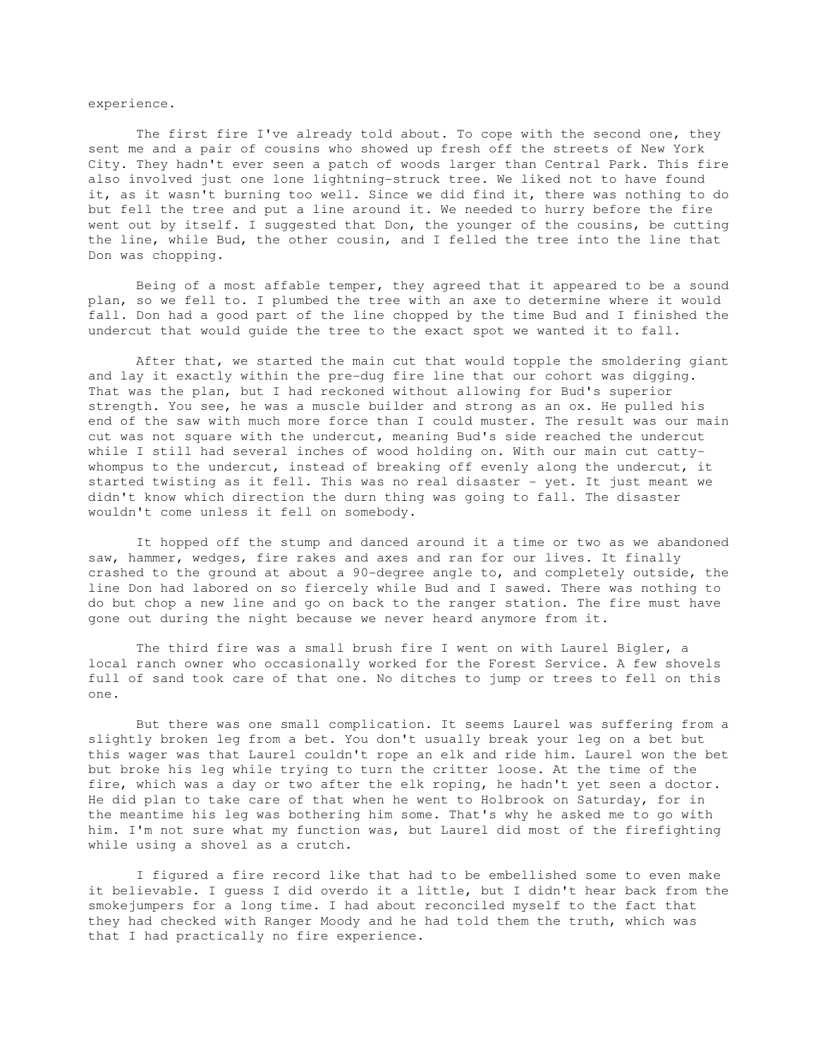experience.

The first fire I've already told about. To cope with the second one, they sent me and a pair of cousins who showed up fresh off the streets of New York City. They hadn't ever seen a patch of woods larger than Central Park. This fire also involved just one lone lightning-struck tree. We liked not to have found it, as it wasn't burning too well. Since we did find it, there was nothing to do but fell the tree and put a line around it. We needed to hurry before the fire went out by itself. I suggested that Don, the younger of the cousins, be cutting the line, while Bud, the other cousin, and I felled the tree into the line that Don was chopping.

Being of a most affable temper, they agreed that it appeared to be a sound plan, so we fell to. I plumbed the tree with an axe to determine where it would fall. Don had a good part of the line chopped by the time Bud and I finished the undercut that would guide the tree to the exact spot we wanted it to fall.

After that, we started the main cut that would topple the smoldering giant and lay it exactly within the pre-dug fire line that our cohort was digging. That was the plan, but I had reckoned without allowing for Bud's superior strength. You see, he was a muscle builder and strong as an ox. He pulled his end of the saw with much more force than I could muster. The result was our main cut was not square with the undercut, meaning Bud's side reached the undercut while I still had several inches of wood holding on. With our main cut catty-whompus to the undercut, instead of breaking off evenly along the undercut, it started twisting as it fell. This was no real disaster - yet. It just meant we didn't know which direction the durn thing was going to fall. The disaster wouldn't come unless it fell on somebody.

It hopped off the stump and danced around it a time or two as we abandoned saw, hammer, wedges, fire rakes and axes and ran for our lives. It finally crashed to the ground at about a 90-degree angle to, and completely outside, the line Don had labored on so fiercely while Bud and I sawed. There was nothing to do but chop a new line and go on back to the ranger station. The fire must have gone out during the night because we never heard anymore from it.

The third fire was a small brush fire I went on with Laurel Bigler, a local ranch owner who occasionally worked for the Forest Service. A few shovels full of sand took care of that one. No ditches to jump or trees to fell on this one.

But there was one small complication. It seems Laurel was suffering from a slightly broken leg from a bet. You don't usually break your leg on a bet but this wager was that Laurel couldn't rope an elk and ride him. Laurel won the bet but broke his leg while trying to turn the critter loose. At the time of the fire, which was a day or two after the elk roping, he hadn't yet seen a doctor. He did plan to take care of that when he went to Holbrook on Saturday, for in the meantime his leg was bothering him some. That's why he asked me to go with him. I'm not sure what my function was, but Laurel did most of the firefighting while using a shovel as a crutch.

I figured a fire record like that had to be embellished some to even make it believable. I guess I did overdo it a little, but I didn't hear back from the smokejumpers for a long time. I had about reconciled myself to the fact that they had checked with Ranger Moody and he had told them the truth, which was that I had practically no fire experience.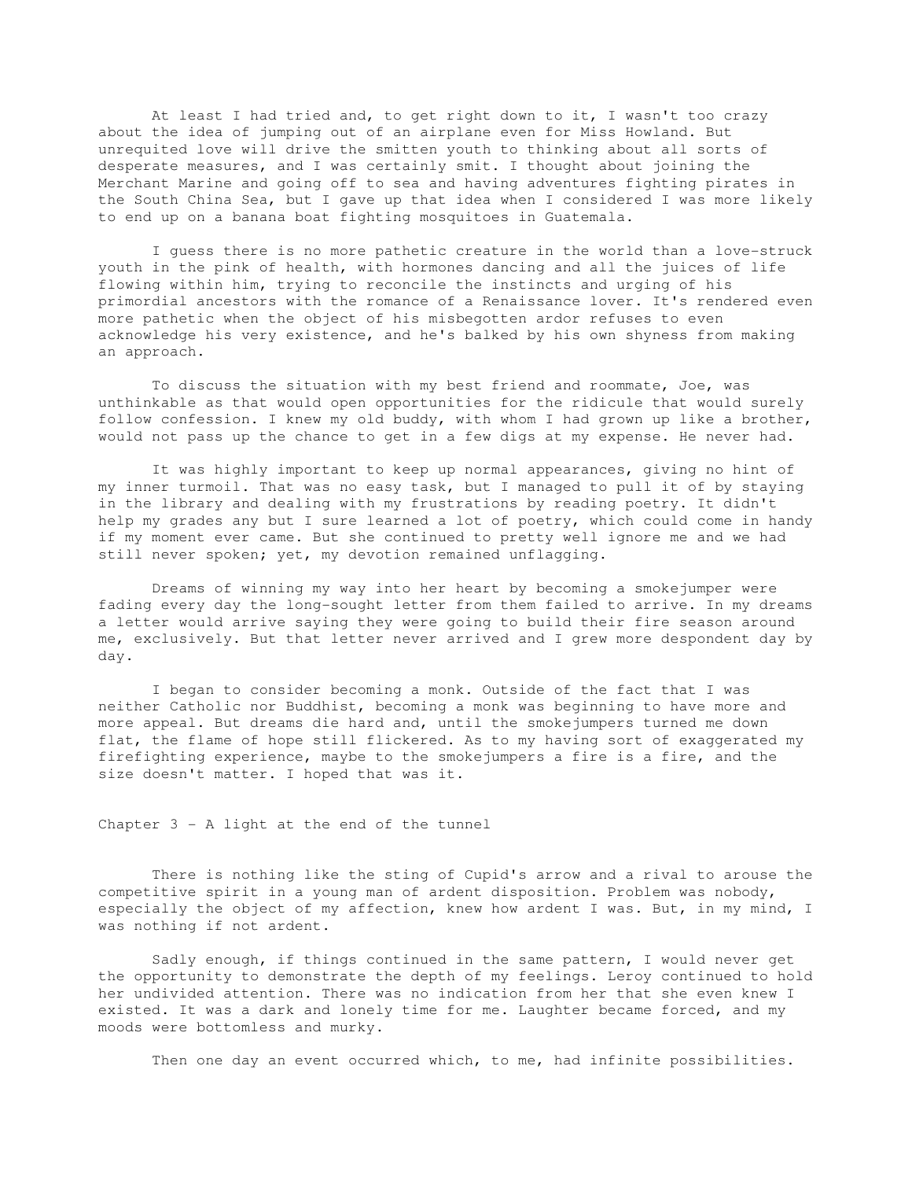At least I had tried and, to get right down to it, I wasn't too crazy about the idea of jumping out of an airplane even for Miss Howland. But unrequited love will drive the smitten youth to thinking about all sorts of desperate measures, and I was certainly smit. I thought about joining the Merchant Marine and going off to sea and having adventures fighting pirates in the South China Sea, but I gave up that idea when I considered I was more likely to end up on a banana boat fighting mosquitoes in Guatemala.

I guess there is no more pathetic creature in the world than a love-struck youth in the pink of health, with hormones dancing and all the juices of life flowing within him, trying to reconcile the instincts and urging of his primordial ancestors with the romance of a Renaissance lover. It's rendered even more pathetic when the object of his misbegotten ardor refuses to even acknowledge his very existence, and he's balked by his own shyness from making an approach.

To discuss the situation with my best friend and roommate, Joe, was unthinkable as that would open opportunities for the ridicule that would surely follow confession. I knew my old buddy, with whom I had grown up like a brother, would not pass up the chance to get in a few digs at my expense. He never had.

It was highly important to keep up normal appearances, giving no hint of my inner turmoil. That was no easy task, but I managed to pull it of by staying in the library and dealing with my frustrations by reading poetry. It didn't help my grades any but I sure learned a lot of poetry, which could come in handy if my moment ever came. But she continued to pretty well ignore me and we had still never spoken; yet, my devotion remained unflagging.

Dreams of winning my way into her heart by becoming a smokejumper were fading every day the long-sought letter from them failed to arrive. In my dreams a letter would arrive saying they were going to build their fire season around me, exclusively. But that letter never arrived and I grew more despondent day by day.

I began to consider becoming a monk. Outside of the fact that I was neither Catholic nor Buddhist, becoming a monk was beginning to have more and more appeal. But dreams die hard and, until the smokejumpers turned me down flat, the flame of hope still flickered. As to my having sort of exaggerated my firefighting experience, maybe to the smokejumpers a fire is a fire, and the size doesn't matter. I hoped that was it.

## Chapter 3 - A light at the end of the tunnel

There is nothing like the sting of Cupid's arrow and a rival to arouse the competitive spirit in a young man of ardent disposition. Problem was nobody, especially the object of my affection, knew how ardent I was. But, in my mind, I was nothing if not ardent.

Sadly enough, if things continued in the same pattern, I would never get the opportunity to demonstrate the depth of my feelings. Leroy continued to hold her undivided attention. There was no indication from her that she even knew I existed. It was a dark and lonely time for me. Laughter became forced, and my moods were bottomless and murky.

Then one day an event occurred which, to me, had infinite possibilities.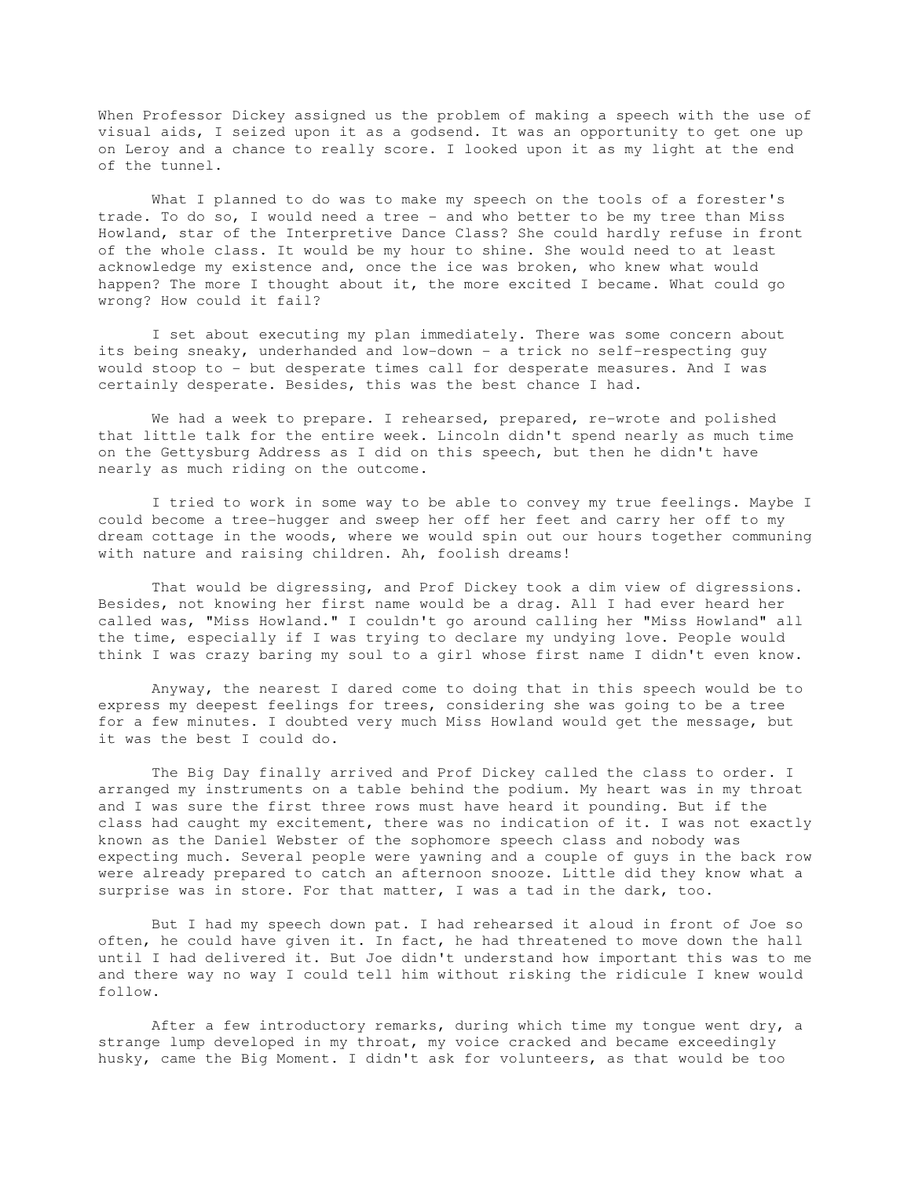When Professor Dickey assigned us the problem of making a speech with the use of visual aids, I seized upon it as a godsend. It was an opportunity to get one up on Leroy and a chance to really score. I looked upon it as my light at the end of the tunnel.

What I planned to do was to make my speech on the tools of a forester's trade. To do so, I would need a tree - and who better to be my tree than Miss Howland, star of the Interpretive Dance Class? She could hardly refuse in front of the whole class. It would be my hour to shine. She would need to at least acknowledge my existence and, once the ice was broken, who knew what would happen? The more I thought about it, the more excited I became. What could go wrong? How could it fail?

I set about executing my plan immediately. There was some concern about its being sneaky, underhanded and low-down - a trick no self-respecting guy would stoop to - but desperate times call for desperate measures. And I was certainly desperate. Besides, this was the best chance I had.

We had a week to prepare. I rehearsed, prepared, re-wrote and polished that little talk for the entire week. Lincoln didn't spend nearly as much time on the Gettysburg Address as I did on this speech, but then he didn't have nearly as much riding on the outcome.

I tried to work in some way to be able to convey my true feelings. Maybe I could become a tree-hugger and sweep her off her feet and carry her off to my dream cottage in the woods, where we would spin out our hours together communing with nature and raising children. Ah, foolish dreams!

That would be digressing, and Prof Dickey took a dim view of digressions. Besides, not knowing her first name would be a drag. All I had ever heard her called was, "Miss Howland." I couldn't go around calling her "Miss Howland" all the time, especially if I was trying to declare my undying love. People would think I was crazy baring my soul to a girl whose first name I didn't even know.

Anyway, the nearest I dared come to doing that in this speech would be to express my deepest feelings for trees, considering she was going to be a tree for a few minutes. I doubted very much Miss Howland would get the message, but it was the best I could do.

The Big Day finally arrived and Prof Dickey called the class to order. I arranged my instruments on a table behind the podium. My heart was in my throat and I was sure the first three rows must have heard it pounding. But if the class had caught my excitement, there was no indication of it. I was not exactly known as the Daniel Webster of the sophomore speech class and nobody was expecting much. Several people were yawning and a couple of guys in the back row were already prepared to catch an afternoon snooze. Little did they know what a surprise was in store. For that matter, I was a tad in the dark, too.

But I had my speech down pat. I had rehearsed it aloud in front of Joe so often, he could have given it. In fact, he had threatened to move down the hall until I had delivered it. But Joe didn't understand how important this was to me and there way no way I could tell him without risking the ridicule I knew would follow.

After a few introductory remarks, during which time my tongue went dry, a strange lump developed in my throat, my voice cracked and became exceedingly husky, came the Big Moment. I didn't ask for volunteers, as that would be too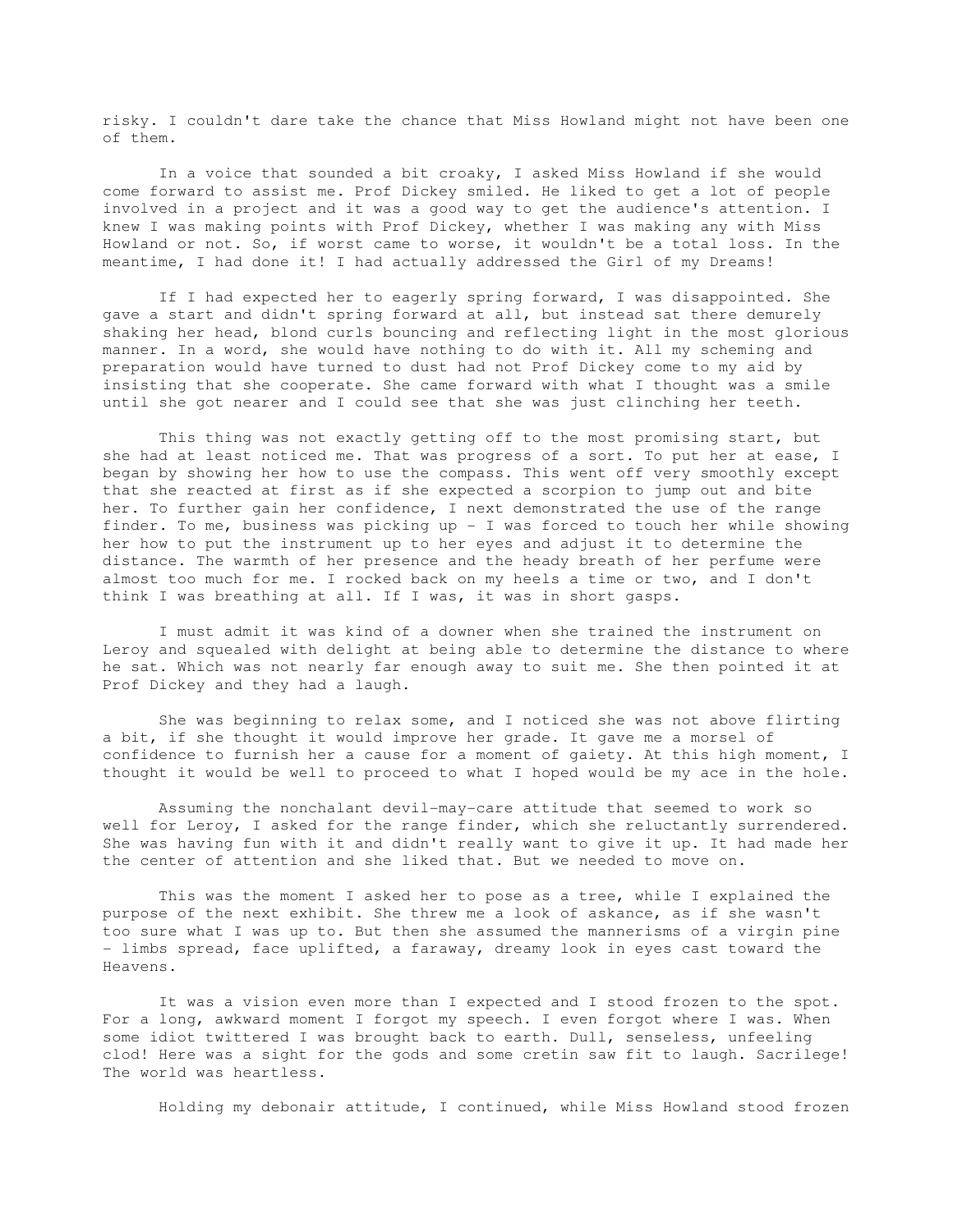risky. I couldn't dare take the chance that Miss Howland might not have been one of them.

In a voice that sounded a bit croaky, I asked Miss Howland if she would come forward to assist me. Prof Dickey smiled. He liked to get a lot of people involved in a project and it was a good way to get the audience's attention. I knew I was making points with Prof Dickey, whether I was making any with Miss Howland or not. So, if worst came to worse, it wouldn't be a total loss. In the meantime, I had done it! I had actually addressed the Girl of my Dreams!

If I had expected her to eagerly spring forward, I was disappointed. She gave a start and didn't spring forward at all, but instead sat there demurely shaking her head, blond curls bouncing and reflecting light in the most glorious manner. In a word, she would have nothing to do with it. All my scheming and preparation would have turned to dust had not Prof Dickey come to my aid by insisting that she cooperate. She came forward with what I thought was a smile until she got nearer and I could see that she was just clinching her teeth.

This thing was not exactly getting off to the most promising start, but she had at least noticed me. That was progress of a sort. To put her at ease, I began by showing her how to use the compass. This went off very smoothly except that she reacted at first as if she expected a scorpion to jump out and bite her. To further gain her confidence, I next demonstrated the use of the range finder. To me, business was picking up - I was forced to touch her while showing her how to put the instrument up to her eyes and adjust it to determine the distance. The warmth of her presence and the heady breath of her perfume were almost too much for me. I rocked back on my heels a time or two, and I don't think I was breathing at all. If I was, it was in short gasps.

I must admit it was kind of a downer when she trained the instrument on Leroy and squealed with delight at being able to determine the distance to where he sat. Which was not nearly far enough away to suit me. She then pointed it at Prof Dickey and they had a laugh.

She was beginning to relax some, and I noticed she was not above flirting a bit, if she thought it would improve her grade. It gave me a morsel of confidence to furnish her a cause for a moment of gaiety. At this high moment, I thought it would be well to proceed to what I hoped would be my ace in the hole.

Assuming the nonchalant devil-may-care attitude that seemed to work so well for Leroy, I asked for the range finder, which she reluctantly surrendered. She was having fun with it and didn't really want to give it up. It had made her the center of attention and she liked that. But we needed to move on.

This was the moment I asked her to pose as a tree, while I explained the purpose of the next exhibit. She threw me a look of askance, as if she wasn't too sure what I was up to. But then she assumed the mannerisms of a virgin pine - limbs spread, face uplifted, a faraway, dreamy look in eyes cast toward the Heavens.

It was a vision even more than I expected and I stood frozen to the spot. For a long, awkward moment I forgot my speech. I even forgot where I was. When some idiot twittered I was brought back to earth. Dull, senseless, unfeeling clod! Here was a sight for the gods and some cretin saw fit to laugh. Sacrilege! The world was heartless.

Holding my debonair attitude, I continued, while Miss Howland stood frozen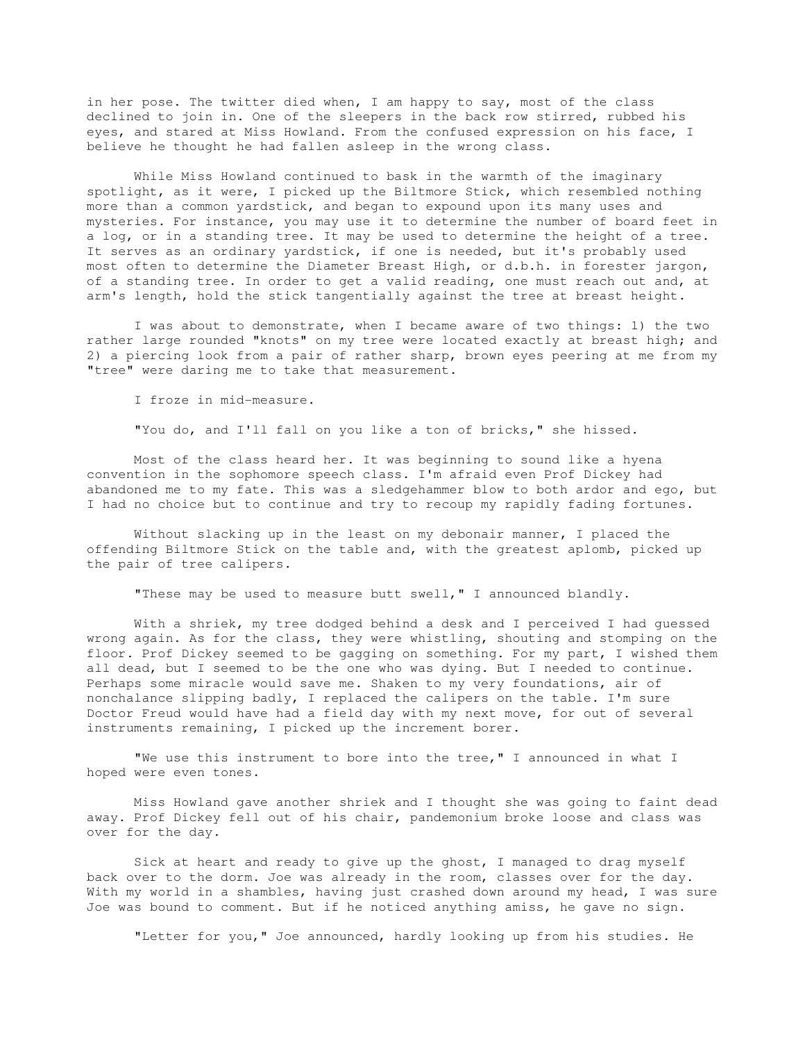in her pose. The twitter died when, I am happy to say, most of the class declined to join in. One of the sleepers in the back row stirred, rubbed his eyes, and stared at Miss Howland. From the confused expression on his face, I believe he thought he had fallen asleep in the wrong class.

While Miss Howland continued to bask in the warmth of the imaginary spotlight, as it were, I picked up the Biltmore Stick, which resembled nothing more than a common yardstick, and began to expound upon its many uses and mysteries. For instance, you may use it to determine the number of board feet in a log, or in a standing tree. It may be used to determine the height of a tree. It serves as an ordinary yardstick, if one is needed, but it's probably used most often to determine the Diameter Breast High, or d.b.h. in forester jargon, of a standing tree. In order to get a valid reading, one must reach out and, at arm's length, hold the stick tangentially against the tree at breast height.

I was about to demonstrate, when I became aware of two things: 1) the two rather large rounded "knots" on my tree were located exactly at breast high; and 2) a piercing look from a pair of rather sharp, brown eyes peering at me from my "tree" were daring me to take that measurement.

I froze in mid-measure.

"You do, and I'll fall on you like a ton of bricks," she hissed.

Most of the class heard her. It was beginning to sound like a hyena convention in the sophomore speech class. I'm afraid even Prof Dickey had abandoned me to my fate. This was a sledgehammer blow to both ardor and ego, but I had no choice but to continue and try to recoup my rapidly fading fortunes.

Without slacking up in the least on my debonair manner, I placed the offending Biltmore Stick on the table and, with the greatest aplomb, picked up the pair of tree calipers.

"These may be used to measure butt swell," I announced blandly.

With a shriek, my tree dodged behind a desk and I perceived I had guessed wrong again. As for the class, they were whistling, shouting and stomping on the floor. Prof Dickey seemed to be gagging on something. For my part, I wished them all dead, but I seemed to be the one who was dying. But I needed to continue. Perhaps some miracle would save me. Shaken to my very foundations, air of nonchalance slipping badly, I replaced the calipers on the table. I'm sure Doctor Freud would have had a field day with my next move, for out of several instruments remaining, I picked up the increment borer.

"We use this instrument to bore into the tree," I announced in what I hoped were even tones.

Miss Howland gave another shriek and I thought she was going to faint dead away. Prof Dickey fell out of his chair, pandemonium broke loose and class was over for the day.

Sick at heart and ready to give up the ghost, I managed to drag myself back over to the dorm. Joe was already in the room, classes over for the day. With my world in a shambles, having just crashed down around my head, I was sure Joe was bound to comment. But if he noticed anything amiss, he gave no sign.

"Letter for you," Joe announced, hardly looking up from his studies. He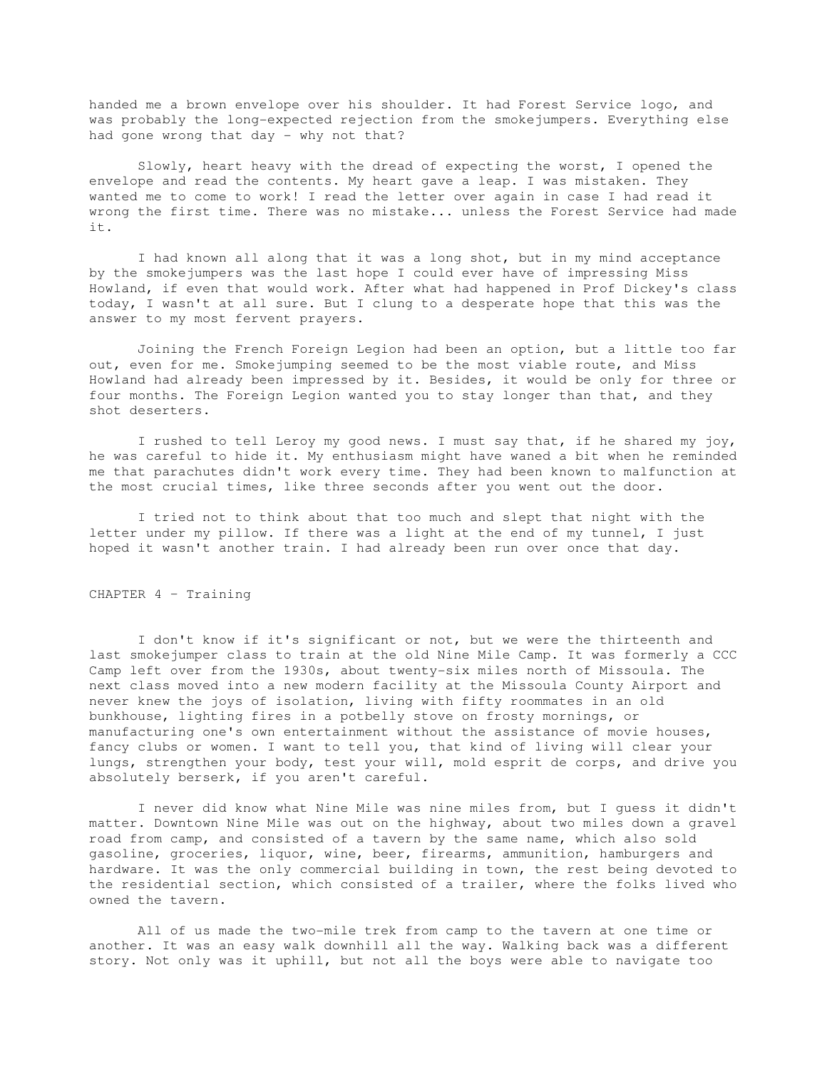handed me a brown envelope over his shoulder. It had Forest Service logo, and was probably the long-expected rejection from the smokejumpers. Everything else had gone wrong that day - why not that?

Slowly, heart heavy with the dread of expecting the worst, I opened the envelope and read the contents. My heart gave a leap. I was mistaken. They wanted me to come to work! I read the letter over again in case I had read it wrong the first time. There was no mistake... unless the Forest Service had made it.

I had known all along that it was a long shot, but in my mind acceptance by the smokejumpers was the last hope I could ever have of impressing Miss Howland, if even that would work. After what had happened in Prof Dickey's class today, I wasn't at all sure. But I clung to a desperate hope that this was the answer to my most fervent prayers.

Joining the French Foreign Legion had been an option, but a little too far out, even for me. Smokejumping seemed to be the most viable route, and Miss Howland had already been impressed by it. Besides, it would be only for three or four months. The Foreign Legion wanted you to stay longer than that, and they shot deserters.

I rushed to tell Leroy my good news. I must say that, if he shared my joy, he was careful to hide it. My enthusiasm might have waned a bit when he reminded me that parachutes didn't work every time. They had been known to malfunction at the most crucial times, like three seconds after you went out the door.

I tried not to think about that too much and slept that night with the letter under my pillow. If there was a light at the end of my tunnel, I just hoped it wasn't another train. I had already been run over once that day.

## CHAPTER 4 - Training

I don't know if it's significant or not, but we were the thirteenth and last smokejumper class to train at the old Nine Mile Camp. It was formerly a CCC Camp left over from the 1930s, about twenty-six miles north of Missoula. The next class moved into a new modern facility at the Missoula County Airport and never knew the joys of isolation, living with fifty roommates in an old bunkhouse, lighting fires in a potbelly stove on frosty mornings, or manufacturing one's own entertainment without the assistance of movie houses, fancy clubs or women. I want to tell you, that kind of living will clear your lungs, strengthen your body, test your will, mold esprit de corps, and drive you absolutely berserk, if you aren't careful.

I never did know what Nine Mile was nine miles from, but I guess it didn't matter. Downtown Nine Mile was out on the highway, about two miles down a gravel road from camp, and consisted of a tavern by the same name, which also sold gasoline, groceries, liquor, wine, beer, firearms, ammunition, hamburgers and hardware. It was the only commercial building in town, the rest being devoted to the residential section, which consisted of a trailer, where the folks lived who owned the tavern.

All of us made the two-mile trek from camp to the tavern at one time or another. It was an easy walk downhill all the way. Walking back was a different story. Not only was it uphill, but not all the boys were able to navigate too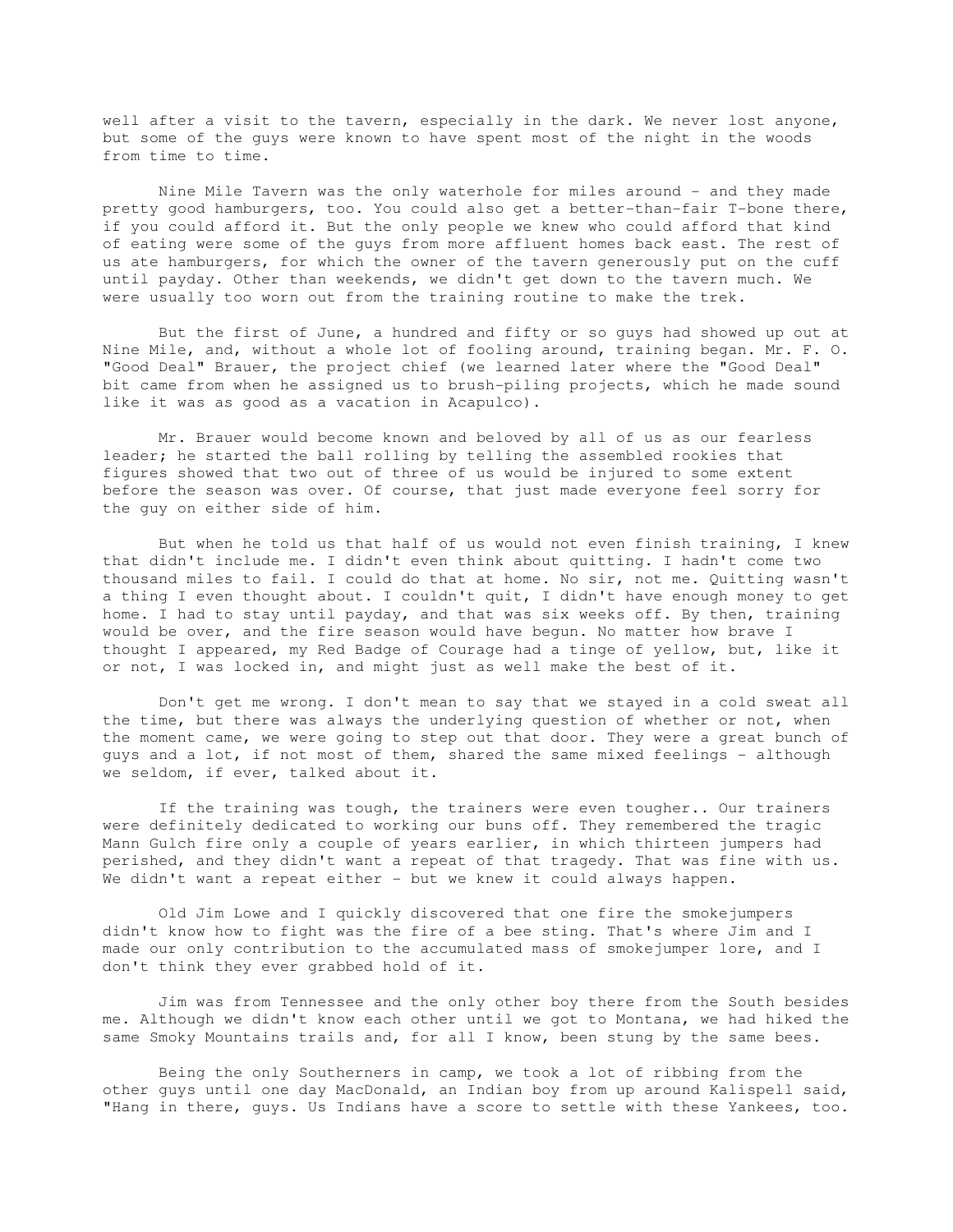well after a visit to the tavern, especially in the dark. We never lost anyone, but some of the guys were known to have spent most of the night in the woods from time to time.

Nine Mile Tavern was the only waterhole for miles around - and they made pretty good hamburgers, too. You could also get a better-than-fair T-bone there, if you could afford it. But the only people we knew who could afford that kind of eating were some of the guys from more affluent homes back east. The rest of us ate hamburgers, for which the owner of the tavern generously put on the cuff until payday. Other than weekends, we didn't get down to the tavern much. We were usually too worn out from the training routine to make the trek.

But the first of June, a hundred and fifty or so guys had showed up out at Nine Mile, and, without a whole lot of fooling around, training began. Mr. F. O. "Good Deal" Brauer, the project chief (we learned later where the "Good Deal" bit came from when he assigned us to brush-piling projects, which he made sound like it was as good as a vacation in Acapulco).

Mr. Brauer would become known and beloved by all of us as our fearless leader; he started the ball rolling by telling the assembled rookies that figures showed that two out of three of us would be injured to some extent before the season was over. Of course, that just made everyone feel sorry for the guy on either side of him.

But when he told us that half of us would not even finish training, I knew that didn't include me. I didn't even think about quitting. I hadn't come two thousand miles to fail. I could do that at home. No sir, not me. Quitting wasn't a thing I even thought about. I couldn't quit, I didn't have enough money to get home. I had to stay until payday, and that was six weeks off. By then, training would be over, and the fire season would have begun. No matter how brave I thought I appeared, my Red Badge of Courage had a tinge of yellow, but, like it or not, I was locked in, and might just as well make the best of it.

Don't get me wrong. I don't mean to say that we stayed in a cold sweat all the time, but there was always the underlying question of whether or not, when the moment came, we were going to step out that door. They were a great bunch of guys and a lot, if not most of them, shared the same mixed feelings - although we seldom, if ever, talked about it.

If the training was tough, the trainers were even tougher.. Our trainers were definitely dedicated to working our buns off. They remembered the tragic Mann Gulch fire only a couple of years earlier, in which thirteen jumpers had perished, and they didn't want a repeat of that tragedy. That was fine with us. We didn't want a repeat either - but we knew it could always happen.

Old Jim Lowe and I quickly discovered that one fire the smokejumpers didn't know how to fight was the fire of a bee sting. That's where Jim and I made our only contribution to the accumulated mass of smokejumper lore, and I don't think they ever grabbed hold of it.

Jim was from Tennessee and the only other boy there from the South besides me. Although we didn't know each other until we got to Montana, we had hiked the same Smoky Mountains trails and, for all I know, been stung by the same bees.

Being the only Southerners in camp, we took a lot of ribbing from the other guys until one day MacDonald, an Indian boy from up around Kalispell said, "Hang in there, guys. Us Indians have a score to settle with these Yankees, too.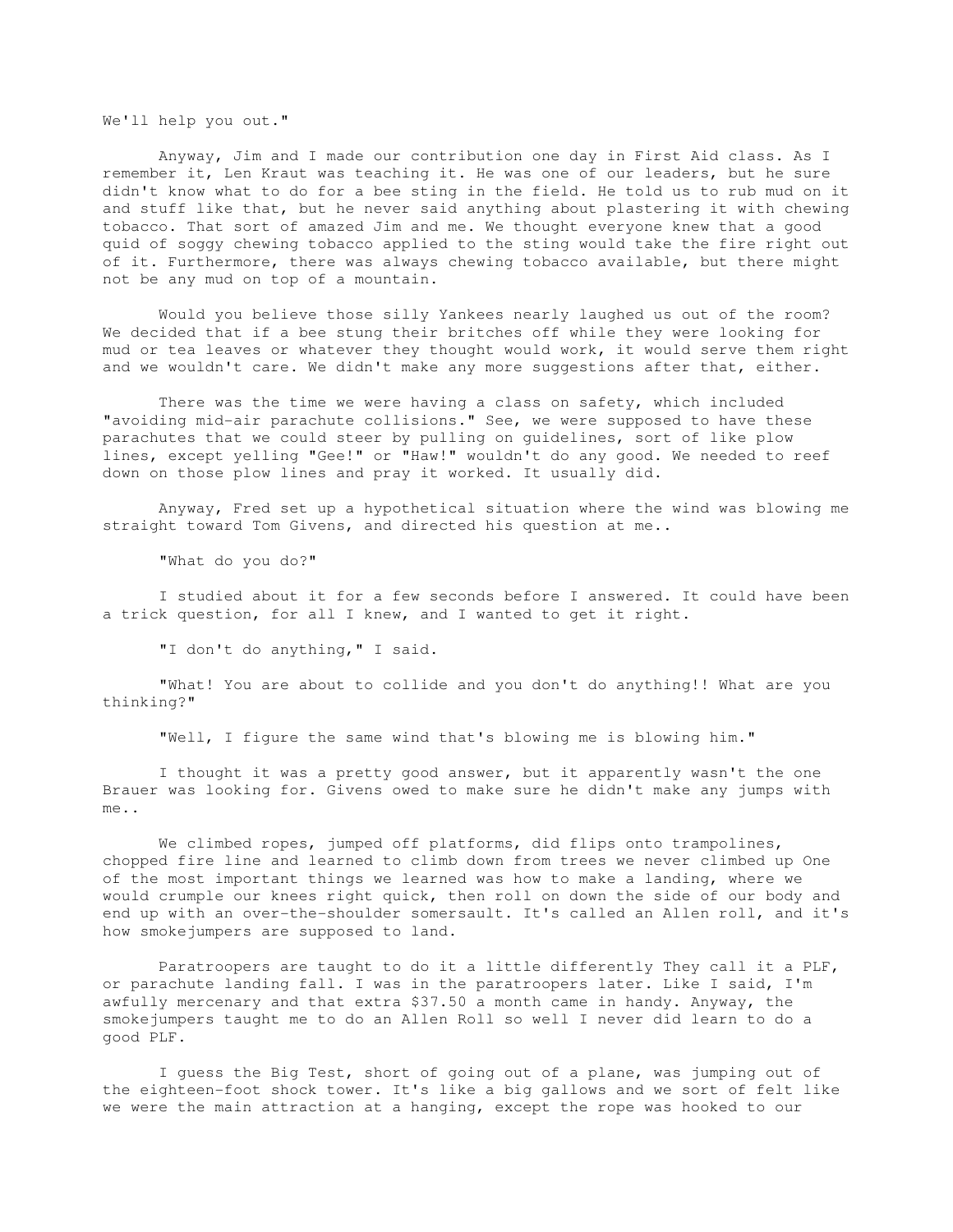We'll help you out."

Anyway, Jim and I made our contribution one day in First Aid class. As I remember it, Len Kraut was teaching it. He was one of our leaders, but he sure didn't know what to do for a bee sting in the field. He told us to rub mud on it and stuff like that, but he never said anything about plastering it with chewing tobacco. That sort of amazed Jim and me. We thought everyone knew that a good quid of soggy chewing tobacco applied to the sting would take the fire right out of it. Furthermore, there was always chewing tobacco available, but there might not be any mud on top of a mountain.

Would you believe those silly Yankees nearly laughed us out of the room? We decided that if a bee stung their britches off while they were looking for mud or tea leaves or whatever they thought would work, it would serve them right and we wouldn't care. We didn't make any more suggestions after that, either.

There was the time we were having a class on safety, which included "avoiding mid-air parachute collisions." See, we were supposed to have these parachutes that we could steer by pulling on guidelines, sort of like plow lines, except yelling "Gee!" or "Haw!" wouldn't do any good. We needed to reef down on those plow lines and pray it worked. It usually did.

Anyway, Fred set up a hypothetical situation where the wind was blowing me straight toward Tom Givens, and directed his question at me..

"What do you do?"

I studied about it for a few seconds before I answered. It could have been a trick question, for all I knew, and I wanted to get it right.

"I don't do anything," I said.

"What! You are about to collide and you don't do anything!! What are you thinking?"

"Well, I figure the same wind that's blowing me is blowing him."

I thought it was a pretty good answer, but it apparently wasn't the one Brauer was looking for. Givens owed to make sure he didn't make any jumps with me..

We climbed ropes, jumped off platforms, did flips onto trampolines, chopped fire line and learned to climb down from trees we never climbed up One of the most important things we learned was how to make a landing, where we would crumple our knees right quick, then roll on down the side of our body and end up with an over-the-shoulder somersault. It's called an Allen roll, and it's how smokejumpers are supposed to land.

Paratroopers are taught to do it a little differently They call it a PLF, or parachute landing fall. I was in the paratroopers later. Like I said, I'm awfully mercenary and that extra $37.50 a month came in handy. Anyway, the smokejumpers taught me to do an Allen Roll so well I never did learn to do a good PLF.

I guess the Big Test, short of going out of a plane, was jumping out of the eighteen-foot shock tower. It's like a big gallows and we sort of felt like we were the main attraction at a hanging, except the rope was hooked to our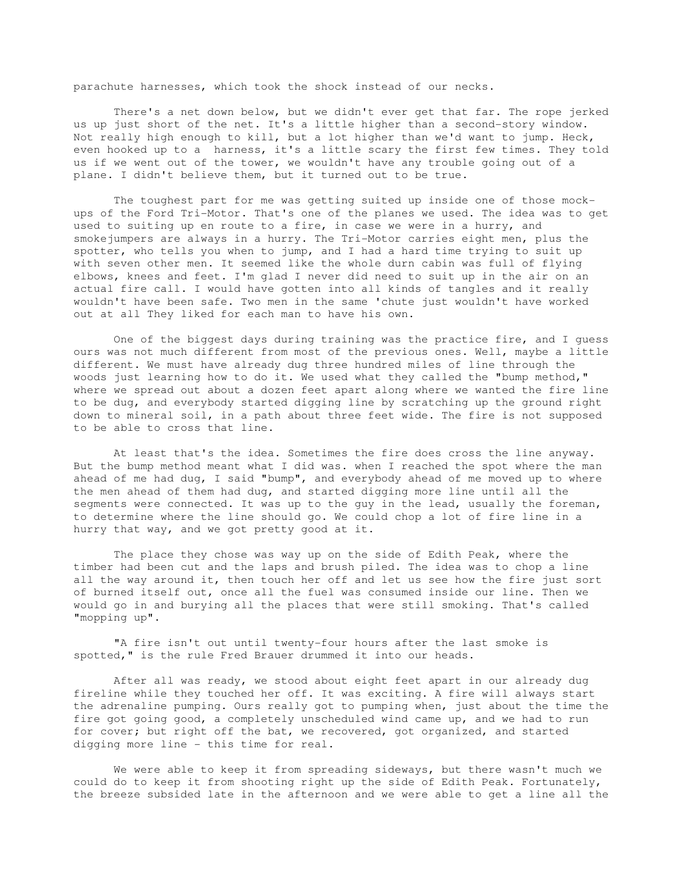parachute harnesses, which took the shock instead of our necks.

There's a net down below, but we didn't ever get that far. The rope jerked us up just short of the net. It's a little higher than a second-story window. Not really high enough to kill, but a lot higher than we'd want to jump. Heck, even hooked up to a harness, it's a little scary the first few times. They told us if we went out of the tower, we wouldn't have any trouble going out of a plane. I didn't believe them, but it turned out to be true.

The toughest part for me was getting suited up inside one of those mock-ups of the Ford Tri-Motor. That's one of the planes we used. The idea was to get used to suiting up en route to a fire, in case we were in a hurry, and smokejumpers are always in a hurry. The Tri-Motor carries eight men, plus the spotter, who tells you when to jump, and I had a hard time trying to suit up with seven other men. It seemed like the whole durn cabin was full of flying elbows, knees and feet. I'm glad I never did need to suit up in the air on an actual fire call. I would have gotten into all kinds of tangles and it really wouldn't have been safe. Two men in the same 'chute just wouldn't have worked out at all They liked for each man to have his own.

One of the biggest days during training was the practice fire, and I guess ours was not much different from most of the previous ones. Well, maybe a little different. We must have already dug three hundred miles of line through the woods just learning how to do it. We used what they called the "bump method," where we spread out about a dozen feet apart along where we wanted the fire line to be dug, and everybody started digging line by scratching up the ground right down to mineral soil, in a path about three feet wide. The fire is not supposed to be able to cross that line.

At least that's the idea. Sometimes the fire does cross the line anyway. But the bump method meant what I did was. when I reached the spot where the man ahead of me had dug, I said "bump", and everybody ahead of me moved up to where the men ahead of them had dug, and started digging more line until all the segments were connected. It was up to the guy in the lead, usually the foreman, to determine where the line should go. We could chop a lot of fire line in a hurry that way, and we got pretty good at it.

The place they chose was way up on the side of Edith Peak, where the timber had been cut and the laps and brush piled. The idea was to chop a line all the way around it, then touch her off and let us see how the fire just sort of burned itself out, once all the fuel was consumed inside our line. Then we would go in and burying all the places that were still smoking. That's called "mopping up".

"A fire isn't out until twenty-four hours after the last smoke is spotted," is the rule Fred Brauer drummed it into our heads.

After all was ready, we stood about eight feet apart in our already dug fireline while they touched her off. It was exciting. A fire will always start the adrenaline pumping. Ours really got to pumping when, just about the time the fire got going good, a completely unscheduled wind came up, and we had to run for cover; but right off the bat, we recovered, got organized, and started digging more line - this time for real.

We were able to keep it from spreading sideways, but there wasn't much we could do to keep it from shooting right up the side of Edith Peak. Fortunately, the breeze subsided late in the afternoon and we were able to get a line all the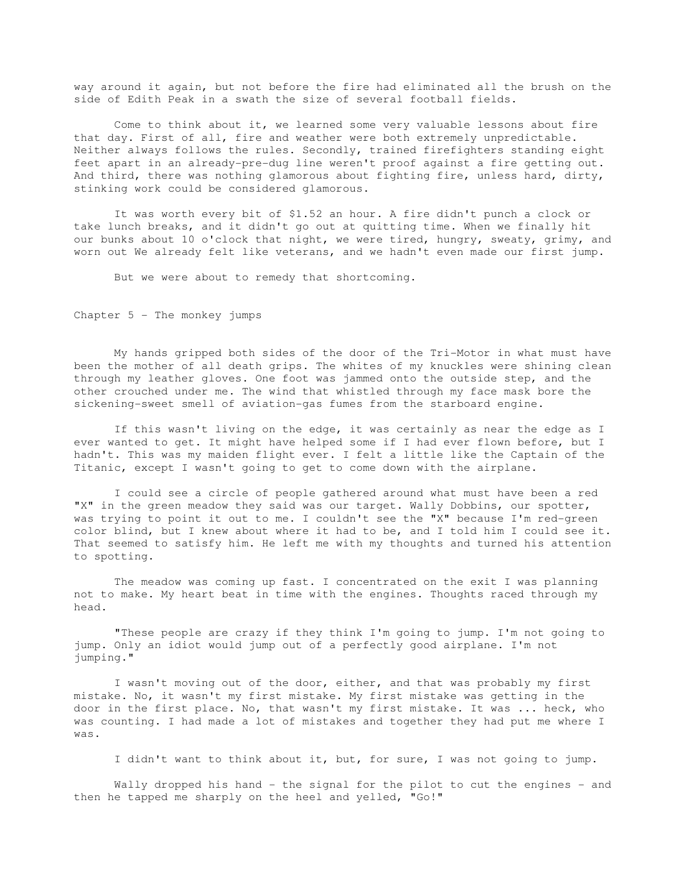way around it again, but not before the fire had eliminated all the brush on the side of Edith Peak in a swath the size of several football fields.

Come to think about it, we learned some very valuable lessons about fire that day. First of all, fire and weather were both extremely unpredictable. Neither always follows the rules. Secondly, trained firefighters standing eight feet apart in an already-pre-dug line weren't proof against a fire getting out. And third, there was nothing glamorous about fighting fire, unless hard, dirty, stinking work could be considered glamorous.

It was worth every bit of $1.52 an hour. A fire didn't punch a clock or take lunch breaks, and it didn't go out at quitting time. When we finally hit our bunks about 10 o'clock that night, we were tired, hungry, sweaty, grimy, and worn out We already felt like veterans, and we hadn't even made our first jump.

But we were about to remedy that shortcoming.

## Chapter 5 - The monkey jumps

My hands gripped both sides of the door of the Tri-Motor in what must have been the mother of all death grips. The whites of my knuckles were shining clean through my leather gloves. One foot was jammed onto the outside step, and the other crouched under me. The wind that whistled through my face mask bore the sickening-sweet smell of aviation-gas fumes from the starboard engine.

If this wasn't living on the edge, it was certainly as near the edge as I ever wanted to get. It might have helped some if I had ever flown before, but I hadn't. This was my maiden flight ever. I felt a little like the Captain of the Titanic, except I wasn't going to get to come down with the airplane.

I could see a circle of people gathered around what must have been a red "X" in the green meadow they said was our target. Wally Dobbins, our spotter, was trying to point it out to me. I couldn't see the "X" because I'm red-green color blind, but I knew about where it had to be, and I told him I could see it. That seemed to satisfy him. He left me with my thoughts and turned his attention to spotting.

The meadow was coming up fast. I concentrated on the exit I was planning not to make. My heart beat in time with the engines. Thoughts raced through my head.

"These people are crazy if they think I'm going to jump. I'm not going to jump. Only an idiot would jump out of a perfectly good airplane. I'm not jumping."

I wasn't moving out of the door, either, and that was probably my first mistake. No, it wasn't my first mistake. My first mistake was getting in the door in the first place. No, that wasn't my first mistake. It was ... heck, who was counting. I had made a lot of mistakes and together they had put me where I was.

I didn't want to think about it, but, for sure, I was not going to jump.

Wally dropped his hand - the signal for the pilot to cut the engines - and then he tapped me sharply on the heel and yelled, "Go!"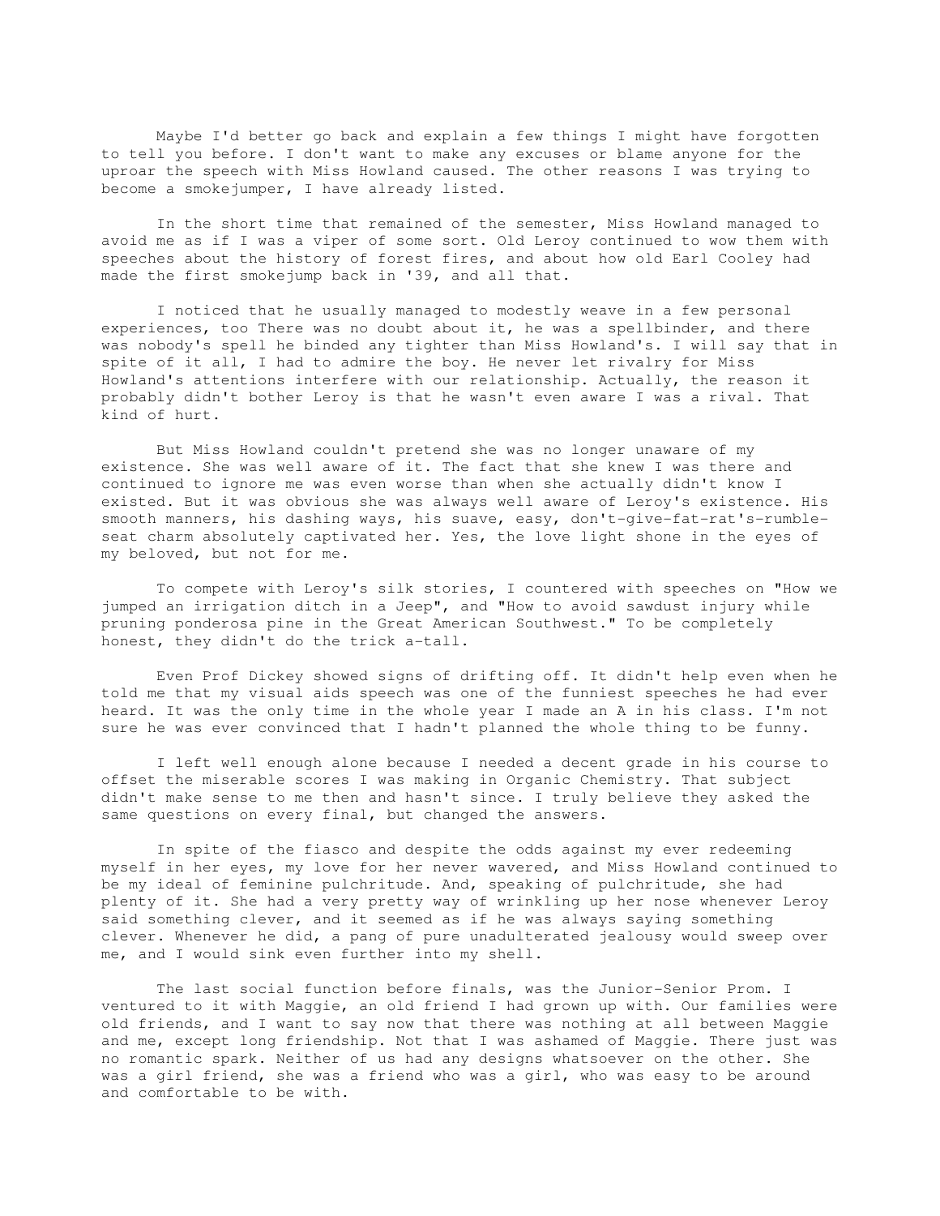Maybe I'd better go back and explain a few things I might have forgotten to tell you before. I don't want to make any excuses or blame anyone for the uproar the speech with Miss Howland caused. The other reasons I was trying to become a smokejumper, I have already listed.

In the short time that remained of the semester, Miss Howland managed to avoid me as if I was a viper of some sort. Old Leroy continued to wow them with speeches about the history of forest fires, and about how old Earl Cooley had made the first smokejump back in '39, and all that.

I noticed that he usually managed to modestly weave in a few personal experiences, too There was no doubt about it, he was a spellbinder, and there was nobody's spell he binded any tighter than Miss Howland's. I will say that in spite of it all, I had to admire the boy. He never let rivalry for Miss Howland's attentions interfere with our relationship. Actually, the reason it probably didn't bother Leroy is that he wasn't even aware I was a rival. That kind of hurt.

But Miss Howland couldn't pretend she was no longer unaware of my existence. She was well aware of it. The fact that she knew I was there and continued to ignore me was even worse than when she actually didn't know I existed. But it was obvious she was always well aware of Leroy's existence. His smooth manners, his dashing ways, his suave, easy, don't-give-fat-rat's-rumble-seat charm absolutely captivated her. Yes, the love light shone in the eyes of my beloved, but not for me.

To compete with Leroy's silk stories, I countered with speeches on "How we jumped an irrigation ditch in a Jeep", and "How to avoid sawdust injury while pruning ponderosa pine in the Great American Southwest." To be completely honest, they didn't do the trick a-tall.

Even Prof Dickey showed signs of drifting off. It didn't help even when he told me that my visual aids speech was one of the funniest speeches he had ever heard. It was the only time in the whole year I made an A in his class. I'm not sure he was ever convinced that I hadn't planned the whole thing to be funny.

I left well enough alone because I needed a decent grade in his course to offset the miserable scores I was making in Organic Chemistry. That subject didn't make sense to me then and hasn't since. I truly believe they asked the same questions on every final, but changed the answers.

In spite of the fiasco and despite the odds against my ever redeeming myself in her eyes, my love for her never wavered, and Miss Howland continued to be my ideal of feminine pulchritude. And, speaking of pulchritude, she had plenty of it. She had a very pretty way of wrinkling up her nose whenever Leroy said something clever, and it seemed as if he was always saying something clever. Whenever he did, a pang of pure unadulterated jealousy would sweep over me, and I would sink even further into my shell.

The last social function before finals, was the Junior-Senior Prom. I ventured to it with Maggie, an old friend I had grown up with. Our families were old friends, and I want to say now that there was nothing at all between Maggie and me, except long friendship. Not that I was ashamed of Maggie. There just was no romantic spark. Neither of us had any designs whatsoever on the other. She was a girl friend, she was a friend who was a girl, who was easy to be around and comfortable to be with.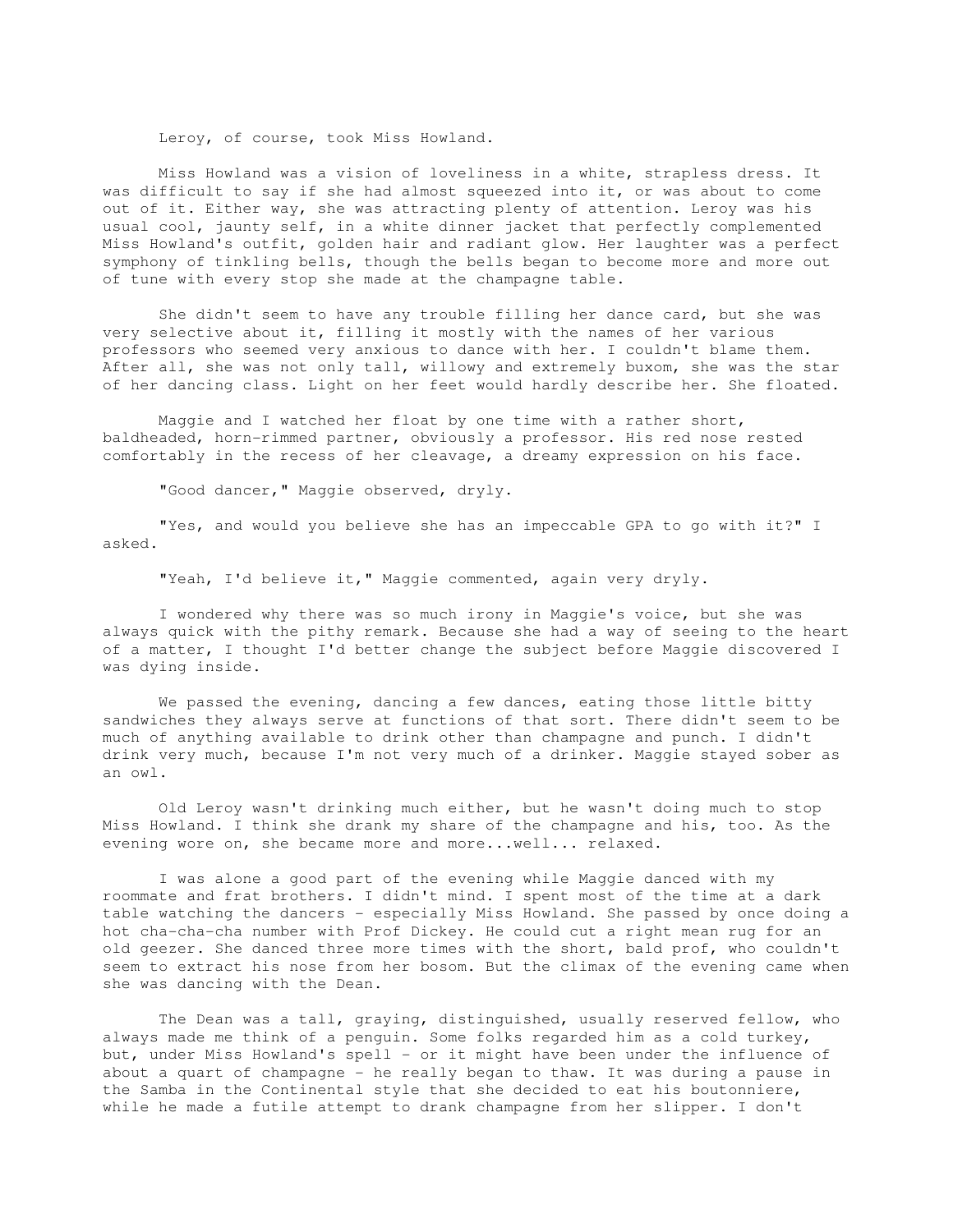Leroy, of course, took Miss Howland.

Miss Howland was a vision of loveliness in a white, strapless dress. It was difficult to say if she had almost squeezed into it, or was about to come out of it. Either way, she was attracting plenty of attention. Leroy was his usual cool, jaunty self, in a white dinner jacket that perfectly complemented Miss Howland's outfit, golden hair and radiant glow. Her laughter was a perfect symphony of tinkling bells, though the bells began to become more and more out of tune with every stop she made at the champagne table.

She didn't seem to have any trouble filling her dance card, but she was very selective about it, filling it mostly with the names of her various professors who seemed very anxious to dance with her. I couldn't blame them. After all, she was not only tall, willowy and extremely buxom, she was the star of her dancing class. Light on her feet would hardly describe her. She floated.

Maggie and I watched her float by one time with a rather short, baldheaded, horn-rimmed partner, obviously a professor. His red nose rested comfortably in the recess of her cleavage, a dreamy expression on his face.

"Good dancer," Maggie observed, dryly.

"Yes, and would you believe she has an impeccable GPA to go with it?" I asked.

"Yeah, I'd believe it," Maggie commented, again very dryly.

I wondered why there was so much irony in Maggie's voice, but she was always quick with the pithy remark. Because she had a way of seeing to the heart of a matter, I thought I'd better change the subject before Maggie discovered I was dying inside.

We passed the evening, dancing a few dances, eating those little bitty sandwiches they always serve at functions of that sort. There didn't seem to be much of anything available to drink other than champagne and punch. I didn't drink very much, because I'm not very much of a drinker. Maggie stayed sober as an owl.

Old Leroy wasn't drinking much either, but he wasn't doing much to stop Miss Howland. I think she drank my share of the champagne and his, too. As the evening wore on, she became more and more...well... relaxed.

I was alone a good part of the evening while Maggie danced with my roommate and frat brothers. I didn't mind. I spent most of the time at a dark table watching the dancers - especially Miss Howland. She passed by once doing a hot cha-cha-cha number with Prof Dickey. He could cut a right mean rug for an old geezer. She danced three more times with the short, bald prof, who couldn't seem to extract his nose from her bosom. But the climax of the evening came when she was dancing with the Dean.

The Dean was a tall, graying, distinguished, usually reserved fellow, who always made me think of a penguin. Some folks regarded him as a cold turkey, but, under Miss Howland's spell - or it might have been under the influence of about a quart of champagne - he really began to thaw. It was during a pause in the Samba in the Continental style that she decided to eat his boutonniere, while he made a futile attempt to drank champagne from her slipper. I don't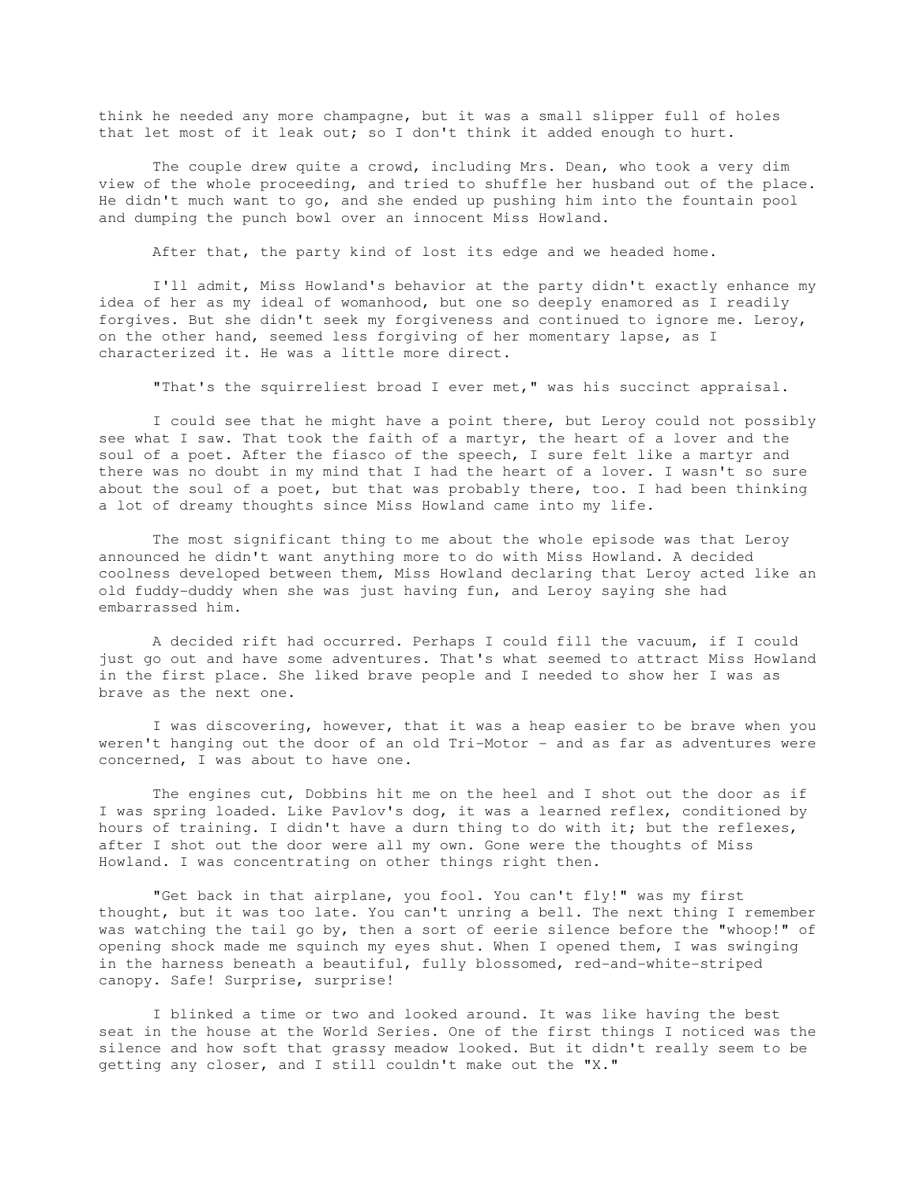think he needed any more champagne, but it was a small slipper full of holes that let most of it leak out; so I don't think it added enough to hurt.

The couple drew quite a crowd, including Mrs. Dean, who took a very dim view of the whole proceeding, and tried to shuffle her husband out of the place. He didn't much want to go, and she ended up pushing him into the fountain pool and dumping the punch bowl over an innocent Miss Howland.

After that, the party kind of lost its edge and we headed home.

I'll admit, Miss Howland's behavior at the party didn't exactly enhance my idea of her as my ideal of womanhood, but one so deeply enamored as I readily forgives. But she didn't seek my forgiveness and continued to ignore me. Leroy, on the other hand, seemed less forgiving of her momentary lapse, as I characterized it. He was a little more direct.

"That's the squirreliest broad I ever met," was his succinct appraisal.

I could see that he might have a point there, but Leroy could not possibly see what I saw. That took the faith of a martyr, the heart of a lover and the soul of a poet. After the fiasco of the speech, I sure felt like a martyr and there was no doubt in my mind that I had the heart of a lover. I wasn't so sure about the soul of a poet, but that was probably there, too. I had been thinking a lot of dreamy thoughts since Miss Howland came into my life.

The most significant thing to me about the whole episode was that Leroy announced he didn't want anything more to do with Miss Howland. A decided coolness developed between them, Miss Howland declaring that Leroy acted like an old fuddy-duddy when she was just having fun, and Leroy saying she had embarrassed him.

A decided rift had occurred. Perhaps I could fill the vacuum, if I could just go out and have some adventures. That's what seemed to attract Miss Howland in the first place. She liked brave people and I needed to show her I was as brave as the next one.

I was discovering, however, that it was a heap easier to be brave when you weren't hanging out the door of an old Tri-Motor - and as far as adventures were concerned, I was about to have one.

The engines cut, Dobbins hit me on the heel and I shot out the door as if I was spring loaded. Like Pavlov's dog, it was a learned reflex, conditioned by hours of training. I didn't have a durn thing to do with it; but the reflexes, after I shot out the door were all my own. Gone were the thoughts of Miss Howland. I was concentrating on other things right then.

"Get back in that airplane, you fool. You can't fly!" was my first thought, but it was too late. You can't unring a bell. The next thing I remember was watching the tail go by, then a sort of eerie silence before the "whoop!" of opening shock made me squinch my eyes shut. When I opened them, I was swinging in the harness beneath a beautiful, fully blossomed, red-and-white-striped canopy. Safe! Surprise, surprise!

I blinked a time or two and looked around. It was like having the best seat in the house at the World Series. One of the first things I noticed was the silence and how soft that grassy meadow looked. But it didn't really seem to be getting any closer, and I still couldn't make out the "X."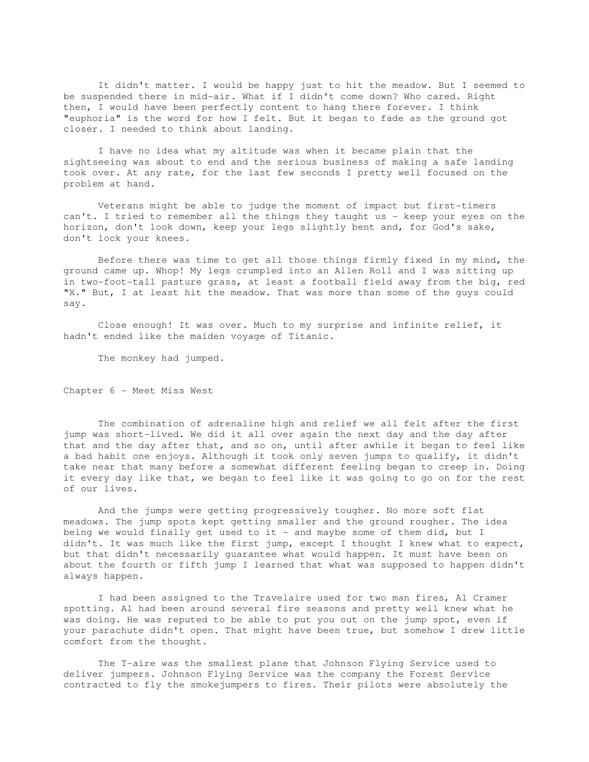It didn't matter. I would be happy just to hit the meadow. But I seemed to be suspended there in mid-air. What if I didn't come down? Who cared. Right then, I would have been perfectly content to hang there forever. I think "euphoria" is the word for how I felt. But it began to fade as the ground got closer. I needed to think about landing.

I have no idea what my altitude was when it became plain that the sightseeing was about to end and the serious business of making a safe landing took over. At any rate, for the last few seconds I pretty well focused on the problem at hand.

Veterans might be able to judge the moment of impact but first-timers can't. I tried to remember all the things they taught us - keep your eyes on the horizon, don't look down, keep your legs slightly bent and, for God's sake, don't lock your knees.

Before there was time to get all those things firmly fixed in my mind, the ground came up. Whop! My legs crumpled into an Allen Roll and I was sitting up in two-foot-tall pasture grass, at least a football field away from the big, red "X." But, I at least hit the meadow. That was more than some of the guys could say.

Close enough! It was over. Much to my surprise and infinite relief, it hadn't ended like the maiden voyage of Titanic.

The monkey had jumped.

## Chapter 6 - Meet Miss West

The combination of adrenaline high and relief we all felt after the first jump was short-lived. We did it all over again the next day and the day after that and the day after that, and so on, until after awhile it began to feel like a bad habit one enjoys. Although it took only seven jumps to qualify, it didn't take near that many before a somewhat different feeling began to creep in. Doing it every day like that, we began to feel like it was going to go on for the rest of our lives.

And the jumps were getting progressively tougher. No more soft flat meadows. The jump spots kept getting smaller and the ground rougher. The idea being we would finally get used to it - and maybe some of them did, but I didn't. It was much like the first jump, except I thought I knew what to expect, but that didn't necessarily guarantee what would happen. It must have been on about the fourth or fifth jump I learned that what was supposed to happen didn't always happen.

I had been assigned to the Travelaire used for two man fires, Al Cramer spotting. Al had been around several fire seasons and pretty well knew what he was doing. He was reputed to be able to put you out on the jump spot, even if your parachute didn't open. That might have been true, but somehow I drew little comfort from the thought.

The T-aire was the smallest plane that Johnson Flying Service used to deliver jumpers. Johnson Flying Service was the company the Forest Service contracted to fly the smokejumpers to fires. Their pilots were absolutely the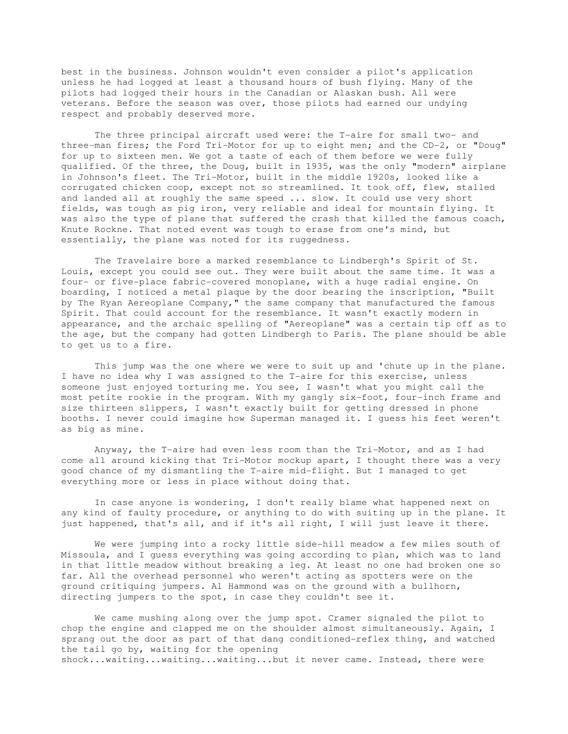best in the business. Johnson wouldn't even consider a pilot's application unless he had logged at least a thousand hours of bush flying. Many of the pilots had logged their hours in the Canadian or Alaskan bush. All were veterans. Before the season was over, those pilots had earned our undying respect and probably deserved more.

The three principal aircraft used were: the T-aire for small two- and three-man fires; the Ford Tri-Motor for up to eight men; and the CD-2, or "Doug" for up to sixteen men. We got a taste of each of them before we were fully qualified. Of the three, the Doug, built in 1935, was the only "modern" airplane in Johnson's fleet. The Tri-Motor, built in the middle 1920s, looked like a corrugated chicken coop, except not so streamlined. It took off, flew, stalled and landed all at roughly the same speed ... slow. It could use very short fields, was tough as pig iron, very reliable and ideal for mountain flying. It was also the type of plane that suffered the crash that killed the famous coach, Knute Rockne. That noted event was tough to erase from one's mind, but essentially, the plane was noted for its ruggedness.

The Travelaire bore a marked resemblance to Lindbergh's Spirit of St. Louis, except you could see out. They were built about the same time. It was a four- or five-place fabric-covered monoplane, with a huge radial engine. On boarding, I noticed a metal plaque by the door bearing the inscription, "Built by The Ryan Aereoplane Company," the same company that manufactured the famous Spirit. That could account for the resemblance. It wasn't exactly modern in appearance, and the archaic spelling of "Aereoplane" was a certain tip off as to the age, but the company had gotten Lindbergh to Paris. The plane should be able to get us to a fire.

This jump was the one where we were to suit up and 'chute up in the plane. I have no idea why I was assigned to the T-aire for this exercise, unless someone just enjoyed torturing me. You see, I wasn't what you might call the most petite rookie in the program. With my gangly six-foot, four-inch frame and size thirteen slippers, I wasn't exactly built for getting dressed in phone booths. I never could imagine how Superman managed it. I guess his feet weren't as big as mine.

Anyway, the T-aire had even less room than the Tri-Motor, and as I had come all around kicking that Tri-Motor mockup apart, I thought there was a very good chance of my dismantling the T-aire mid-flight. But I managed to get everything more or less in place without doing that.

In case anyone is wondering, I don't really blame what happened next on any kind of faulty procedure, or anything to do with suiting up in the plane. It just happened, that's all, and if it's all right, I will just leave it there.

We were jumping into a rocky little side-hill meadow a few miles south of Missoula, and I guess everything was going according to plan, which was to land in that little meadow without breaking a leg. At least no one had broken one so far. All the overhead personnel who weren't acting as spotters were on the ground critiquing jumpers. Al Hammond was on the ground with a bullhorn, directing jumpers to the spot, in case they couldn't see it.

We came mushing along over the jump spot. Cramer signaled the pilot to chop the engine and clapped me on the shoulder almost simultaneously. Again, I sprang out the door as part of that dang conditioned-reflex thing, and watched the tail go by, waiting for the opening shock...waiting...waiting...waiting...but it never came. Instead, there were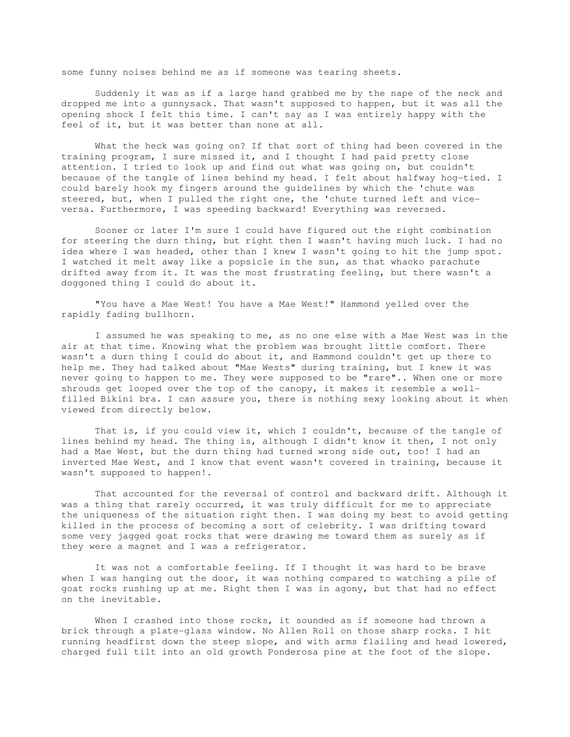some funny noises behind me as if someone was tearing sheets.

Suddenly it was as if a large hand grabbed me by the nape of the neck and dropped me into a gunnysack. That wasn't supposed to happen, but it was all the opening shock I felt this time. I can't say as I was entirely happy with the feel of it, but it was better than none at all.

What the heck was going on? If that sort of thing had been covered in the training program, I sure missed it, and I thought I had paid pretty close attention. I tried to look up and find out what was going on, but couldn't because of the tangle of lines behind my head. I felt about halfway hog-tied. I could barely hook my fingers around the guidelines by which the 'chute was steered, but, when I pulled the right one, the 'chute turned left and vice-versa. Furthermore, I was speeding backward! Everything was reversed.

Sooner or later I'm sure I could have figured out the right combination for steering the durn thing, but right then I wasn't having much luck. I had no idea where I was headed, other than I knew I wasn't going to hit the jump spot. I watched it melt away like a popsicle in the sun, as that whacko parachute drifted away from it. It was the most frustrating feeling, but there wasn't a doggoned thing I could do about it.

"You have a Mae West! You have a Mae West!" Hammond yelled over the rapidly fading bullhorn.

I assumed he was speaking to me, as no one else with a Mae West was in the air at that time. Knowing what the problem was brought little comfort. There wasn't a durn thing I could do about it, and Hammond couldn't get up there to help me. They had talked about "Mae Wests" during training, but I knew it was never going to happen to me. They were supposed to be "rare".. When one or more shrouds get looped over the top of the canopy, it makes it resemble a well-filled Bikini bra. I can assure you, there is nothing sexy looking about it when viewed from directly below.

That is, if you could view it, which I couldn't, because of the tangle of lines behind my head. The thing is, although I didn't know it then, I not only had a Mae West, but the durn thing had turned wrong side out, too! I had an inverted Mae West, and I know that event wasn't covered in training, because it wasn't supposed to happen!.

That accounted for the reversal of control and backward drift. Although it was a thing that rarely occurred, it was truly difficult for me to appreciate the uniqueness of the situation right then. I was doing my best to avoid getting killed in the process of becoming a sort of celebrity. I was drifting toward some very jagged goat rocks that were drawing me toward them as surely as if they were a magnet and I was a refrigerator.

It was not a comfortable feeling. If I thought it was hard to be brave when I was hanging out the door, it was nothing compared to watching a pile of goat rocks rushing up at me. Right then I was in agony, but that had no effect on the inevitable.

When I crashed into those rocks, it sounded as if someone had thrown a brick through a plate-glass window. No Allen Roll on those sharp rocks. I hit running headfirst down the steep slope, and with arms flailing and head lowered, charged full tilt into an old growth Ponderosa pine at the foot of the slope.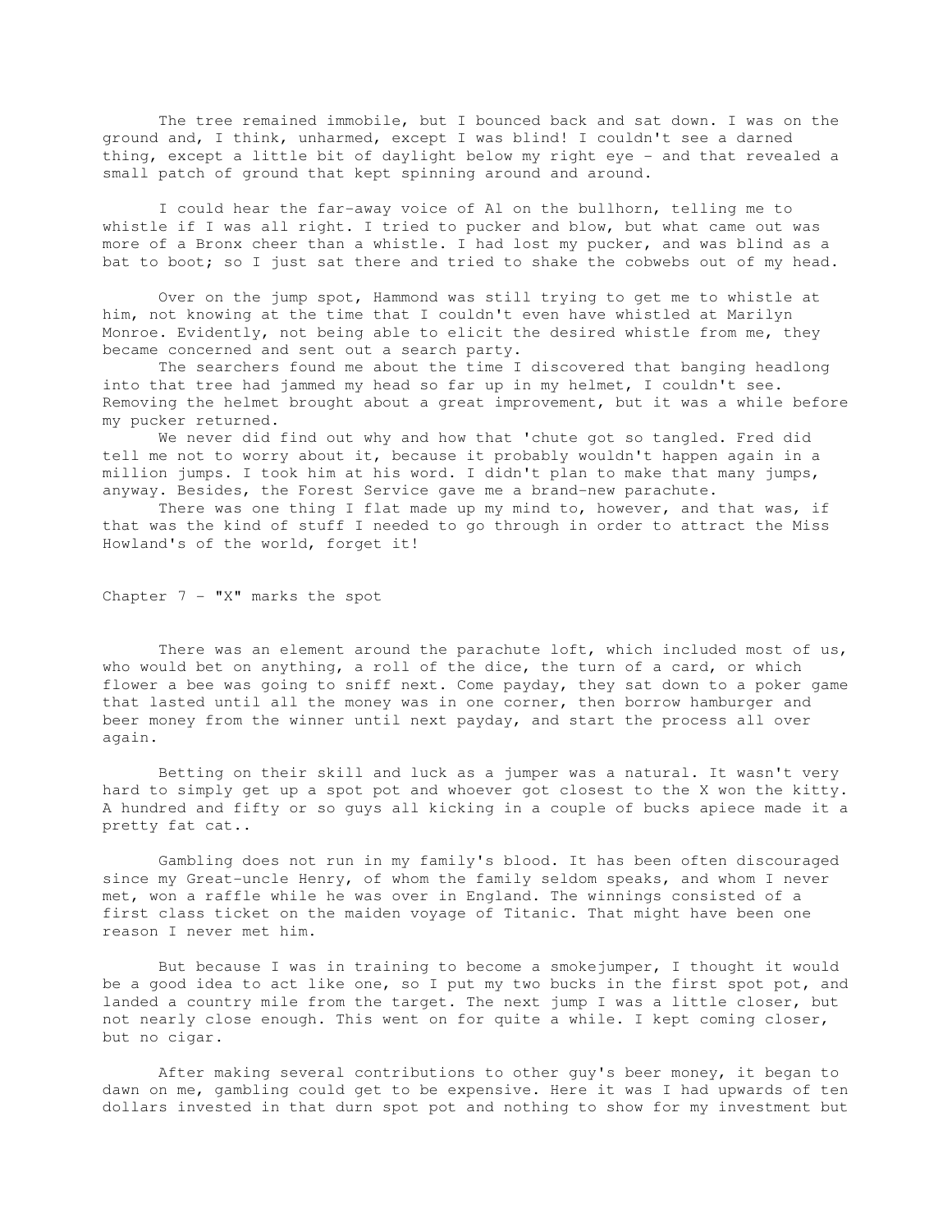The tree remained immobile, but I bounced back and sat down. I was on the ground and, I think, unharmed, except I was blind! I couldn't see a darned thing, except a little bit of daylight below my right eye - and that revealed a small patch of ground that kept spinning around and around.

I could hear the far-away voice of Al on the bullhorn, telling me to whistle if I was all right. I tried to pucker and blow, but what came out was more of a Bronx cheer than a whistle. I had lost my pucker, and was blind as a bat to boot; so I just sat there and tried to shake the cobwebs out of my head.

Over on the jump spot, Hammond was still trying to get me to whistle at him, not knowing at the time that I couldn't even have whistled at Marilyn Monroe. Evidently, not being able to elicit the desired whistle from me, they became concerned and sent out a search party.

The searchers found me about the time I discovered that banging headlong into that tree had jammed my head so far up in my helmet, I couldn't see. Removing the helmet brought about a great improvement, but it was a while before my pucker returned.

We never did find out why and how that 'chute got so tangled. Fred did tell me not to worry about it, because it probably wouldn't happen again in a million jumps. I took him at his word. I didn't plan to make that many jumps, anyway. Besides, the Forest Service gave me a brand-new parachute.

There was one thing I flat made up my mind to, however, and that was, if that was the kind of stuff I needed to go through in order to attract the Miss Howland's of the world, forget it!

## Chapter 7 - "X" marks the spot

There was an element around the parachute loft, which included most of us, who would bet on anything, a roll of the dice, the turn of a card, or which flower a bee was going to sniff next. Come payday, they sat down to a poker game that lasted until all the money was in one corner, then borrow hamburger and beer money from the winner until next payday, and start the process all over again.

Betting on their skill and luck as a jumper was a natural. It wasn't very hard to simply get up a spot pot and whoever got closest to the X won the kitty. A hundred and fifty or so guys all kicking in a couple of bucks apiece made it a pretty fat cat..

Gambling does not run in my family's blood. It has been often discouraged since my Great-uncle Henry, of whom the family seldom speaks, and whom I never met, won a raffle while he was over in England. The winnings consisted of a first class ticket on the maiden voyage of Titanic. That might have been one reason I never met him.

But because I was in training to become a smokejumper, I thought it would be a good idea to act like one, so I put my two bucks in the first spot pot, and landed a country mile from the target. The next jump I was a little closer, but not nearly close enough. This went on for quite a while. I kept coming closer, but no cigar.

After making several contributions to other guy's beer money, it began to dawn on me, gambling could get to be expensive. Here it was I had upwards of ten dollars invested in that durn spot pot and nothing to show for my investment but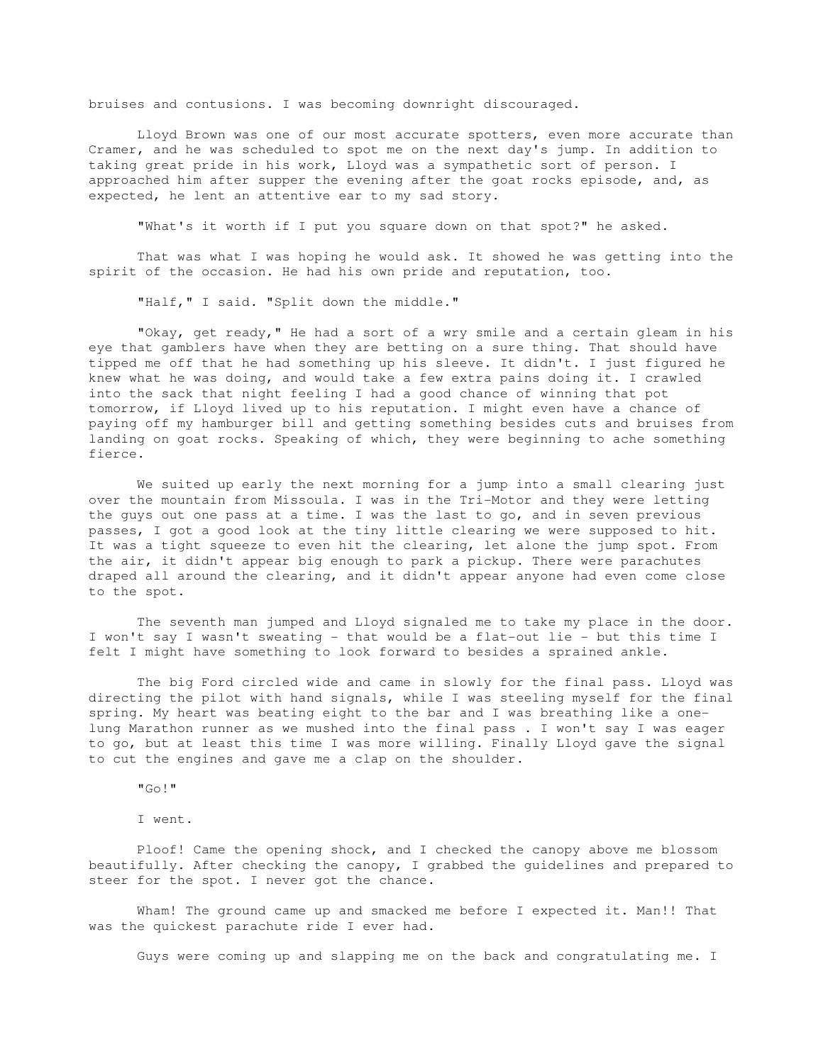bruises and contusions. I was becoming downright discouraged.

Lloyd Brown was one of our most accurate spotters, even more accurate than Cramer, and he was scheduled to spot me on the next day's jump. In addition to taking great pride in his work, Lloyd was a sympathetic sort of person. I approached him after supper the evening after the goat rocks episode, and, as expected, he lent an attentive ear to my sad story.

"What's it worth if I put you square down on that spot?" he asked.

That was what I was hoping he would ask. It showed he was getting into the spirit of the occasion. He had his own pride and reputation, too.

"Half," I said. "Split down the middle."

"Okay, get ready," He had a sort of a wry smile and a certain gleam in his eye that gamblers have when they are betting on a sure thing. That should have tipped me off that he had something up his sleeve. It didn't. I just figured he knew what he was doing, and would take a few extra pains doing it. I crawled into the sack that night feeling I had a good chance of winning that pot tomorrow, if Lloyd lived up to his reputation. I might even have a chance of paying off my hamburger bill and getting something besides cuts and bruises from landing on goat rocks. Speaking of which, they were beginning to ache something fierce.

We suited up early the next morning for a jump into a small clearing just over the mountain from Missoula. I was in the Tri-Motor and they were letting the guys out one pass at a time. I was the last to go, and in seven previous passes, I got a good look at the tiny little clearing we were supposed to hit. It was a tight squeeze to even hit the clearing, let alone the jump spot. From the air, it didn't appear big enough to park a pickup. There were parachutes draped all around the clearing, and it didn't appear anyone had even come close to the spot.

The seventh man jumped and Lloyd signaled me to take my place in the door. I won't say I wasn't sweating - that would be a flat-out lie - but this time I felt I might have something to look forward to besides a sprained ankle.

The big Ford circled wide and came in slowly for the final pass. Lloyd was directing the pilot with hand signals, while I was steeling myself for the final spring. My heart was beating eight to the bar and I was breathing like a one-lung Marathon runner as we mushed into the final pass . I won't say I was eager to go, but at least this time I was more willing. Finally Lloyd gave the signal to cut the engines and gave me a clap on the shoulder.

"Go!"

I went.

Ploof! Came the opening shock, and I checked the canopy above me blossom beautifully. After checking the canopy, I grabbed the guidelines and prepared to steer for the spot. I never got the chance.

Wham! The ground came up and smacked me before I expected it. Man!! That was the quickest parachute ride I ever had.

Guys were coming up and slapping me on the back and congratulating me. I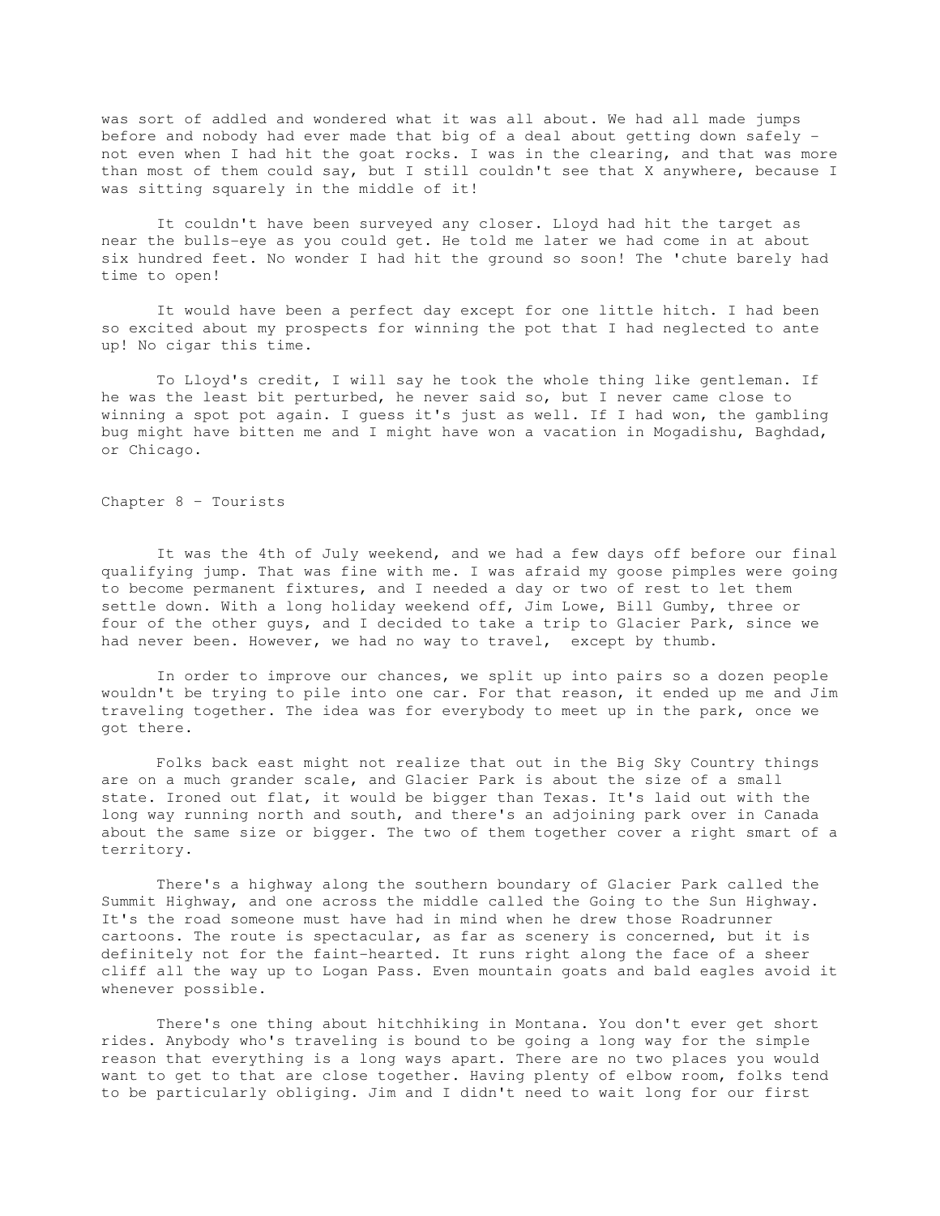was sort of addled and wondered what it was all about. We had all made jumps before and nobody had ever made that big of a deal about getting down safely - not even when I had hit the goat rocks. I was in the clearing, and that was more than most of them could say, but I still couldn't see that X anywhere, because I was sitting squarely in the middle of it!

It couldn't have been surveyed any closer. Lloyd had hit the target as near the bulls-eye as you could get. He told me later we had come in at about six hundred feet. No wonder I had hit the ground so soon! The 'chute barely had time to open!

It would have been a perfect day except for one little hitch. I had been so excited about my prospects for winning the pot that I had neglected to ante up! No cigar this time.

To Lloyd's credit, I will say he took the whole thing like gentleman. If he was the least bit perturbed, he never said so, but I never came close to winning a spot pot again. I guess it's just as well. If I had won, the gambling bug might have bitten me and I might have won a vacation in Mogadishu, Baghdad, or Chicago.

## Chapter 8 - Tourists

It was the 4th of July weekend, and we had a few days off before our final qualifying jump. That was fine with me. I was afraid my goose pimples were going to become permanent fixtures, and I needed a day or two of rest to let them settle down. With a long holiday weekend off, Jim Lowe, Bill Gumby, three or four of the other guys, and I decided to take a trip to Glacier Park, since we had never been. However, we had no way to travel, except by thumb.

In order to improve our chances, we split up into pairs so a dozen people wouldn't be trying to pile into one car. For that reason, it ended up me and Jim traveling together. The idea was for everybody to meet up in the park, once we got there.

Folks back east might not realize that out in the Big Sky Country things are on a much grander scale, and Glacier Park is about the size of a small state. Ironed out flat, it would be bigger than Texas. It's laid out with the long way running north and south, and there's an adjoining park over in Canada about the same size or bigger. The two of them together cover a right smart of a territory.

There's a highway along the southern boundary of Glacier Park called the Summit Highway, and one across the middle called the Going to the Sun Highway. It's the road someone must have had in mind when he drew those Roadrunner cartoons. The route is spectacular, as far as scenery is concerned, but it is definitely not for the faint-hearted. It runs right along the face of a sheer cliff all the way up to Logan Pass. Even mountain goats and bald eagles avoid it whenever possible.

There's one thing about hitchhiking in Montana. You don't ever get short rides. Anybody who's traveling is bound to be going a long way for the simple reason that everything is a long ways apart. There are no two places you would want to get to that are close together. Having plenty of elbow room, folks tend to be particularly obliging. Jim and I didn't need to wait long for our first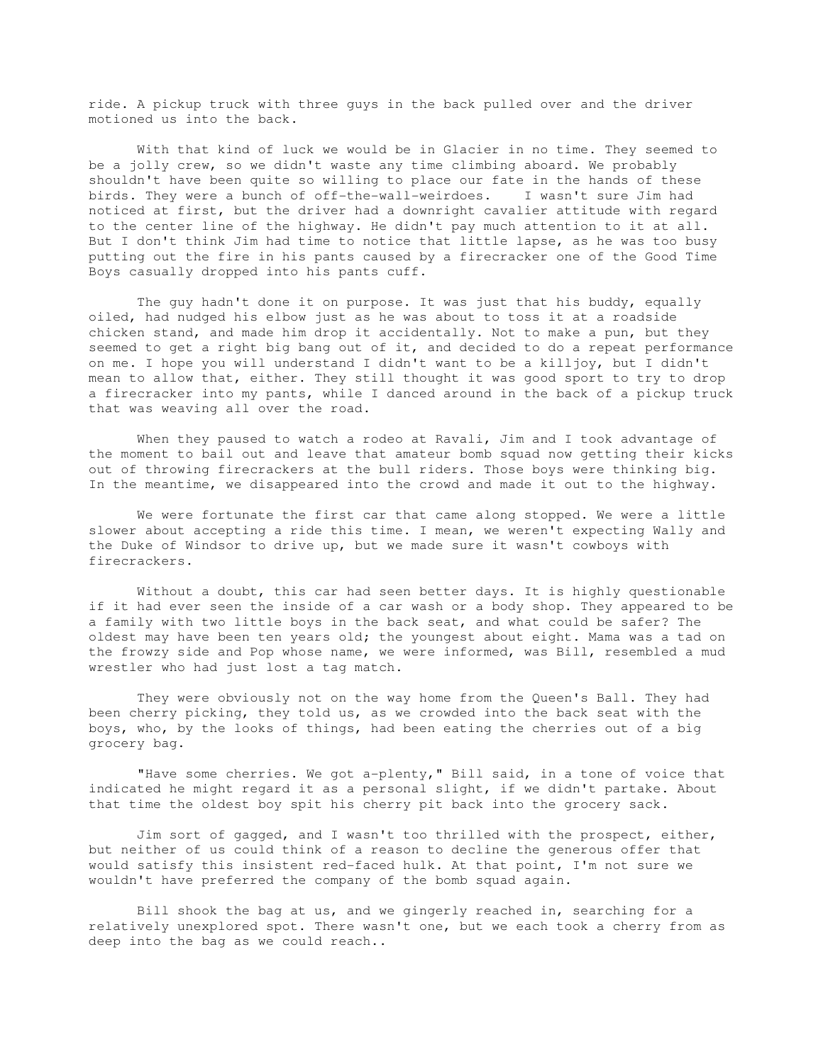ride. A pickup truck with three guys in the back pulled over and the driver motioned us into the back.

With that kind of luck we would be in Glacier in no time. They seemed to be a jolly crew, so we didn't waste any time climbing aboard. We probably shouldn't have been quite so willing to place our fate in the hands of these birds. They were a bunch of off-the-wall-weirdoes. I wasn't sure Jim had noticed at first, but the driver had a downright cavalier attitude with regard to the center line of the highway. He didn't pay much attention to it at all. But I don't think Jim had time to notice that little lapse, as he was too busy putting out the fire in his pants caused by a firecracker one of the Good Time Boys casually dropped into his pants cuff.

The guy hadn't done it on purpose. It was just that his buddy, equally oiled, had nudged his elbow just as he was about to toss it at a roadside chicken stand, and made him drop it accidentally. Not to make a pun, but they seemed to get a right big bang out of it, and decided to do a repeat performance on me. I hope you will understand I didn't want to be a killjoy, but I didn't mean to allow that, either. They still thought it was good sport to try to drop a firecracker into my pants, while I danced around in the back of a pickup truck that was weaving all over the road.

When they paused to watch a rodeo at Ravali, Jim and I took advantage of the moment to bail out and leave that amateur bomb squad now getting their kicks out of throwing firecrackers at the bull riders. Those boys were thinking big. In the meantime, we disappeared into the crowd and made it out to the highway.

We were fortunate the first car that came along stopped. We were a little slower about accepting a ride this time. I mean, we weren't expecting Wally and the Duke of Windsor to drive up, but we made sure it wasn't cowboys with firecrackers.

Without a doubt, this car had seen better days. It is highly questionable if it had ever seen the inside of a car wash or a body shop. They appeared to be a family with two little boys in the back seat, and what could be safer? The oldest may have been ten years old; the youngest about eight. Mama was a tad on the frowzy side and Pop whose name, we were informed, was Bill, resembled a mud wrestler who had just lost a tag match.

They were obviously not on the way home from the Queen's Ball. They had been cherry picking, they told us, as we crowded into the back seat with the boys, who, by the looks of things, had been eating the cherries out of a big grocery bag.

"Have some cherries. We got a-plenty," Bill said, in a tone of voice that indicated he might regard it as a personal slight, if we didn't partake. About that time the oldest boy spit his cherry pit back into the grocery sack.

Jim sort of gagged, and I wasn't too thrilled with the prospect, either, but neither of us could think of a reason to decline the generous offer that would satisfy this insistent red-faced hulk. At that point, I'm not sure we wouldn't have preferred the company of the bomb squad again.

Bill shook the bag at us, and we gingerly reached in, searching for a relatively unexplored spot. There wasn't one, but we each took a cherry from as deep into the bag as we could reach..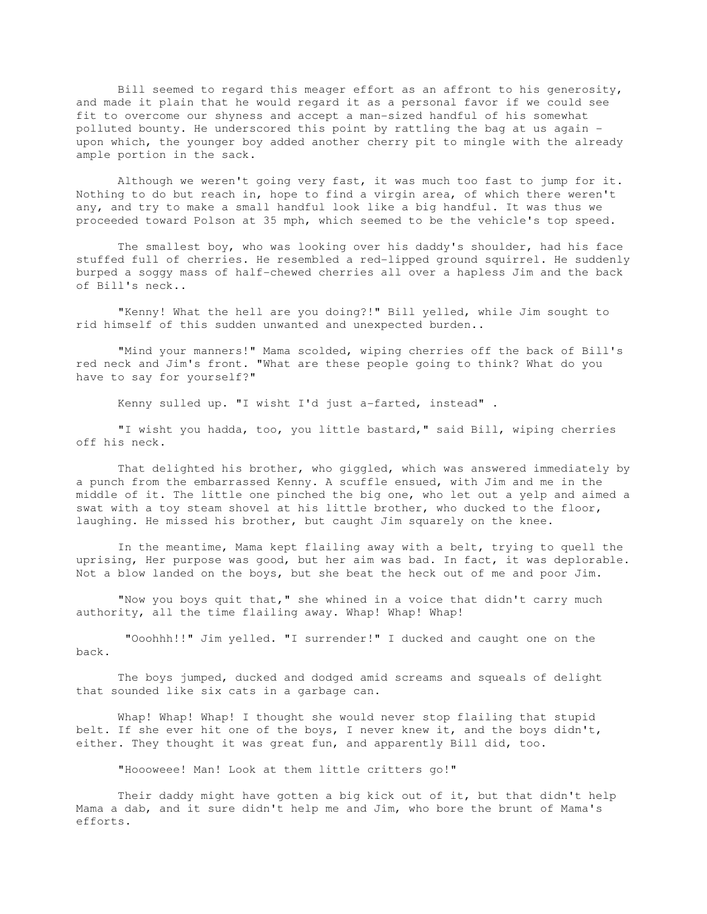Bill seemed to regard this meager effort as an affront to his generosity, and made it plain that he would regard it as a personal favor if we could see fit to overcome our shyness and accept a man-sized handful of his somewhat polluted bounty. He underscored this point by rattling the bag at us again - upon which, the younger boy added another cherry pit to mingle with the already ample portion in the sack.

Although we weren't going very fast, it was much too fast to jump for it. Nothing to do but reach in, hope to find a virgin area, of which there weren't any, and try to make a small handful look like a big handful. It was thus we proceeded toward Polson at 35 mph, which seemed to be the vehicle's top speed.

The smallest boy, who was looking over his daddy's shoulder, had his face stuffed full of cherries. He resembled a red-lipped ground squirrel. He suddenly burped a soggy mass of half-chewed cherries all over a hapless Jim and the back of Bill's neck..

"Kenny! What the hell are you doing?!" Bill yelled, while Jim sought to rid himself of this sudden unwanted and unexpected burden..

"Mind your manners!" Mama scolded, wiping cherries off the back of Bill's red neck and Jim's front. "What are these people going to think? What do you have to say for yourself?"

Kenny sulled up. "I wisht I'd just a-farted, instead" .

"I wisht you hadda, too, you little bastard," said Bill, wiping cherries off his neck.

That delighted his brother, who giggled, which was answered immediately by a punch from the embarrassed Kenny. A scuffle ensued, with Jim and me in the middle of it. The little one pinched the big one, who let out a yelp and aimed a swat with a toy steam shovel at his little brother, who ducked to the floor, laughing. He missed his brother, but caught Jim squarely on the knee.

In the meantime, Mama kept flailing away with a belt, trying to quell the uprising, Her purpose was good, but her aim was bad. In fact, it was deplorable. Not a blow landed on the boys, but she beat the heck out of me and poor Jim.

"Now you boys quit that," she whined in a voice that didn't carry much authority, all the time flailing away. Whap! Whap! Whap!

"Ooohhh!!" Jim yelled. "I surrender!" I ducked and caught one on the back.

The boys jumped, ducked and dodged amid screams and squeals of delight that sounded like six cats in a garbage can.

Whap! Whap! Whap! I thought she would never stop flailing that stupid belt. If she ever hit one of the boys, I never knew it, and the boys didn't, either. They thought it was great fun, and apparently Bill did, too.

"Hoooweee! Man! Look at them little critters go!"

Their daddy might have gotten a big kick out of it, but that didn't help Mama a dab, and it sure didn't help me and Jim, who bore the brunt of Mama's efforts.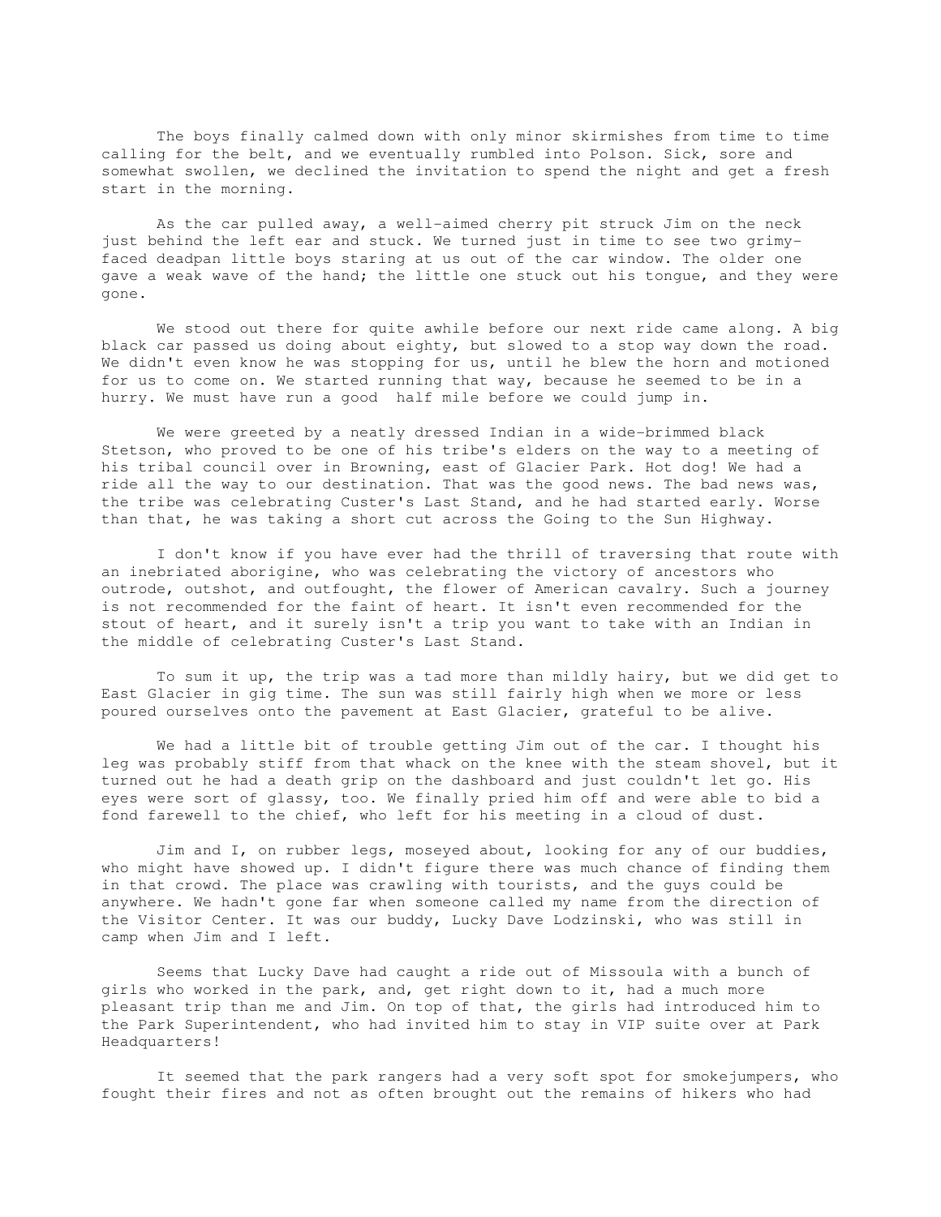The boys finally calmed down with only minor skirmishes from time to time calling for the belt, and we eventually rumbled into Polson. Sick, sore and somewhat swollen, we declined the invitation to spend the night and get a fresh start in the morning.

As the car pulled away, a well-aimed cherry pit struck Jim on the neck just behind the left ear and stuck. We turned just in time to see two grimy-faced deadpan little boys staring at us out of the car window. The older one gave a weak wave of the hand; the little one stuck out his tongue, and they were gone.

We stood out there for quite awhile before our next ride came along. A big black car passed us doing about eighty, but slowed to a stop way down the road. We didn't even know he was stopping for us, until he blew the horn and motioned for us to come on. We started running that way, because he seemed to be in a hurry. We must have run a good half mile before we could jump in.

We were greeted by a neatly dressed Indian in a wide-brimmed black Stetson, who proved to be one of his tribe's elders on the way to a meeting of his tribal council over in Browning, east of Glacier Park. Hot dog! We had a ride all the way to our destination. That was the good news. The bad news was, the tribe was celebrating Custer's Last Stand, and he had started early. Worse than that, he was taking a short cut across the Going to the Sun Highway.

I don't know if you have ever had the thrill of traversing that route with an inebriated aborigine, who was celebrating the victory of ancestors who outrode, outshot, and outfought, the flower of American cavalry. Such a journey is not recommended for the faint of heart. It isn't even recommended for the stout of heart, and it surely isn't a trip you want to take with an Indian in the middle of celebrating Custer's Last Stand.

To sum it up, the trip was a tad more than mildly hairy, but we did get to East Glacier in gig time. The sun was still fairly high when we more or less poured ourselves onto the pavement at East Glacier, grateful to be alive.

We had a little bit of trouble getting Jim out of the car. I thought his leg was probably stiff from that whack on the knee with the steam shovel, but it turned out he had a death grip on the dashboard and just couldn't let go. His eyes were sort of glassy, too. We finally pried him off and were able to bid a fond farewell to the chief, who left for his meeting in a cloud of dust.

Jim and I, on rubber legs, moseyed about, looking for any of our buddies, who might have showed up. I didn't figure there was much chance of finding them in that crowd. The place was crawling with tourists, and the guys could be anywhere. We hadn't gone far when someone called my name from the direction of the Visitor Center. It was our buddy, Lucky Dave Lodzinski, who was still in camp when Jim and I left.

Seems that Lucky Dave had caught a ride out of Missoula with a bunch of girls who worked in the park, and, get right down to it, had a much more pleasant trip than me and Jim. On top of that, the girls had introduced him to the Park Superintendent, who had invited him to stay in VIP suite over at Park Headquarters!

It seemed that the park rangers had a very soft spot for smokejumpers, who fought their fires and not as often brought out the remains of hikers who had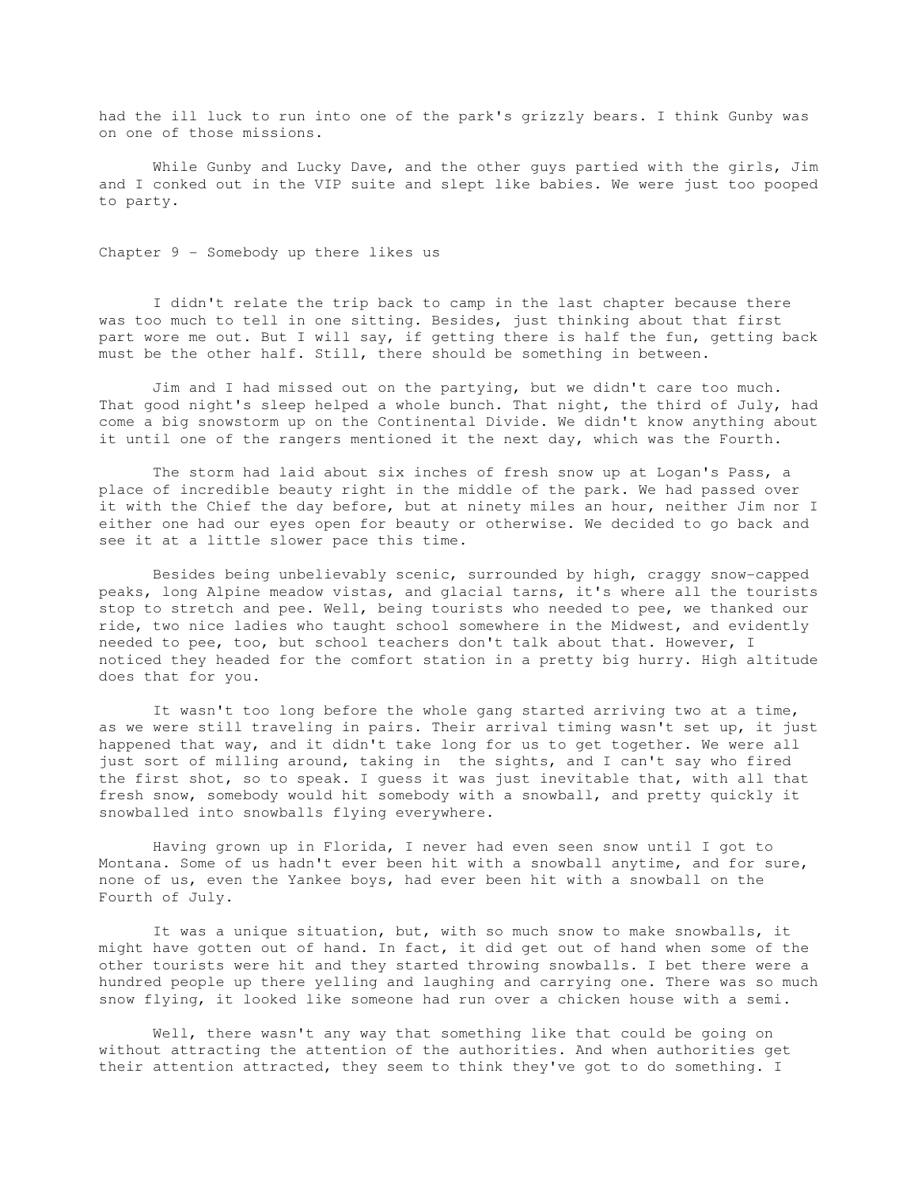had the ill luck to run into one of the park's grizzly bears. I think Gunby was on one of those missions.

While Gunby and Lucky Dave, and the other guys partied with the girls, Jim and I conked out in the VIP suite and slept like babies. We were just too pooped to party.

## Chapter 9 - Somebody up there likes us

I didn't relate the trip back to camp in the last chapter because there was too much to tell in one sitting. Besides, just thinking about that first part wore me out. But I will say, if getting there is half the fun, getting back must be the other half. Still, there should be something in between.

Jim and I had missed out on the partying, but we didn't care too much. That good night's sleep helped a whole bunch. That night, the third of July, had come a big snowstorm up on the Continental Divide. We didn't know anything about it until one of the rangers mentioned it the next day, which was the Fourth.

The storm had laid about six inches of fresh snow up at Logan's Pass, a place of incredible beauty right in the middle of the park. We had passed over it with the Chief the day before, but at ninety miles an hour, neither Jim nor I either one had our eyes open for beauty or otherwise. We decided to go back and see it at a little slower pace this time.

Besides being unbelievably scenic, surrounded by high, craggy snow-capped peaks, long Alpine meadow vistas, and glacial tarns, it's where all the tourists stop to stretch and pee. Well, being tourists who needed to pee, we thanked our ride, two nice ladies who taught school somewhere in the Midwest, and evidently needed to pee, too, but school teachers don't talk about that. However, I noticed they headed for the comfort station in a pretty big hurry. High altitude does that for you.

It wasn't too long before the whole gang started arriving two at a time, as we were still traveling in pairs. Their arrival timing wasn't set up, it just happened that way, and it didn't take long for us to get together. We were all just sort of milling around, taking in the sights, and I can't say who fired the first shot, so to speak. I guess it was just inevitable that, with all that fresh snow, somebody would hit somebody with a snowball, and pretty quickly it snowballed into snowballs flying everywhere.

Having grown up in Florida, I never had even seen snow until I got to Montana. Some of us hadn't ever been hit with a snowball anytime, and for sure, none of us, even the Yankee boys, had ever been hit with a snowball on the Fourth of July.

It was a unique situation, but, with so much snow to make snowballs, it might have gotten out of hand. In fact, it did get out of hand when some of the other tourists were hit and they started throwing snowballs. I bet there were a hundred people up there yelling and laughing and carrying one. There was so much snow flying, it looked like someone had run over a chicken house with a semi.

Well, there wasn't any way that something like that could be going on without attracting the attention of the authorities. And when authorities get their attention attracted, they seem to think they've got to do something. I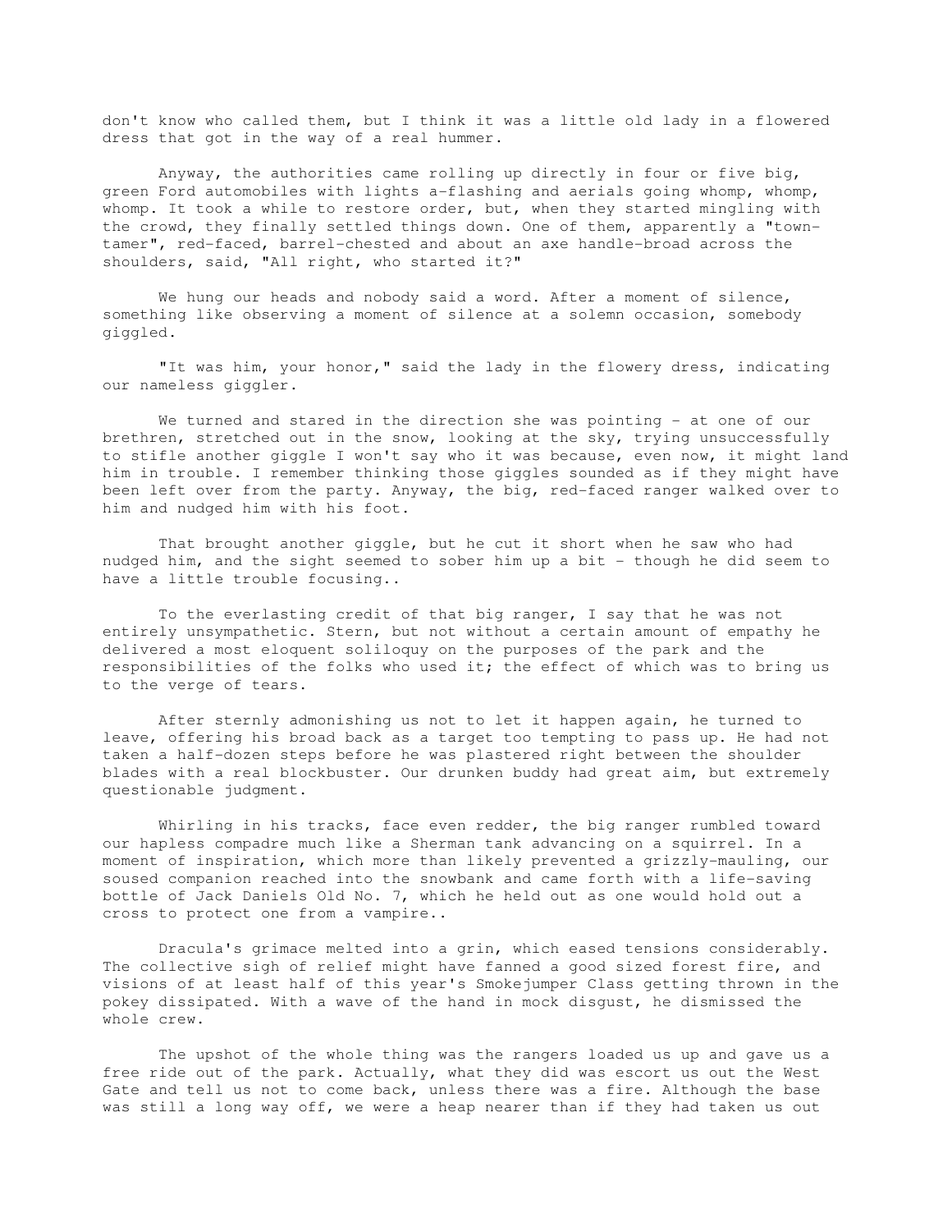don't know who called them, but I think it was a little old lady in a flowered dress that got in the way of a real hummer.

Anyway, the authorities came rolling up directly in four or five big, green Ford automobiles with lights a-flashing and aerials going whomp, whomp, whomp. It took a while to restore order, but, when they started mingling with the crowd, they finally settled things down. One of them, apparently a "town-tamer", red-faced, barrel-chested and about an axe handle-broad across the shoulders, said, "All right, who started it?"

We hung our heads and nobody said a word. After a moment of silence, something like observing a moment of silence at a solemn occasion, somebody giggled.

"It was him, your honor," said the lady in the flowery dress, indicating our nameless giggler.

We turned and stared in the direction she was pointing - at one of our brethren, stretched out in the snow, looking at the sky, trying unsuccessfully to stifle another giggle I won't say who it was because, even now, it might land him in trouble. I remember thinking those giggles sounded as if they might have been left over from the party. Anyway, the big, red-faced ranger walked over to him and nudged him with his foot.

That brought another giggle, but he cut it short when he saw who had nudged him, and the sight seemed to sober him up a bit - though he did seem to have a little trouble focusing..

To the everlasting credit of that big ranger, I say that he was not entirely unsympathetic. Stern, but not without a certain amount of empathy he delivered a most eloquent soliloquy on the purposes of the park and the responsibilities of the folks who used it; the effect of which was to bring us to the verge of tears.

After sternly admonishing us not to let it happen again, he turned to leave, offering his broad back as a target too tempting to pass up. He had not taken a half-dozen steps before he was plastered right between the shoulder blades with a real blockbuster. Our drunken buddy had great aim, but extremely questionable judgment.

Whirling in his tracks, face even redder, the big ranger rumbled toward our hapless compadre much like a Sherman tank advancing on a squirrel. In a moment of inspiration, which more than likely prevented a grizzly-mauling, our soused companion reached into the snowbank and came forth with a life-saving bottle of Jack Daniels Old No. 7, which he held out as one would hold out a cross to protect one from a vampire..

Dracula's grimace melted into a grin, which eased tensions considerably. The collective sigh of relief might have fanned a good sized forest fire, and visions of at least half of this year's Smokejumper Class getting thrown in the pokey dissipated. With a wave of the hand in mock disgust, he dismissed the whole crew.

The upshot of the whole thing was the rangers loaded us up and gave us a free ride out of the park. Actually, what they did was escort us out the West Gate and tell us not to come back, unless there was a fire. Although the base was still a long way off, we were a heap nearer than if they had taken us out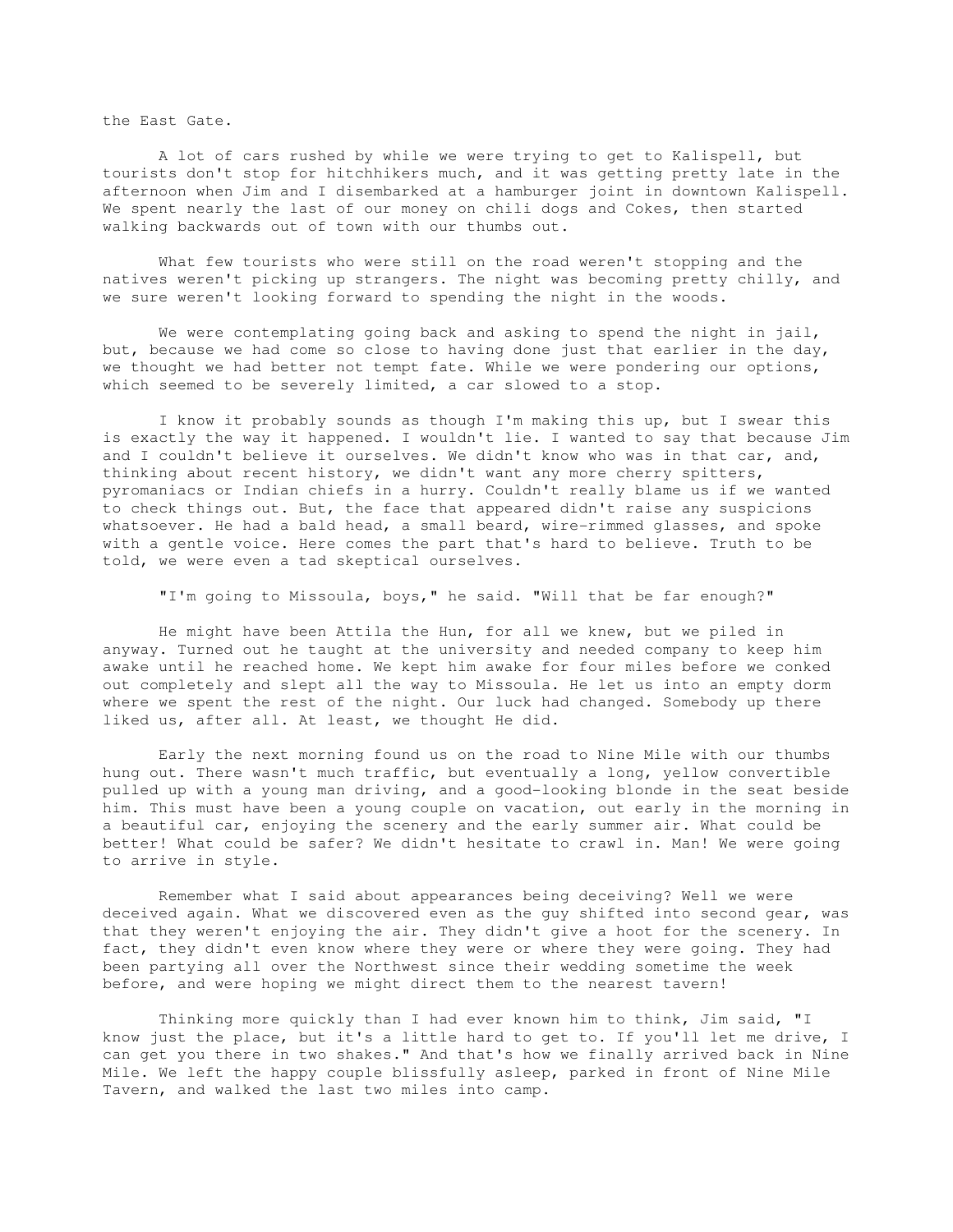the East Gate.

A lot of cars rushed by while we were trying to get to Kalispell, but tourists don't stop for hitchhikers much, and it was getting pretty late in the afternoon when Jim and I disembarked at a hamburger joint in downtown Kalispell. We spent nearly the last of our money on chili dogs and Cokes, then started walking backwards out of town with our thumbs out.

What few tourists who were still on the road weren't stopping and the natives weren't picking up strangers. The night was becoming pretty chilly, and we sure weren't looking forward to spending the night in the woods.

We were contemplating going back and asking to spend the night in jail, but, because we had come so close to having done just that earlier in the day, we thought we had better not tempt fate. While we were pondering our options, which seemed to be severely limited, a car slowed to a stop.

I know it probably sounds as though I'm making this up, but I swear this is exactly the way it happened. I wouldn't lie. I wanted to say that because Jim and I couldn't believe it ourselves. We didn't know who was in that car, and, thinking about recent history, we didn't want any more cherry spitters, pyromaniacs or Indian chiefs in a hurry. Couldn't really blame us if we wanted to check things out. But, the face that appeared didn't raise any suspicions whatsoever. He had a bald head, a small beard, wire-rimmed glasses, and spoke with a gentle voice. Here comes the part that's hard to believe. Truth to be told, we were even a tad skeptical ourselves.

"I'm going to Missoula, boys," he said. "Will that be far enough?"

He might have been Attila the Hun, for all we knew, but we piled in anyway. Turned out he taught at the university and needed company to keep him awake until he reached home. We kept him awake for four miles before we conked out completely and slept all the way to Missoula. He let us into an empty dorm where we spent the rest of the night. Our luck had changed. Somebody up there liked us, after all. At least, we thought He did.

Early the next morning found us on the road to Nine Mile with our thumbs hung out. There wasn't much traffic, but eventually a long, yellow convertible pulled up with a young man driving, and a good-looking blonde in the seat beside him. This must have been a young couple on vacation, out early in the morning in a beautiful car, enjoying the scenery and the early summer air. What could be better! What could be safer? We didn't hesitate to crawl in. Man! We were going to arrive in style.

Remember what I said about appearances being deceiving? Well we were deceived again. What we discovered even as the guy shifted into second gear, was that they weren't enjoying the air. They didn't give a hoot for the scenery. In fact, they didn't even know where they were or where they were going. They had been partying all over the Northwest since their wedding sometime the week before, and were hoping we might direct them to the nearest tavern!

Thinking more quickly than I had ever known him to think, Jim said, "I know just the place, but it's a little hard to get to. If you'll let me drive, I can get you there in two shakes." And that's how we finally arrived back in Nine Mile. We left the happy couple blissfully asleep, parked in front of Nine Mile Tavern, and walked the last two miles into camp.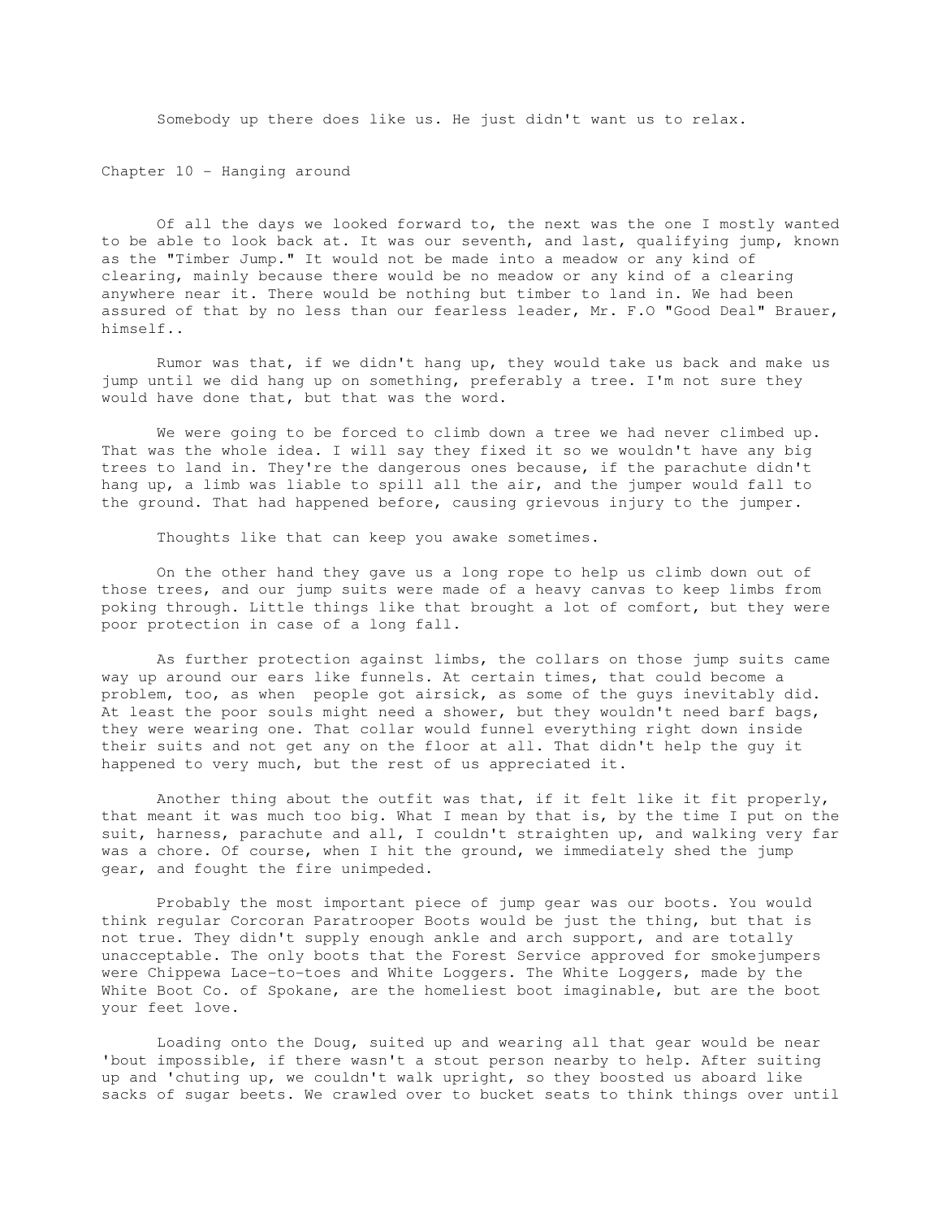Somebody up there does like us. He just didn't want us to relax.

## Chapter 10 - Hanging around

Of all the days we looked forward to, the next was the one I mostly wanted to be able to look back at. It was our seventh, and last, qualifying jump, known as the "Timber Jump." It would not be made into a meadow or any kind of clearing, mainly because there would be no meadow or any kind of a clearing anywhere near it. There would be nothing but timber to land in. We had been assured of that by no less than our fearless leader, Mr. F.O "Good Deal" Brauer, himself..

Rumor was that, if we didn't hang up, they would take us back and make us jump until we did hang up on something, preferably a tree. I'm not sure they would have done that, but that was the word.

We were going to be forced to climb down a tree we had never climbed up. That was the whole idea. I will say they fixed it so we wouldn't have any big trees to land in. They're the dangerous ones because, if the parachute didn't hang up, a limb was liable to spill all the air, and the jumper would fall to the ground. That had happened before, causing grievous injury to the jumper.

Thoughts like that can keep you awake sometimes.

On the other hand they gave us a long rope to help us climb down out of those trees, and our jump suits were made of a heavy canvas to keep limbs from poking through. Little things like that brought a lot of comfort, but they were poor protection in case of a long fall.

As further protection against limbs, the collars on those jump suits came way up around our ears like funnels. At certain times, that could become a problem, too, as when people got airsick, as some of the guys inevitably did. At least the poor souls might need a shower, but they wouldn't need barf bags, they were wearing one. That collar would funnel everything right down inside their suits and not get any on the floor at all. That didn't help the guy it happened to very much, but the rest of us appreciated it.

Another thing about the outfit was that, if it felt like it fit properly, that meant it was much too big. What I mean by that is, by the time I put on the suit, harness, parachute and all, I couldn't straighten up, and walking very far was a chore. Of course, when I hit the ground, we immediately shed the jump gear, and fought the fire unimpeded.

Probably the most important piece of jump gear was our boots. You would think regular Corcoran Paratrooper Boots would be just the thing, but that is not true. They didn't supply enough ankle and arch support, and are totally unacceptable. The only boots that the Forest Service approved for smokejumpers were Chippewa Lace-to-toes and White Loggers. The White Loggers, made by the White Boot Co. of Spokane, are the homeliest boot imaginable, but are the boot your feet love.

Loading onto the Doug, suited up and wearing all that gear would be near 'bout impossible, if there wasn't a stout person nearby to help. After suiting up and 'chuting up, we couldn't walk upright, so they boosted us aboard like sacks of sugar beets. We crawled over to bucket seats to think things over until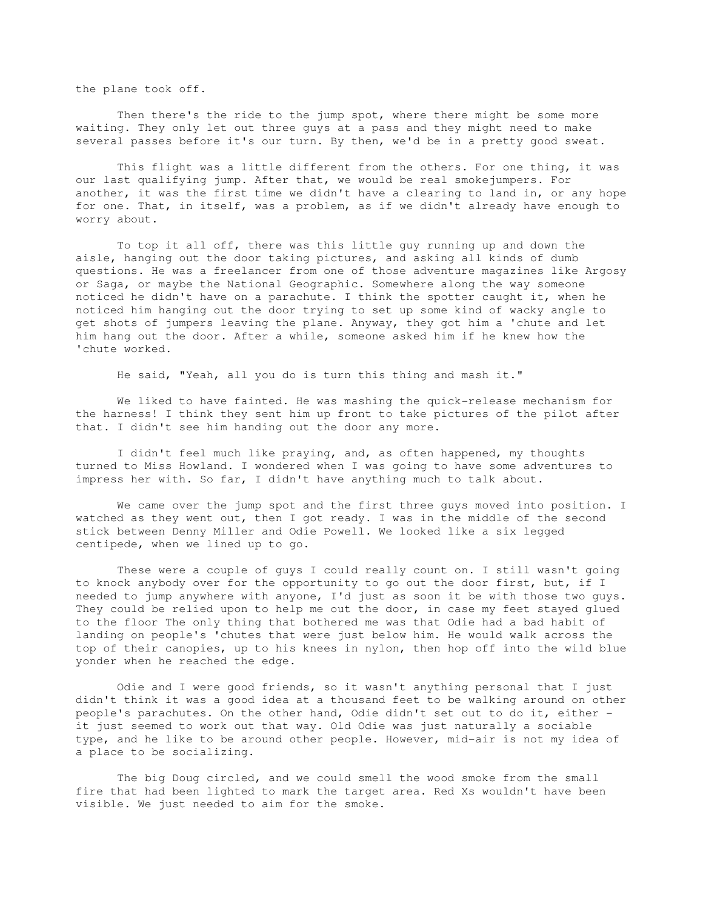the plane took off.

Then there's the ride to the jump spot, where there might be some more waiting. They only let out three guys at a pass and they might need to make several passes before it's our turn. By then, we'd be in a pretty good sweat.

This flight was a little different from the others. For one thing, it was our last qualifying jump. After that, we would be real smokejumpers. For another, it was the first time we didn't have a clearing to land in, or any hope for one. That, in itself, was a problem, as if we didn't already have enough to worry about.

To top it all off, there was this little guy running up and down the aisle, hanging out the door taking pictures, and asking all kinds of dumb questions. He was a freelancer from one of those adventure magazines like Argosy or Saga, or maybe the National Geographic. Somewhere along the way someone noticed he didn't have on a parachute. I think the spotter caught it, when he noticed him hanging out the door trying to set up some kind of wacky angle to get shots of jumpers leaving the plane. Anyway, they got him a 'chute and let him hang out the door. After a while, someone asked him if he knew how the 'chute worked.

He said, "Yeah, all you do is turn this thing and mash it."

We liked to have fainted. He was mashing the quick-release mechanism for the harness! I think they sent him up front to take pictures of the pilot after that. I didn't see him handing out the door any more.

I didn't feel much like praying, and, as often happened, my thoughts turned to Miss Howland. I wondered when I was going to have some adventures to impress her with. So far, I didn't have anything much to talk about.

We came over the jump spot and the first three guys moved into position. I watched as they went out, then I got ready. I was in the middle of the second stick between Denny Miller and Odie Powell. We looked like a six legged centipede, when we lined up to go.

These were a couple of guys I could really count on. I still wasn't going to knock anybody over for the opportunity to go out the door first, but, if I needed to jump anywhere with anyone, I'd just as soon it be with those two guys. They could be relied upon to help me out the door, in case my feet stayed glued to the floor The only thing that bothered me was that Odie had a bad habit of landing on people's 'chutes that were just below him. He would walk across the top of their canopies, up to his knees in nylon, then hop off into the wild blue yonder when he reached the edge.

Odie and I were good friends, so it wasn't anything personal that I just didn't think it was a good idea at a thousand feet to be walking around on other people's parachutes. On the other hand, Odie didn't set out to do it, either - it just seemed to work out that way. Old Odie was just naturally a sociable type, and he like to be around other people. However, mid-air is not my idea of a place to be socializing.

The big Doug circled, and we could smell the wood smoke from the small fire that had been lighted to mark the target area. Red Xs wouldn't have been visible. We just needed to aim for the smoke.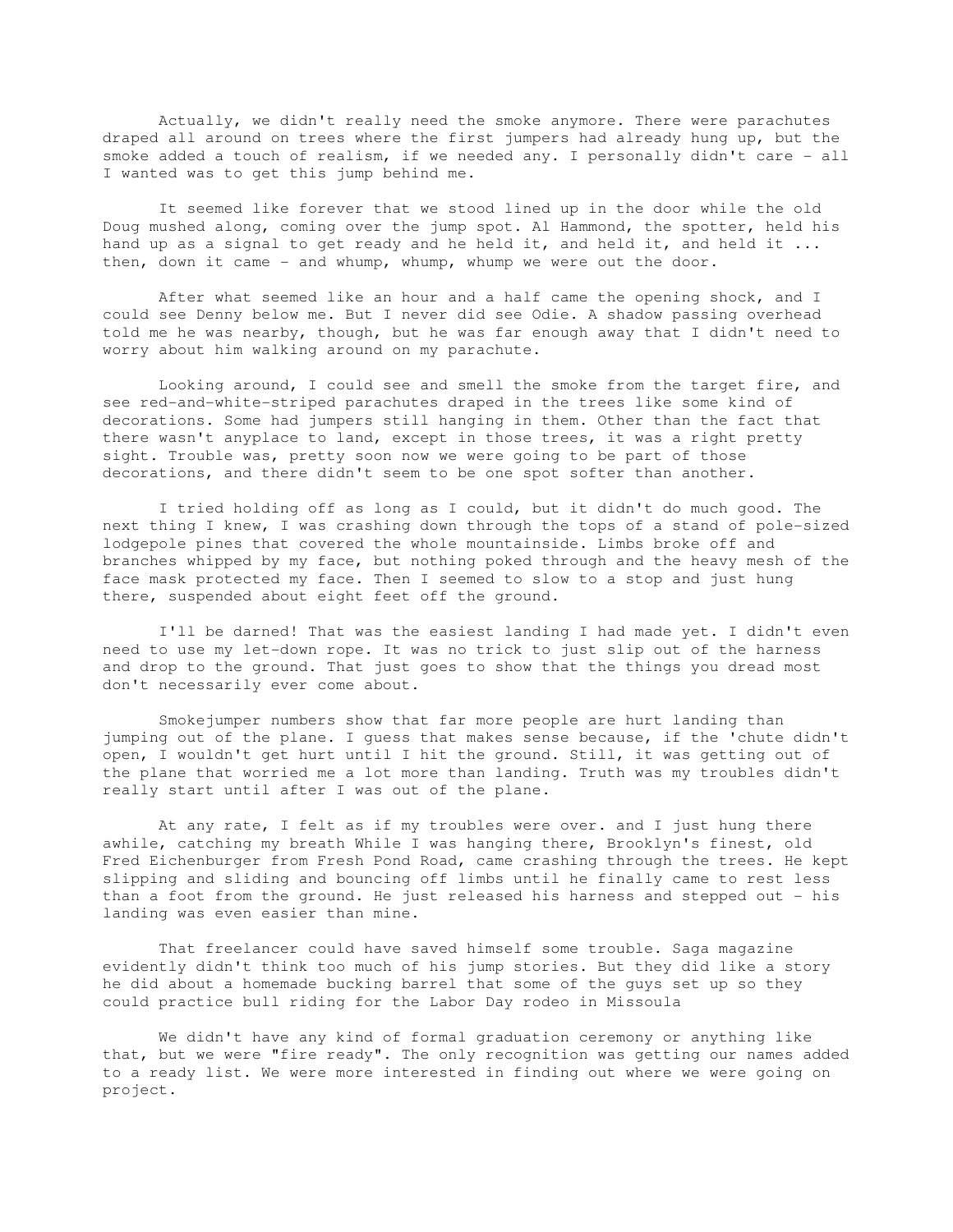Actually, we didn't really need the smoke anymore. There were parachutes draped all around on trees where the first jumpers had already hung up, but the smoke added a touch of realism, if we needed any. I personally didn't care - all I wanted was to get this jump behind me.

It seemed like forever that we stood lined up in the door while the old Doug mushed along, coming over the jump spot. Al Hammond, the spotter, held his hand up as a signal to get ready and he held it, and held it, and held it ... then, down it came - and whump, whump, whump we were out the door.

After what seemed like an hour and a half came the opening shock, and I could see Denny below me. But I never did see Odie. A shadow passing overhead told me he was nearby, though, but he was far enough away that I didn't need to worry about him walking around on my parachute.

Looking around, I could see and smell the smoke from the target fire, and see red-and-white-striped parachutes draped in the trees like some kind of decorations. Some had jumpers still hanging in them. Other than the fact that there wasn't anyplace to land, except in those trees, it was a right pretty sight. Trouble was, pretty soon now we were going to be part of those decorations, and there didn't seem to be one spot softer than another.

I tried holding off as long as I could, but it didn't do much good. The next thing I knew, I was crashing down through the tops of a stand of pole-sized lodgepole pines that covered the whole mountainside. Limbs broke off and branches whipped by my face, but nothing poked through and the heavy mesh of the face mask protected my face. Then I seemed to slow to a stop and just hung there, suspended about eight feet off the ground.

I'll be darned! That was the easiest landing I had made yet. I didn't even need to use my let-down rope. It was no trick to just slip out of the harness and drop to the ground. That just goes to show that the things you dread most don't necessarily ever come about.

Smokejumper numbers show that far more people are hurt landing than jumping out of the plane. I guess that makes sense because, if the 'chute didn't open, I wouldn't get hurt until I hit the ground. Still, it was getting out of the plane that worried me a lot more than landing. Truth was my troubles didn't really start until after I was out of the plane.

At any rate, I felt as if my troubles were over. and I just hung there awhile, catching my breath While I was hanging there, Brooklyn's finest, old Fred Eichenburger from Fresh Pond Road, came crashing through the trees. He kept slipping and sliding and bouncing off limbs until he finally came to rest less than a foot from the ground. He just released his harness and stepped out - his landing was even easier than mine.

That freelancer could have saved himself some trouble. Saga magazine evidently didn't think too much of his jump stories. But they did like a story he did about a homemade bucking barrel that some of the guys set up so they could practice bull riding for the Labor Day rodeo in Missoula

We didn't have any kind of formal graduation ceremony or anything like that, but we were "fire ready". The only recognition was getting our names added to a ready list. We were more interested in finding out where we were going on project.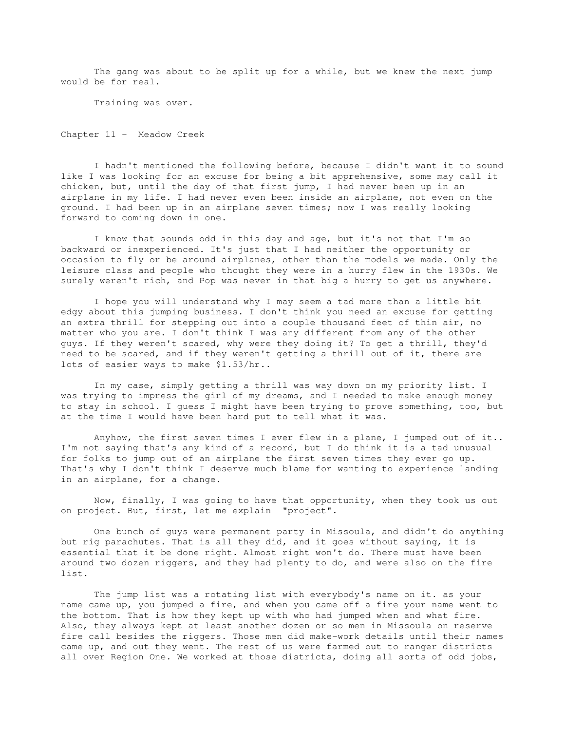The gang was about to be split up for a while, but we knew the next jump would be for real.

Training was over.

## Chapter 11 – Meadow Creek

I hadn't mentioned the following before, because I didn't want it to sound like I was looking for an excuse for being a bit apprehensive, some may call it chicken, but, until the day of that first jump, I had never been up in an airplane in my life. I had never even been inside an airplane, not even on the ground. I had been up in an airplane seven times; now I was really looking forward to coming down in one.

I know that sounds odd in this day and age, but it's not that I'm so backward or inexperienced. It's just that I had neither the opportunity or occasion to fly or be around airplanes, other than the models we made. Only the leisure class and people who thought they were in a hurry flew in the 1930s. We surely weren't rich, and Pop was never in that big a hurry to get us anywhere.

I hope you will understand why I may seem a tad more than a little bit edgy about this jumping business. I don't think you need an excuse for getting an extra thrill for stepping out into a couple thousand feet of thin air, no matter who you are. I don't think I was any different from any of the other guys. If they weren't scared, why were they doing it? To get a thrill, they'd need to be scared, and if they weren't getting a thrill out of it, there are lots of easier ways to make $1.53/hr..

In my case, simply getting a thrill was way down on my priority list. I was trying to impress the girl of my dreams, and I needed to make enough money to stay in school. I guess I might have been trying to prove something, too, but at the time I would have been hard put to tell what it was.

Anyhow, the first seven times I ever flew in a plane, I jumped out of it.. I'm not saying that's any kind of a record, but I do think it is a tad unusual for folks to jump out of an airplane the first seven times they ever go up. That's why I don't think I deserve much blame for wanting to experience landing in an airplane, for a change.

Now, finally, I was going to have that opportunity, when they took us out on project. But, first, let me explain "project".

One bunch of guys were permanent party in Missoula, and didn't do anything but rig parachutes. That is all they did, and it goes without saying, it is essential that it be done right. Almost right won't do. There must have been around two dozen riggers, and they had plenty to do, and were also on the fire list.

The jump list was a rotating list with everybody's name on it. as your name came up, you jumped a fire, and when you came off a fire your name went to the bottom. That is how they kept up with who had jumped when and what fire. Also, they always kept at least another dozen or so men in Missoula on reserve fire call besides the riggers. Those men did make-work details until their names came up, and out they went. The rest of us were farmed out to ranger districts all over Region One. We worked at those districts, doing all sorts of odd jobs,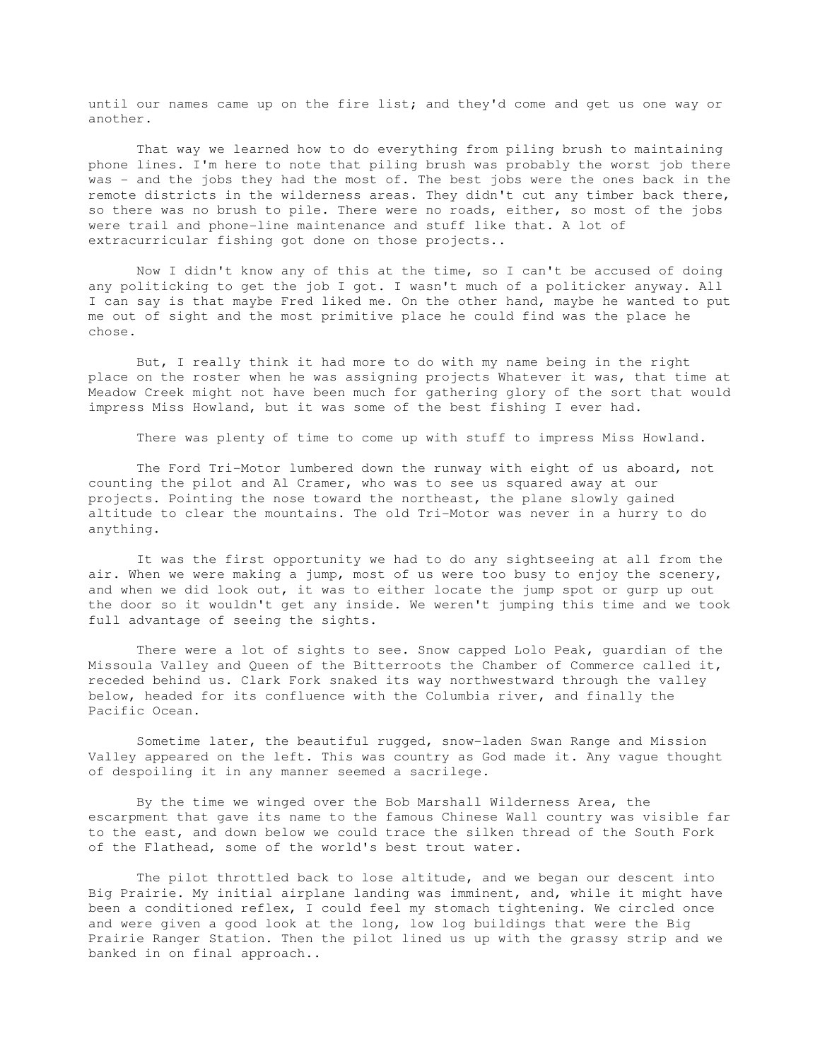until our names came up on the fire list; and they'd come and get us one way or another.

That way we learned how to do everything from piling brush to maintaining phone lines. I'm here to note that piling brush was probably the worst job there was - and the jobs they had the most of. The best jobs were the ones back in the remote districts in the wilderness areas. They didn't cut any timber back there, so there was no brush to pile. There were no roads, either, so most of the jobs were trail and phone-line maintenance and stuff like that. A lot of extracurricular fishing got done on those projects..

Now I didn't know any of this at the time, so I can't be accused of doing any politicking to get the job I got. I wasn't much of a politicker anyway. All I can say is that maybe Fred liked me. On the other hand, maybe he wanted to put me out of sight and the most primitive place he could find was the place he chose.

But, I really think it had more to do with my name being in the right place on the roster when he was assigning projects Whatever it was, that time at Meadow Creek might not have been much for gathering glory of the sort that would impress Miss Howland, but it was some of the best fishing I ever had.

There was plenty of time to come up with stuff to impress Miss Howland.

The Ford Tri-Motor lumbered down the runway with eight of us aboard, not counting the pilot and Al Cramer, who was to see us squared away at our projects. Pointing the nose toward the northeast, the plane slowly gained altitude to clear the mountains. The old Tri-Motor was never in a hurry to do anything.

It was the first opportunity we had to do any sightseeing at all from the air. When we were making a jump, most of us were too busy to enjoy the scenery, and when we did look out, it was to either locate the jump spot or gurp up out the door so it wouldn't get any inside. We weren't jumping this time and we took full advantage of seeing the sights.

There were a lot of sights to see. Snow capped Lolo Peak, guardian of the Missoula Valley and Queen of the Bitterroots the Chamber of Commerce called it, receded behind us. Clark Fork snaked its way northwestward through the valley below, headed for its confluence with the Columbia river, and finally the Pacific Ocean.

Sometime later, the beautiful rugged, snow-laden Swan Range and Mission Valley appeared on the left. This was country as God made it. Any vague thought of despoiling it in any manner seemed a sacrilege.

By the time we winged over the Bob Marshall Wilderness Area, the escarpment that gave its name to the famous Chinese Wall country was visible far to the east, and down below we could trace the silken thread of the South Fork of the Flathead, some of the world's best trout water.

The pilot throttled back to lose altitude, and we began our descent into Big Prairie. My initial airplane landing was imminent, and, while it might have been a conditioned reflex, I could feel my stomach tightening. We circled once and were given a good look at the long, low log buildings that were the Big Prairie Ranger Station. Then the pilot lined us up with the grassy strip and we banked in on final approach..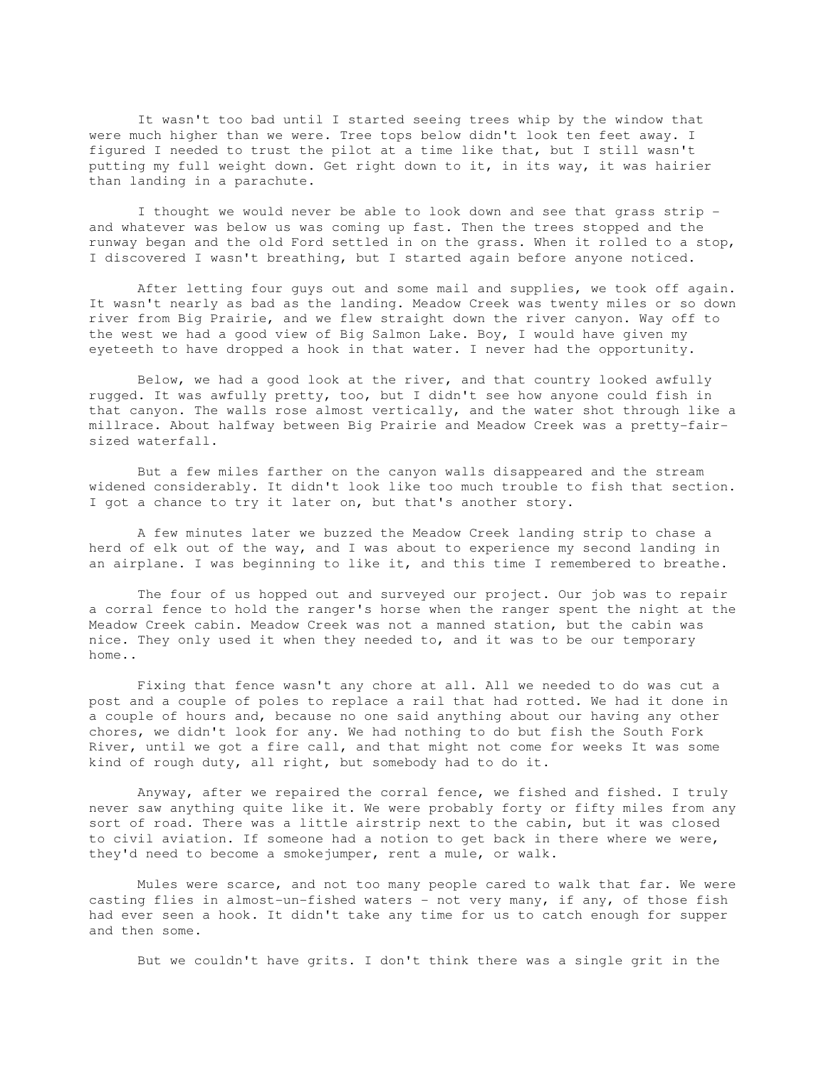It wasn't too bad until I started seeing trees whip by the window that were much higher than we were. Tree tops below didn't look ten feet away. I figured I needed to trust the pilot at a time like that, but I still wasn't putting my full weight down. Get right down to it, in its way, it was hairier than landing in a parachute.

I thought we would never be able to look down and see that grass strip – and whatever was below us was coming up fast. Then the trees stopped and the runway began and the old Ford settled in on the grass. When it rolled to a stop, I discovered I wasn't breathing, but I started again before anyone noticed.

After letting four guys out and some mail and supplies, we took off again. It wasn't nearly as bad as the landing. Meadow Creek was twenty miles or so down river from Big Prairie, and we flew straight down the river canyon. Way off to the west we had a good view of Big Salmon Lake. Boy, I would have given my eyeteeth to have dropped a hook in that water. I never had the opportunity.

Below, we had a good look at the river, and that country looked awfully rugged. It was awfully pretty, too, but I didn't see how anyone could fish in that canyon. The walls rose almost vertically, and the water shot through like a millrace. About halfway between Big Prairie and Meadow Creek was a pretty-fair-sized waterfall.

But a few miles farther on the canyon walls disappeared and the stream widened considerably. It didn't look like too much trouble to fish that section. I got a chance to try it later on, but that's another story.

A few minutes later we buzzed the Meadow Creek landing strip to chase a herd of elk out of the way, and I was about to experience my second landing in an airplane. I was beginning to like it, and this time I remembered to breathe.

The four of us hopped out and surveyed our project. Our job was to repair a corral fence to hold the ranger's horse when the ranger spent the night at the Meadow Creek cabin. Meadow Creek was not a manned station, but the cabin was nice. They only used it when they needed to, and it was to be our temporary home..

Fixing that fence wasn't any chore at all. All we needed to do was cut a post and a couple of poles to replace a rail that had rotted. We had it done in a couple of hours and, because no one said anything about our having any other chores, we didn't look for any. We had nothing to do but fish the South Fork River, until we got a fire call, and that might not come for weeks It was some kind of rough duty, all right, but somebody had to do it.

Anyway, after we repaired the corral fence, we fished and fished. I truly never saw anything quite like it. We were probably forty or fifty miles from any sort of road. There was a little airstrip next to the cabin, but it was closed to civil aviation. If someone had a notion to get back in there where we were, they'd need to become a smokejumper, rent a mule, or walk.

Mules were scarce, and not too many people cared to walk that far. We were casting flies in almost-un-fished waters – not very many, if any, of those fish had ever seen a hook. It didn't take any time for us to catch enough for supper and then some.

But we couldn't have grits. I don't think there was a single grit in the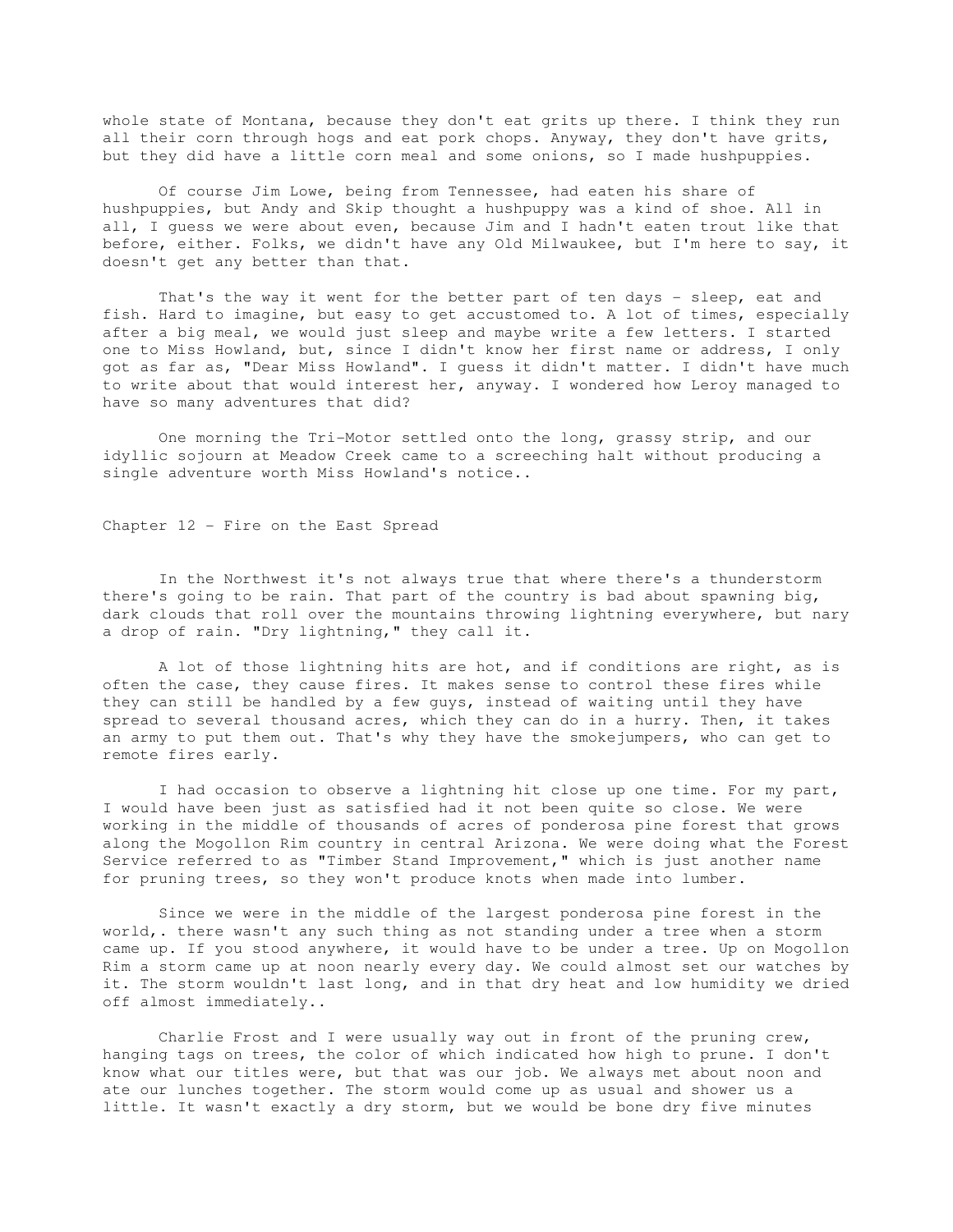whole state of Montana, because they don't eat grits up there. I think they run all their corn through hogs and eat pork chops. Anyway, they don't have grits, but they did have a little corn meal and some onions, so I made hushpuppies.

Of course Jim Lowe, being from Tennessee, had eaten his share of hushpuppies, but Andy and Skip thought a hushpuppy was a kind of shoe. All in all, I guess we were about even, because Jim and I hadn't eaten trout like that before, either. Folks, we didn't have any Old Milwaukee, but I'm here to say, it doesn't get any better than that.

That's the way it went for the better part of ten days - sleep, eat and fish. Hard to imagine, but easy to get accustomed to. A lot of times, especially after a big meal, we would just sleep and maybe write a few letters. I started one to Miss Howland, but, since I didn't know her first name or address, I only got as far as, "Dear Miss Howland". I guess it didn't matter. I didn't have much to write about that would interest her, anyway. I wondered how Leroy managed to have so many adventures that did?

One morning the Tri-Motor settled onto the long, grassy strip, and our idyllic sojourn at Meadow Creek came to a screeching halt without producing a single adventure worth Miss Howland's notice..

## Chapter 12 - Fire on the East Spread

In the Northwest it's not always true that where there's a thunderstorm there's going to be rain. That part of the country is bad about spawning big, dark clouds that roll over the mountains throwing lightning everywhere, but nary a drop of rain. "Dry lightning," they call it.

A lot of those lightning hits are hot, and if conditions are right, as is often the case, they cause fires. It makes sense to control these fires while they can still be handled by a few guys, instead of waiting until they have spread to several thousand acres, which they can do in a hurry. Then, it takes an army to put them out. That's why they have the smokejumpers, who can get to remote fires early.

I had occasion to observe a lightning hit close up one time. For my part, I would have been just as satisfied had it not been quite so close. We were working in the middle of thousands of acres of ponderosa pine forest that grows along the Mogollon Rim country in central Arizona. We were doing what the Forest Service referred to as "Timber Stand Improvement," which is just another name for pruning trees, so they won't produce knots when made into lumber.

Since we were in the middle of the largest ponderosa pine forest in the world,. there wasn't any such thing as not standing under a tree when a storm came up. If you stood anywhere, it would have to be under a tree. Up on Mogollon Rim a storm came up at noon nearly every day. We could almost set our watches by it. The storm wouldn't last long, and in that dry heat and low humidity we dried off almost immediately..

Charlie Frost and I were usually way out in front of the pruning crew, hanging tags on trees, the color of which indicated how high to prune. I don't know what our titles were, but that was our job. We always met about noon and ate our lunches together. The storm would come up as usual and shower us a little. It wasn't exactly a dry storm, but we would be bone dry five minutes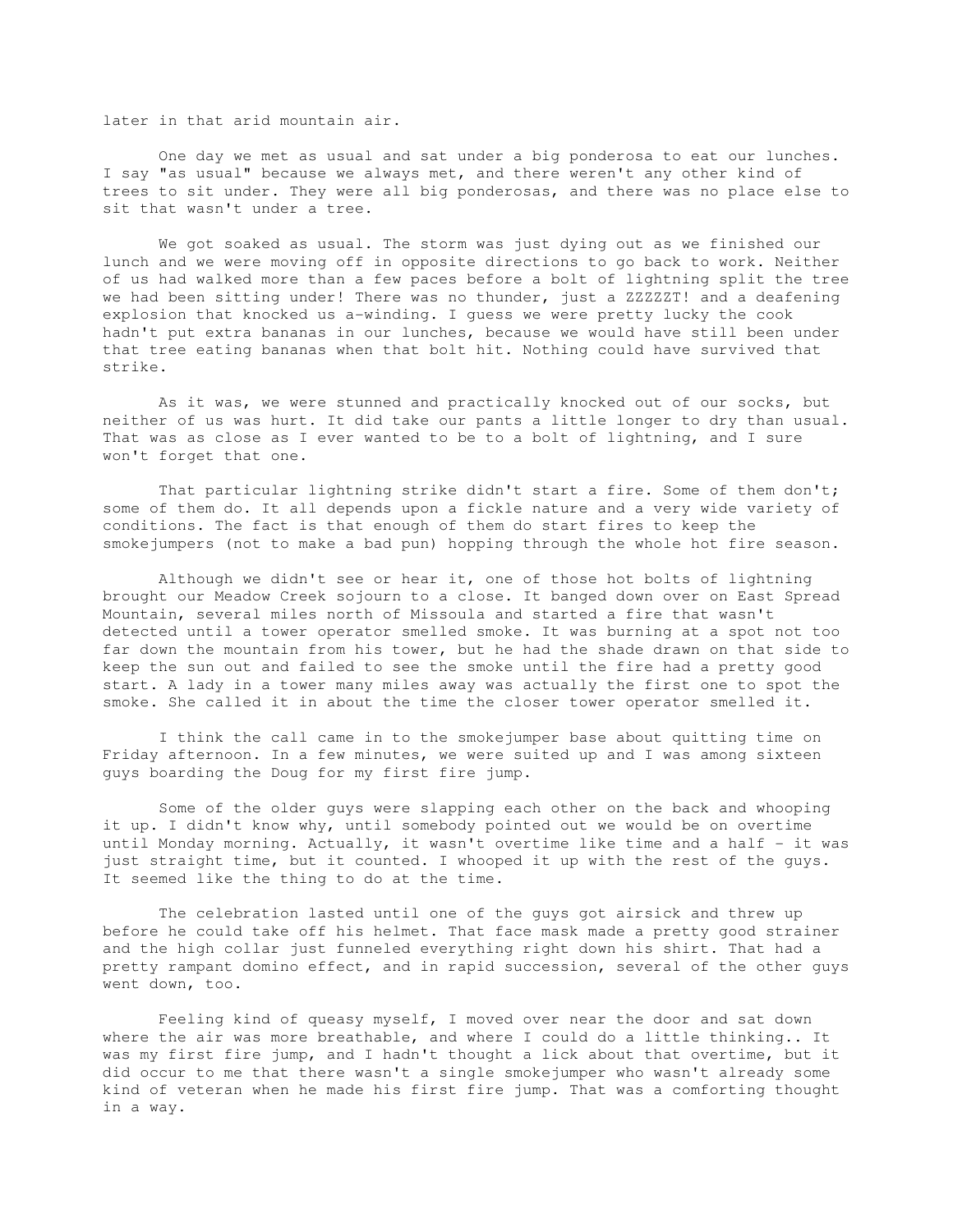later in that arid mountain air.

One day we met as usual and sat under a big ponderosa to eat our lunches. I say "as usual" because we always met, and there weren't any other kind of trees to sit under. They were all big ponderosas, and there was no place else to sit that wasn't under a tree.

We got soaked as usual. The storm was just dying out as we finished our lunch and we were moving off in opposite directions to go back to work. Neither of us had walked more than a few paces before a bolt of lightning split the tree we had been sitting under! There was no thunder, just a ZZZZZT! and a deafening explosion that knocked us a-winding. I guess we were pretty lucky the cook hadn't put extra bananas in our lunches, because we would have still been under that tree eating bananas when that bolt hit. Nothing could have survived that strike.

As it was, we were stunned and practically knocked out of our socks, but neither of us was hurt. It did take our pants a little longer to dry than usual. That was as close as I ever wanted to be to a bolt of lightning, and I sure won't forget that one.

That particular lightning strike didn't start a fire. Some of them don't; some of them do. It all depends upon a fickle nature and a very wide variety of conditions. The fact is that enough of them do start fires to keep the smokejumpers (not to make a bad pun) hopping through the whole hot fire season.

Although we didn't see or hear it, one of those hot bolts of lightning brought our Meadow Creek sojourn to a close. It banged down over on East Spread Mountain, several miles north of Missoula and started a fire that wasn't detected until a tower operator smelled smoke. It was burning at a spot not too far down the mountain from his tower, but he had the shade drawn on that side to keep the sun out and failed to see the smoke until the fire had a pretty good start. A lady in a tower many miles away was actually the first one to spot the smoke. She called it in about the time the closer tower operator smelled it.

I think the call came in to the smokejumper base about quitting time on Friday afternoon. In a few minutes, we were suited up and I was among sixteen guys boarding the Doug for my first fire jump.

Some of the older guys were slapping each other on the back and whooping it up. I didn't know why, until somebody pointed out we would be on overtime until Monday morning. Actually, it wasn't overtime like time and a half - it was just straight time, but it counted. I whooped it up with the rest of the guys. It seemed like the thing to do at the time.

The celebration lasted until one of the guys got airsick and threw up before he could take off his helmet. That face mask made a pretty good strainer and the high collar just funneled everything right down his shirt. That had a pretty rampant domino effect, and in rapid succession, several of the other guys went down, too.

Feeling kind of queasy myself, I moved over near the door and sat down where the air was more breathable, and where I could do a little thinking.. It was my first fire jump, and I hadn't thought a lick about that overtime, but it did occur to me that there wasn't a single smokejumper who wasn't already some kind of veteran when he made his first fire jump. That was a comforting thought in a way.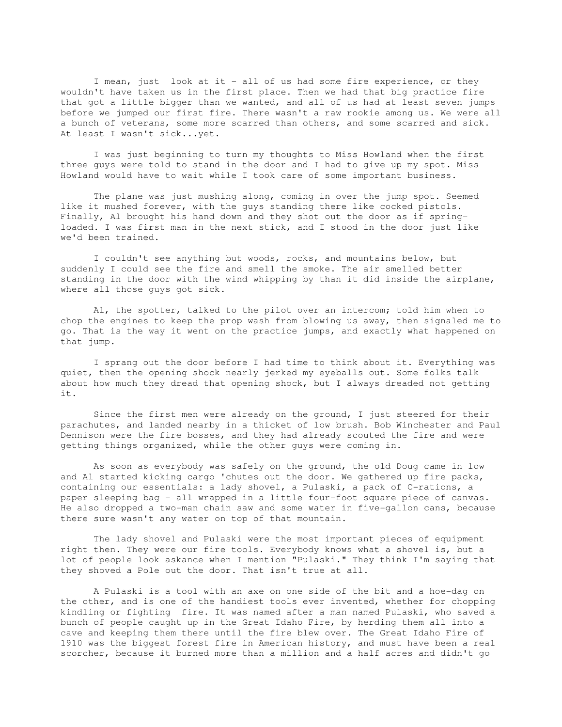I mean, just look at it - all of us had some fire experience, or they wouldn't have taken us in the first place. Then we had that big practice fire that got a little bigger than we wanted, and all of us had at least seven jumps before we jumped our first fire. There wasn't a raw rookie among us. We were all a bunch of veterans, some more scarred than others, and some scarred and sick. At least I wasn't sick...yet.

I was just beginning to turn my thoughts to Miss Howland when the first three guys were told to stand in the door and I had to give up my spot. Miss Howland would have to wait while I took care of some important business.

The plane was just mushing along, coming in over the jump spot. Seemed like it mushed forever, with the guys standing there like cocked pistols. Finally, Al brought his hand down and they shot out the door as if spring-loaded. I was first man in the next stick, and I stood in the door just like we'd been trained.

I couldn't see anything but woods, rocks, and mountains below, but suddenly I could see the fire and smell the smoke. The air smelled better standing in the door with the wind whipping by than it did inside the airplane, where all those guys got sick.

Al, the spotter, talked to the pilot over an intercom; told him when to chop the engines to keep the prop wash from blowing us away, then signaled me to go. That is the way it went on the practice jumps, and exactly what happened on that jump.

I sprang out the door before I had time to think about it. Everything was quiet, then the opening shock nearly jerked my eyeballs out. Some folks talk about how much they dread that opening shock, but I always dreaded not getting it.

Since the first men were already on the ground, I just steered for their parachutes, and landed nearby in a thicket of low brush. Bob Winchester and Paul Dennison were the fire bosses, and they had already scouted the fire and were getting things organized, while the other guys were coming in.

As soon as everybody was safely on the ground, the old Doug came in low and Al started kicking cargo 'chutes out the door. We gathered up fire packs, containing our essentials: a lady shovel, a Pulaski, a pack of C-rations, a paper sleeping bag - all wrapped in a little four-foot square piece of canvas. He also dropped a two-man chain saw and some water in five-gallon cans, because there sure wasn't any water on top of that mountain.

The lady shovel and Pulaski were the most important pieces of equipment right then. They were our fire tools. Everybody knows what a shovel is, but a lot of people look askance when I mention "Pulaski." They think I'm saying that they shoved a Pole out the door. That isn't true at all.

A Pulaski is a tool with an axe on one side of the bit and a hoe-dag on the other, and is one of the handiest tools ever invented, whether for chopping kindling or fighting fire. It was named after a man named Pulaski, who saved a bunch of people caught up in the Great Idaho Fire, by herding them all into a cave and keeping them there until the fire blew over. The Great Idaho Fire of 1910 was the biggest forest fire in American history, and must have been a real scorcher, because it burned more than a million and a half acres and didn't go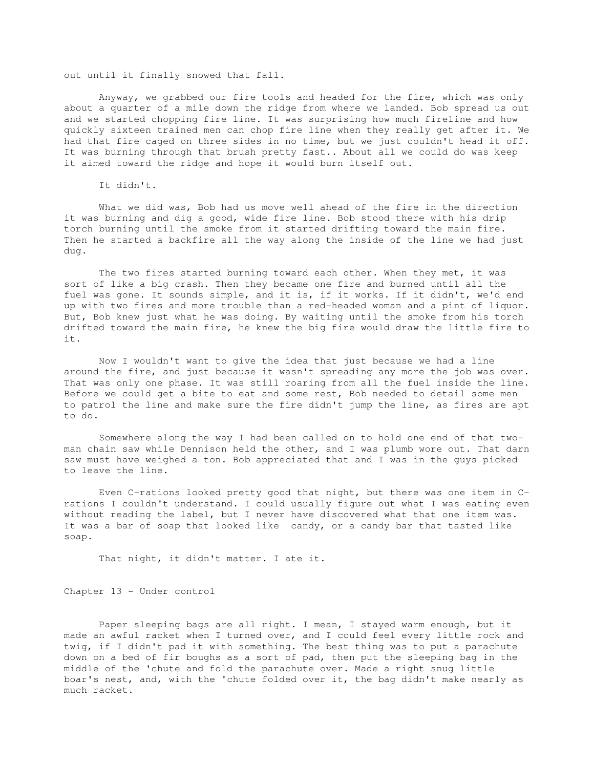out until it finally snowed that fall.

Anyway, we grabbed our fire tools and headed for the fire, which was only about a quarter of a mile down the ridge from where we landed. Bob spread us out and we started chopping fire line. It was surprising how much fireline and how quickly sixteen trained men can chop fire line when they really get after it. We had that fire caged on three sides in no time, but we just couldn't head it off. It was burning through that brush pretty fast.. About all we could do was keep it aimed toward the ridge and hope it would burn itself out.

It didn't.

What we did was, Bob had us move well ahead of the fire in the direction it was burning and dig a good, wide fire line. Bob stood there with his drip torch burning until the smoke from it started drifting toward the main fire. Then he started a backfire all the way along the inside of the line we had just dug.

The two fires started burning toward each other. When they met, it was sort of like a big crash. Then they became one fire and burned until all the fuel was gone. It sounds simple, and it is, if it works. If it didn't, we'd end up with two fires and more trouble than a red-headed woman and a pint of liquor. But, Bob knew just what he was doing. By waiting until the smoke from his torch drifted toward the main fire, he knew the big fire would draw the little fire to it.

Now I wouldn't want to give the idea that just because we had a line around the fire, and just because it wasn't spreading any more the job was over. That was only one phase. It was still roaring from all the fuel inside the line. Before we could get a bite to eat and some rest, Bob needed to detail some men to patrol the line and make sure the fire didn't jump the line, as fires are apt to do.

Somewhere along the way I had been called on to hold one end of that two-man chain saw while Dennison held the other, and I was plumb wore out. That darn saw must have weighed a ton. Bob appreciated that and I was in the guys picked to leave the line.

Even C-rations looked pretty good that night, but there was one item in C-rations I couldn't understand. I could usually figure out what I was eating even without reading the label, but I never have discovered what that one item was. It was a bar of soap that looked like candy, or a candy bar that tasted like soap.

That night, it didn't matter. I ate it.

## Chapter 13 - Under control

Paper sleeping bags are all right. I mean, I stayed warm enough, but it made an awful racket when I turned over, and I could feel every little rock and twig, if I didn't pad it with something. The best thing was to put a parachute down on a bed of fir boughs as a sort of pad, then put the sleeping bag in the middle of the 'chute and fold the parachute over. Made a right snug little boar's nest, and, with the 'chute folded over it, the bag didn't make nearly as much racket.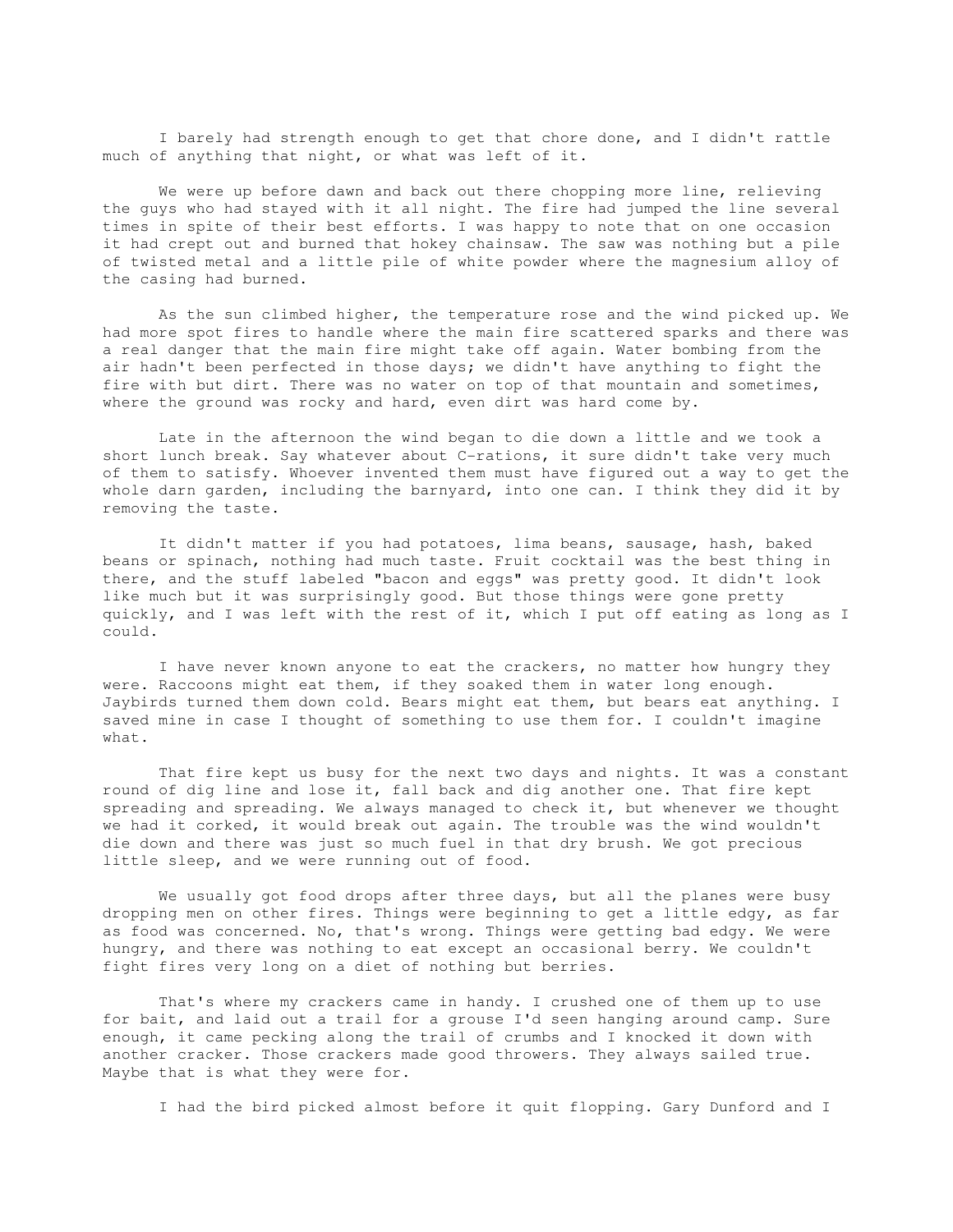I barely had strength enough to get that chore done, and I didn't rattle much of anything that night, or what was left of it.

We were up before dawn and back out there chopping more line, relieving the guys who had stayed with it all night. The fire had jumped the line several times in spite of their best efforts. I was happy to note that on one occasion it had crept out and burned that hokey chainsaw. The saw was nothing but a pile of twisted metal and a little pile of white powder where the magnesium alloy of the casing had burned.

As the sun climbed higher, the temperature rose and the wind picked up. We had more spot fires to handle where the main fire scattered sparks and there was a real danger that the main fire might take off again. Water bombing from the air hadn't been perfected in those days; we didn't have anything to fight the fire with but dirt. There was no water on top of that mountain and sometimes, where the ground was rocky and hard, even dirt was hard come by.

Late in the afternoon the wind began to die down a little and we took a short lunch break. Say whatever about C-rations, it sure didn't take very much of them to satisfy. Whoever invented them must have figured out a way to get the whole darn garden, including the barnyard, into one can. I think they did it by removing the taste.

It didn't matter if you had potatoes, lima beans, sausage, hash, baked beans or spinach, nothing had much taste. Fruit cocktail was the best thing in there, and the stuff labeled "bacon and eggs" was pretty good. It didn't look like much but it was surprisingly good. But those things were gone pretty quickly, and I was left with the rest of it, which I put off eating as long as I could.

I have never known anyone to eat the crackers, no matter how hungry they were. Raccoons might eat them, if they soaked them in water long enough. Jaybirds turned them down cold. Bears might eat them, but bears eat anything. I saved mine in case I thought of something to use them for. I couldn't imagine what.

That fire kept us busy for the next two days and nights. It was a constant round of dig line and lose it, fall back and dig another one. That fire kept spreading and spreading. We always managed to check it, but whenever we thought we had it corked, it would break out again. The trouble was the wind wouldn't die down and there was just so much fuel in that dry brush. We got precious little sleep, and we were running out of food.

We usually got food drops after three days, but all the planes were busy dropping men on other fires. Things were beginning to get a little edgy, as far as food was concerned. No, that's wrong. Things were getting bad edgy. We were hungry, and there was nothing to eat except an occasional berry. We couldn't fight fires very long on a diet of nothing but berries.

That's where my crackers came in handy. I crushed one of them up to use for bait, and laid out a trail for a grouse I'd seen hanging around camp. Sure enough, it came pecking along the trail of crumbs and I knocked it down with another cracker. Those crackers made good throwers. They always sailed true. Maybe that is what they were for.

I had the bird picked almost before it quit flopping. Gary Dunford and I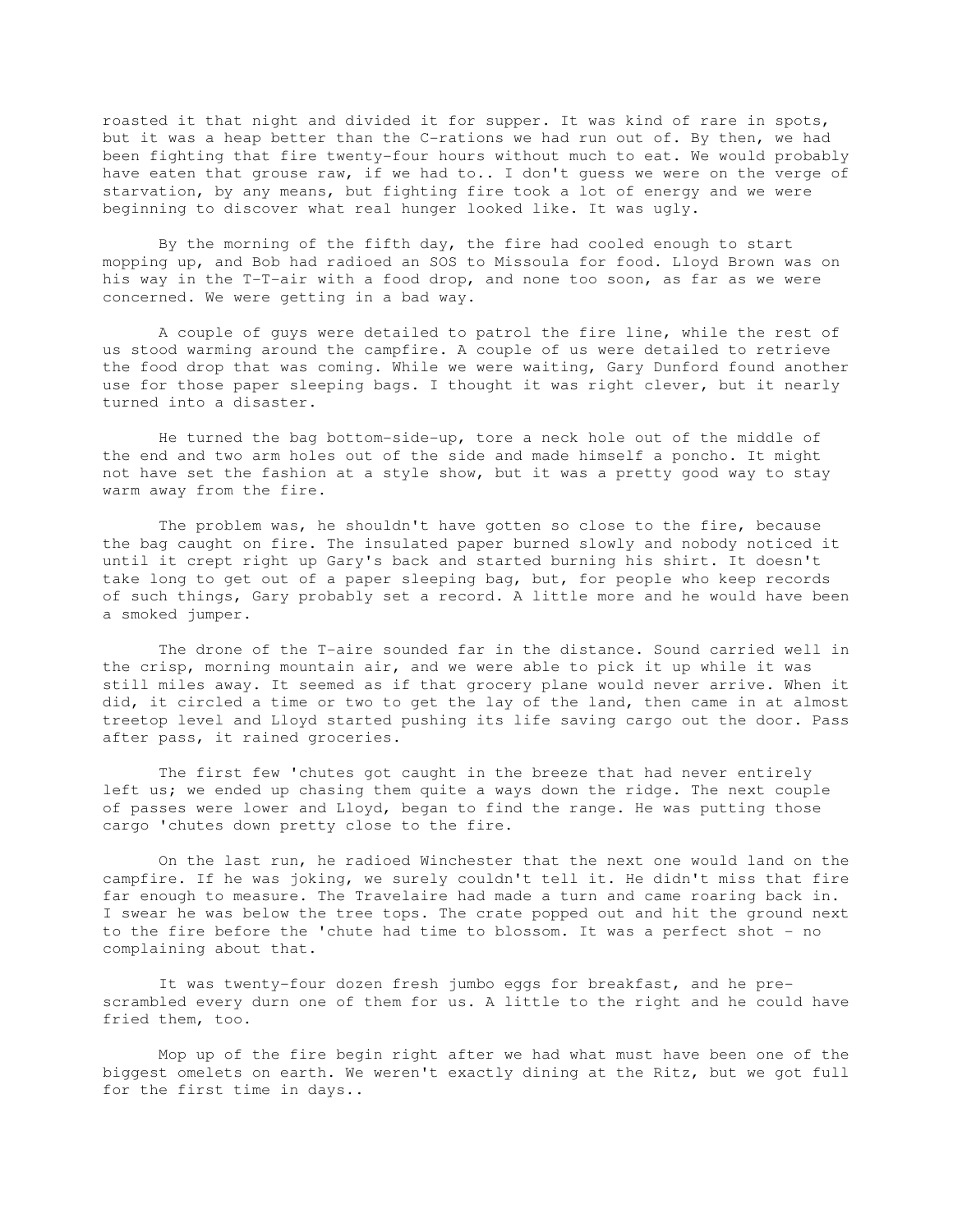roasted it that night and divided it for supper. It was kind of rare in spots, but it was a heap better than the C-rations we had run out of. By then, we had been fighting that fire twenty-four hours without much to eat. We would probably have eaten that grouse raw, if we had to.. I don't guess we were on the verge of starvation, by any means, but fighting fire took a lot of energy and we were beginning to discover what real hunger looked like. It was ugly.

By the morning of the fifth day, the fire had cooled enough to start mopping up, and Bob had radioed an SOS to Missoula for food. Lloyd Brown was on his way in the T-T-air with a food drop, and none too soon, as far as we were concerned. We were getting in a bad way.

A couple of guys were detailed to patrol the fire line, while the rest of us stood warming around the campfire. A couple of us were detailed to retrieve the food drop that was coming. While we were waiting, Gary Dunford found another use for those paper sleeping bags. I thought it was right clever, but it nearly turned into a disaster.

He turned the bag bottom-side-up, tore a neck hole out of the middle of the end and two arm holes out of the side and made himself a poncho. It might not have set the fashion at a style show, but it was a pretty good way to stay warm away from the fire.

The problem was, he shouldn't have gotten so close to the fire, because the bag caught on fire. The insulated paper burned slowly and nobody noticed it until it crept right up Gary's back and started burning his shirt. It doesn't take long to get out of a paper sleeping bag, but, for people who keep records of such things, Gary probably set a record. A little more and he would have been a smoked jumper.

The drone of the T-aire sounded far in the distance. Sound carried well in the crisp, morning mountain air, and we were able to pick it up while it was still miles away. It seemed as if that grocery plane would never arrive. When it did, it circled a time or two to get the lay of the land, then came in at almost treetop level and Lloyd started pushing its life saving cargo out the door. Pass after pass, it rained groceries.

The first few 'chutes got caught in the breeze that had never entirely left us; we ended up chasing them quite a ways down the ridge. The next couple of passes were lower and Lloyd, began to find the range. He was putting those cargo 'chutes down pretty close to the fire.

On the last run, he radioed Winchester that the next one would land on the campfire. If he was joking, we surely couldn't tell it. He didn't miss that fire far enough to measure. The Travelaire had made a turn and came roaring back in. I swear he was below the tree tops. The crate popped out and hit the ground next to the fire before the 'chute had time to blossom. It was a perfect shot - no complaining about that.

It was twenty-four dozen fresh jumbo eggs for breakfast, and he pre-scrambled every durn one of them for us. A little to the right and he could have fried them, too.

Mop up of the fire begin right after we had what must have been one of the biggest omelets on earth. We weren't exactly dining at the Ritz, but we got full for the first time in days..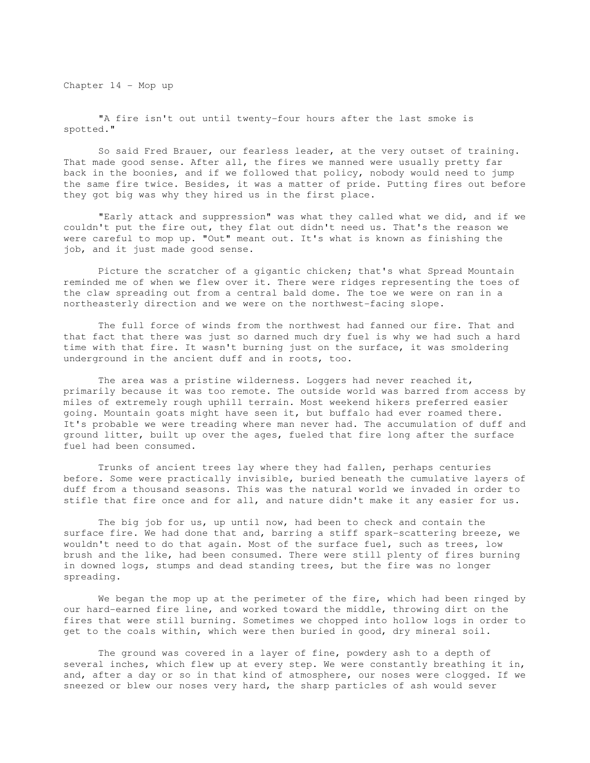Chapter 14 - Mop up

"A fire isn't out until twenty-four hours after the last smoke is spotted."

So said Fred Brauer, our fearless leader, at the very outset of training. That made good sense. After all, the fires we manned were usually pretty far back in the boonies, and if we followed that policy, nobody would need to jump the same fire twice. Besides, it was a matter of pride. Putting fires out before they got big was why they hired us in the first place.

"Early attack and suppression" was what they called what we did, and if we couldn't put the fire out, they flat out didn't need us. That's the reason we were careful to mop up. "Out" meant out. It's what is known as finishing the job, and it just made good sense.

Picture the scratcher of a gigantic chicken; that's what Spread Mountain reminded me of when we flew over it. There were ridges representing the toes of the claw spreading out from a central bald dome. The toe we were on ran in a northeasterly direction and we were on the northwest-facing slope.

The full force of winds from the northwest had fanned our fire. That and that fact that there was just so darned much dry fuel is why we had such a hard time with that fire. It wasn't burning just on the surface, it was smoldering underground in the ancient duff and in roots, too.

The area was a pristine wilderness. Loggers had never reached it, primarily because it was too remote. The outside world was barred from access by miles of extremely rough uphill terrain. Most weekend hikers preferred easier going. Mountain goats might have seen it, but buffalo had ever roamed there. It's probable we were treading where man never had. The accumulation of duff and ground litter, built up over the ages, fueled that fire long after the surface fuel had been consumed.

Trunks of ancient trees lay where they had fallen, perhaps centuries before. Some were practically invisible, buried beneath the cumulative layers of duff from a thousand seasons. This was the natural world we invaded in order to stifle that fire once and for all, and nature didn't make it any easier for us.

The big job for us, up until now, had been to check and contain the surface fire. We had done that and, barring a stiff spark-scattering breeze, we wouldn't need to do that again. Most of the surface fuel, such as trees, low brush and the like, had been consumed. There were still plenty of fires burning in downed logs, stumps and dead standing trees, but the fire was no longer spreading.

We began the mop up at the perimeter of the fire, which had been ringed by our hard-earned fire line, and worked toward the middle, throwing dirt on the fires that were still burning. Sometimes we chopped into hollow logs in order to get to the coals within, which were then buried in good, dry mineral soil.

The ground was covered in a layer of fine, powdery ash to a depth of several inches, which flew up at every step. We were constantly breathing it in, and, after a day or so in that kind of atmosphere, our noses were clogged. If we sneezed or blew our noses very hard, the sharp particles of ash would sever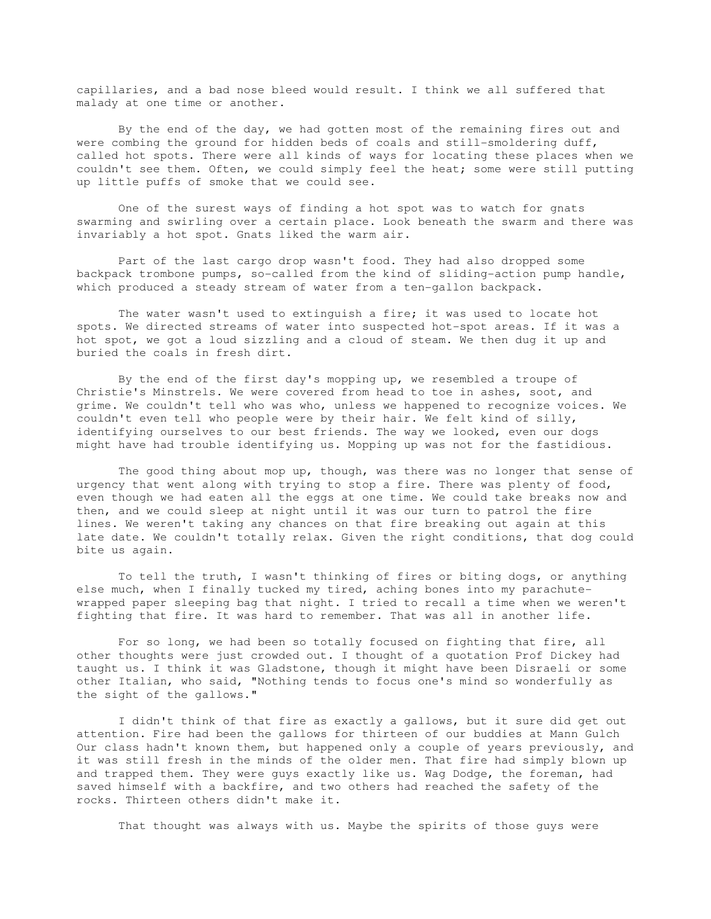capillaries, and a bad nose bleed would result. I think we all suffered that malady at one time or another.

By the end of the day, we had gotten most of the remaining fires out and were combing the ground for hidden beds of coals and still-smoldering duff, called hot spots. There were all kinds of ways for locating these places when we couldn't see them. Often, we could simply feel the heat; some were still putting up little puffs of smoke that we could see.

One of the surest ways of finding a hot spot was to watch for gnats swarming and swirling over a certain place. Look beneath the swarm and there was invariably a hot spot. Gnats liked the warm air.

Part of the last cargo drop wasn't food. They had also dropped some backpack trombone pumps, so-called from the kind of sliding-action pump handle, which produced a steady stream of water from a ten-gallon backpack.

The water wasn't used to extinguish a fire; it was used to locate hot spots. We directed streams of water into suspected hot-spot areas. If it was a hot spot, we got a loud sizzling and a cloud of steam. We then dug it up and buried the coals in fresh dirt.

By the end of the first day's mopping up, we resembled a troupe of Christie's Minstrels. We were covered from head to toe in ashes, soot, and grime. We couldn't tell who was who, unless we happened to recognize voices. We couldn't even tell who people were by their hair. We felt kind of silly, identifying ourselves to our best friends. The way we looked, even our dogs might have had trouble identifying us. Mopping up was not for the fastidious.

The good thing about mop up, though, was there was no longer that sense of urgency that went along with trying to stop a fire. There was plenty of food, even though we had eaten all the eggs at one time. We could take breaks now and then, and we could sleep at night until it was our turn to patrol the fire lines. We weren't taking any chances on that fire breaking out again at this late date. We couldn't totally relax. Given the right conditions, that dog could bite us again.

To tell the truth, I wasn't thinking of fires or biting dogs, or anything else much, when I finally tucked my tired, aching bones into my parachute-wrapped paper sleeping bag that night. I tried to recall a time when we weren't fighting that fire. It was hard to remember. That was all in another life.

For so long, we had been so totally focused on fighting that fire, all other thoughts were just crowded out. I thought of a quotation Prof Dickey had taught us. I think it was Gladstone, though it might have been Disraeli or some other Italian, who said, "Nothing tends to focus one's mind so wonderfully as the sight of the gallows."

I didn't think of that fire as exactly a gallows, but it sure did get out attention. Fire had been the gallows for thirteen of our buddies at Mann Gulch Our class hadn't known them, but happened only a couple of years previously, and it was still fresh in the minds of the older men. That fire had simply blown up and trapped them. They were guys exactly like us. Wag Dodge, the foreman, had saved himself with a backfire, and two others had reached the safety of the rocks. Thirteen others didn't make it.

That thought was always with us. Maybe the spirits of those guys were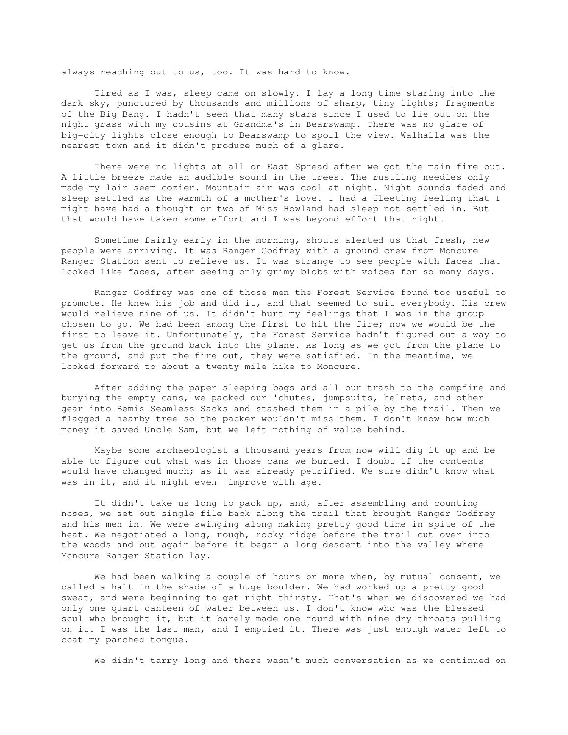always reaching out to us, too. It was hard to know.

Tired as I was, sleep came on slowly. I lay a long time staring into the dark sky, punctured by thousands and millions of sharp, tiny lights; fragments of the Big Bang. I hadn't seen that many stars since I used to lie out on the night grass with my cousins at Grandma's in Bearswamp. There was no glare of big-city lights close enough to Bearswamp to spoil the view. Walhalla was the nearest town and it didn't produce much of a glare.

There were no lights at all on East Spread after we got the main fire out. A little breeze made an audible sound in the trees. The rustling needles only made my lair seem cozier. Mountain air was cool at night. Night sounds faded and sleep settled as the warmth of a mother's love. I had a fleeting feeling that I might have had a thought or two of Miss Howland had sleep not settled in. But that would have taken some effort and I was beyond effort that night.

Sometime fairly early in the morning, shouts alerted us that fresh, new people were arriving. It was Ranger Godfrey with a ground crew from Moncure Ranger Station sent to relieve us. It was strange to see people with faces that looked like faces, after seeing only grimy blobs with voices for so many days.

Ranger Godfrey was one of those men the Forest Service found too useful to promote. He knew his job and did it, and that seemed to suit everybody. His crew would relieve nine of us. It didn't hurt my feelings that I was in the group chosen to go. We had been among the first to hit the fire; now we would be the first to leave it. Unfortunately, the Forest Service hadn't figured out a way to get us from the ground back into the plane. As long as we got from the plane to the ground, and put the fire out, they were satisfied. In the meantime, we looked forward to about a twenty mile hike to Moncure.

After adding the paper sleeping bags and all our trash to the campfire and burying the empty cans, we packed our 'chutes, jumpsuits, helmets, and other gear into Bemis Seamless Sacks and stashed them in a pile by the trail. Then we flagged a nearby tree so the packer wouldn't miss them. I don't know how much money it saved Uncle Sam, but we left nothing of value behind.

Maybe some archaeologist a thousand years from now will dig it up and be able to figure out what was in those cans we buried. I doubt if the contents would have changed much; as it was already petrified. We sure didn't know what was in it, and it might even improve with age.

It didn't take us long to pack up, and, after assembling and counting noses, we set out single file back along the trail that brought Ranger Godfrey and his men in. We were swinging along making pretty good time in spite of the heat. We negotiated a long, rough, rocky ridge before the trail cut over into the woods and out again before it began a long descent into the valley where Moncure Ranger Station lay.

We had been walking a couple of hours or more when, by mutual consent, we called a halt in the shade of a huge boulder. We had worked up a pretty good sweat, and were beginning to get right thirsty. That's when we discovered we had only one quart canteen of water between us. I don't know who was the blessed soul who brought it, but it barely made one round with nine dry throats pulling on it. I was the last man, and I emptied it. There was just enough water left to coat my parched tongue.

We didn't tarry long and there wasn't much conversation as we continued on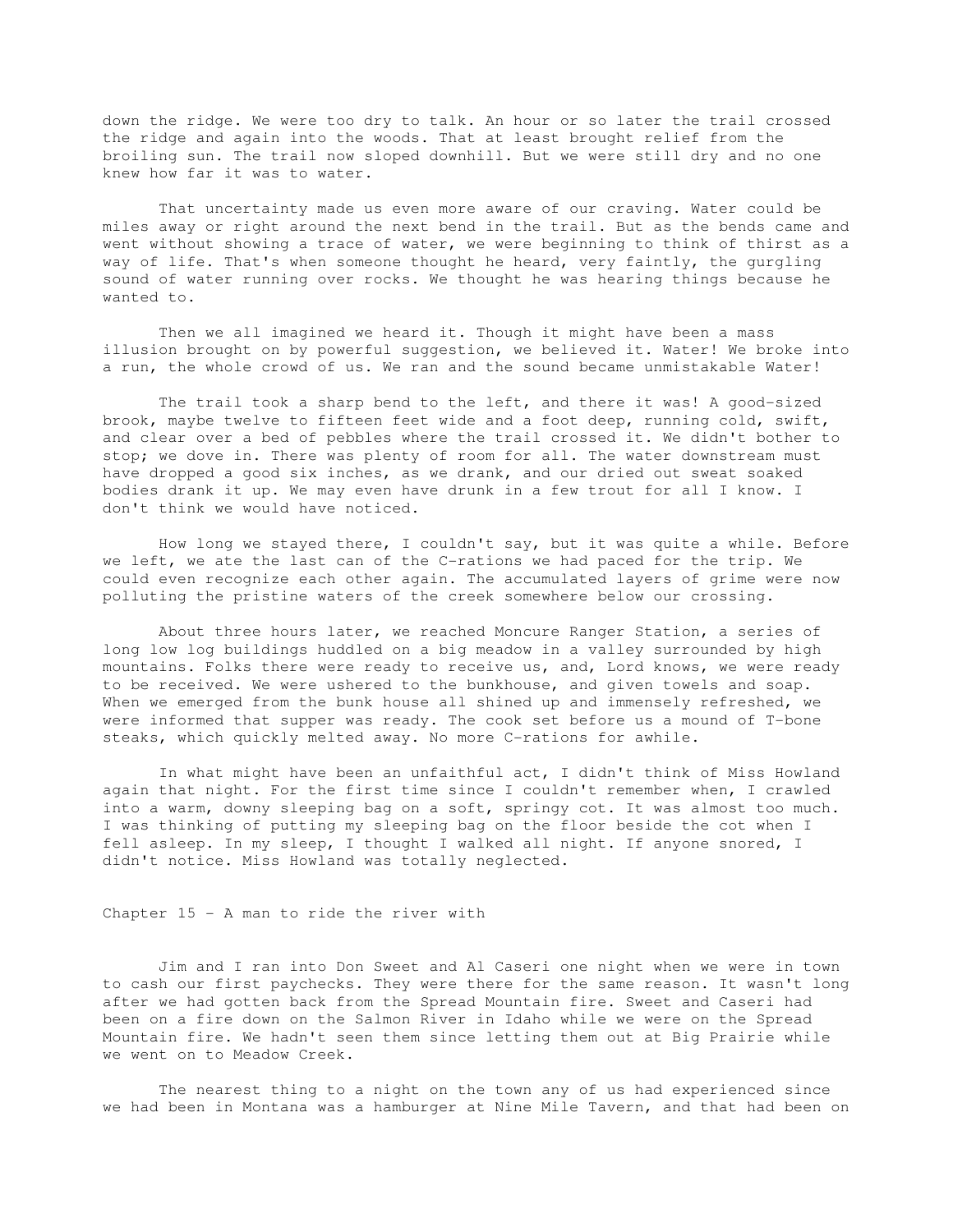down the ridge. We were too dry to talk. An hour or so later the trail crossed the ridge and again into the woods. That at least brought relief from the broiling sun. The trail now sloped downhill. But we were still dry and no one knew how far it was to water.

That uncertainty made us even more aware of our craving. Water could be miles away or right around the next bend in the trail. But as the bends came and went without showing a trace of water, we were beginning to think of thirst as a way of life. That's when someone thought he heard, very faintly, the gurgling sound of water running over rocks. We thought he was hearing things because he wanted to.

Then we all imagined we heard it. Though it might have been a mass illusion brought on by powerful suggestion, we believed it. Water! We broke into a run, the whole crowd of us. We ran and the sound became unmistakable Water!

The trail took a sharp bend to the left, and there it was! A good-sized brook, maybe twelve to fifteen feet wide and a foot deep, running cold, swift, and clear over a bed of pebbles where the trail crossed it. We didn't bother to stop; we dove in. There was plenty of room for all. The water downstream must have dropped a good six inches, as we drank, and our dried out sweat soaked bodies drank it up. We may even have drunk in a few trout for all I know. I don't think we would have noticed.

How long we stayed there, I couldn't say, but it was quite a while. Before we left, we ate the last can of the C-rations we had paced for the trip. We could even recognize each other again. The accumulated layers of grime were now polluting the pristine waters of the creek somewhere below our crossing.

About three hours later, we reached Moncure Ranger Station, a series of long low log buildings huddled on a big meadow in a valley surrounded by high mountains. Folks there were ready to receive us, and, Lord knows, we were ready to be received. We were ushered to the bunkhouse, and given towels and soap. When we emerged from the bunk house all shined up and immensely refreshed, we were informed that supper was ready. The cook set before us a mound of T-bone steaks, which quickly melted away. No more C-rations for awhile.

In what might have been an unfaithful act, I didn't think of Miss Howland again that night. For the first time since I couldn't remember when, I crawled into a warm, downy sleeping bag on a soft, springy cot. It was almost too much. I was thinking of putting my sleeping bag on the floor beside the cot when I fell asleep. In my sleep, I thought I walked all night. If anyone snored, I didn't notice. Miss Howland was totally neglected.

## Chapter 15 - A man to ride the river with

Jim and I ran into Don Sweet and Al Caseri one night when we were in town to cash our first paychecks. They were there for the same reason. It wasn't long after we had gotten back from the Spread Mountain fire. Sweet and Caseri had been on a fire down on the Salmon River in Idaho while we were on the Spread Mountain fire. We hadn't seen them since letting them out at Big Prairie while we went on to Meadow Creek.

The nearest thing to a night on the town any of us had experienced since we had been in Montana was a hamburger at Nine Mile Tavern, and that had been on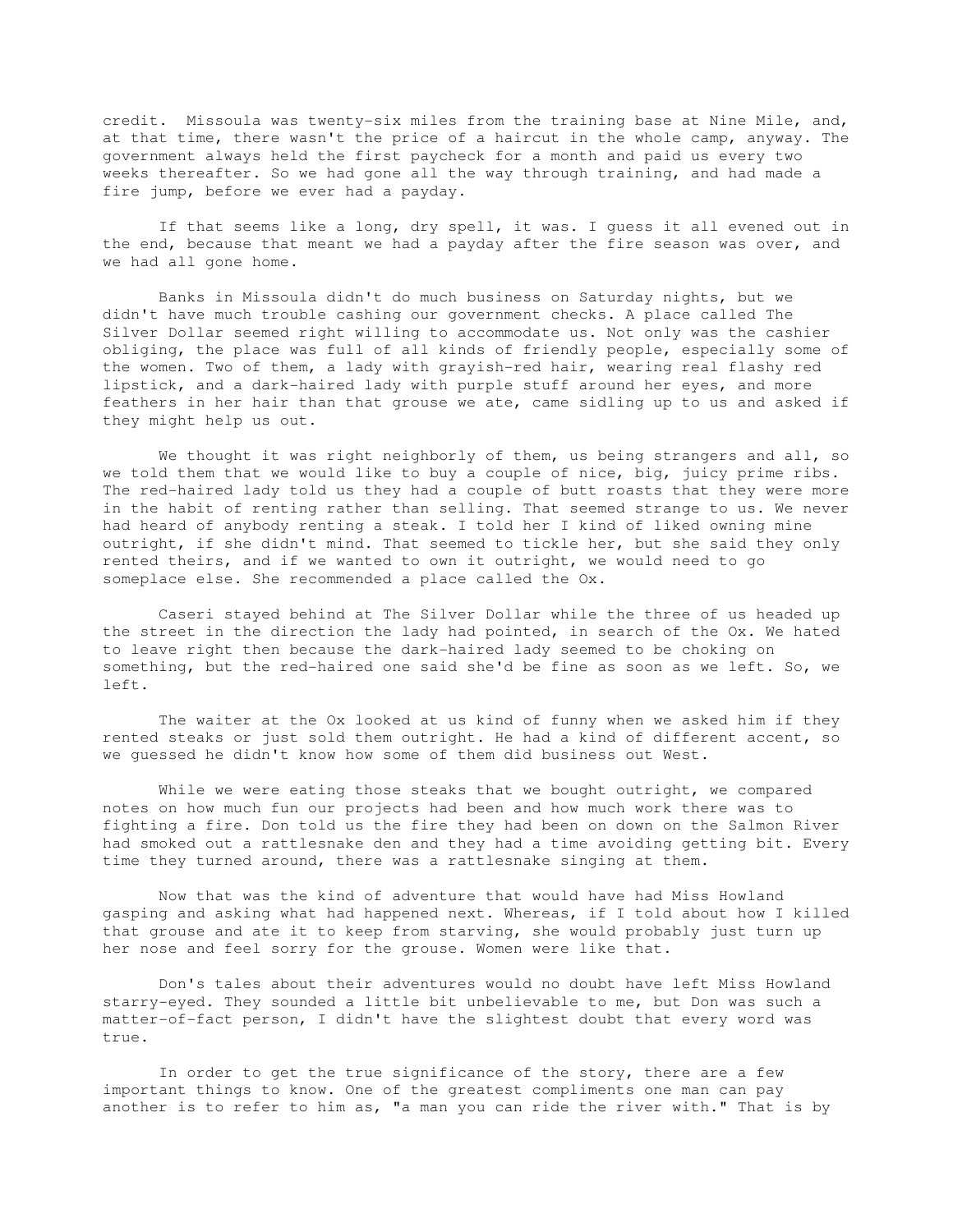credit. Missoula was twenty-six miles from the training base at Nine Mile, and, at that time, there wasn't the price of a haircut in the whole camp, anyway. The government always held the first paycheck for a month and paid us every two weeks thereafter. So we had gone all the way through training, and had made a fire jump, before we ever had a payday.

If that seems like a long, dry spell, it was. I guess it all evened out in the end, because that meant we had a payday after the fire season was over, and we had all gone home.

Banks in Missoula didn't do much business on Saturday nights, but we didn't have much trouble cashing our government checks. A place called The Silver Dollar seemed right willing to accommodate us. Not only was the cashier obliging, the place was full of all kinds of friendly people, especially some of the women. Two of them, a lady with grayish-red hair, wearing real flashy red lipstick, and a dark-haired lady with purple stuff around her eyes, and more feathers in her hair than that grouse we ate, came sidling up to us and asked if they might help us out.

We thought it was right neighborly of them, us being strangers and all, so we told them that we would like to buy a couple of nice, big, juicy prime ribs. The red-haired lady told us they had a couple of butt roasts that they were more in the habit of renting rather than selling. That seemed strange to us. We never had heard of anybody renting a steak. I told her I kind of liked owning mine outright, if she didn't mind. That seemed to tickle her, but she said they only rented theirs, and if we wanted to own it outright, we would need to go someplace else. She recommended a place called the Ox.

Caseri stayed behind at The Silver Dollar while the three of us headed up the street in the direction the lady had pointed, in search of the Ox. We hated to leave right then because the dark-haired lady seemed to be choking on something, but the red-haired one said she'd be fine as soon as we left. So, we left.

The waiter at the Ox looked at us kind of funny when we asked him if they rented steaks or just sold them outright. He had a kind of different accent, so we guessed he didn't know how some of them did business out West.

While we were eating those steaks that we bought outright, we compared notes on how much fun our projects had been and how much work there was to fighting a fire. Don told us the fire they had been on down on the Salmon River had smoked out a rattlesnake den and they had a time avoiding getting bit. Every time they turned around, there was a rattlesnake singing at them.

Now that was the kind of adventure that would have had Miss Howland gasping and asking what had happened next. Whereas, if I told about how I killed that grouse and ate it to keep from starving, she would probably just turn up her nose and feel sorry for the grouse. Women were like that.

Don's tales about their adventures would no doubt have left Miss Howland starry-eyed. They sounded a little bit unbelievable to me, but Don was such a matter-of-fact person, I didn't have the slightest doubt that every word was true.

In order to get the true significance of the story, there are a few important things to know. One of the greatest compliments one man can pay another is to refer to him as, "a man you can ride the river with." That is by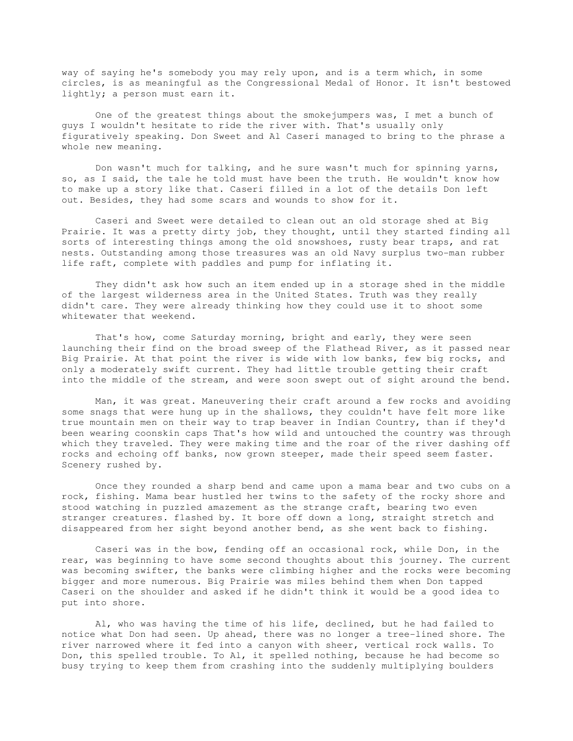way of saying he's somebody you may rely upon, and is a term which, in some circles, is as meaningful as the Congressional Medal of Honor. It isn't bestowed lightly; a person must earn it.

One of the greatest things about the smokejumpers was, I met a bunch of guys I wouldn't hesitate to ride the river with. That's usually only figuratively speaking. Don Sweet and Al Caseri managed to bring to the phrase a whole new meaning.

Don wasn't much for talking, and he sure wasn't much for spinning yarns, so, as I said, the tale he told must have been the truth. He wouldn't know how to make up a story like that. Caseri filled in a lot of the details Don left out. Besides, they had some scars and wounds to show for it.

Caseri and Sweet were detailed to clean out an old storage shed at Big Prairie. It was a pretty dirty job, they thought, until they started finding all sorts of interesting things among the old snowshoes, rusty bear traps, and rat nests. Outstanding among those treasures was an old Navy surplus two-man rubber life raft, complete with paddles and pump for inflating it.

They didn't ask how such an item ended up in a storage shed in the middle of the largest wilderness area in the United States. Truth was they really didn't care. They were already thinking how they could use it to shoot some whitewater that weekend.

That's how, come Saturday morning, bright and early, they were seen launching their find on the broad sweep of the Flathead River, as it passed near Big Prairie. At that point the river is wide with low banks, few big rocks, and only a moderately swift current. They had little trouble getting their craft into the middle of the stream, and were soon swept out of sight around the bend.

Man, it was great. Maneuvering their craft around a few rocks and avoiding some snags that were hung up in the shallows, they couldn't have felt more like true mountain men on their way to trap beaver in Indian Country, than if they'd been wearing coonskin caps That's how wild and untouched the country was through which they traveled. They were making time and the roar of the river dashing off rocks and echoing off banks, now grown steeper, made their speed seem faster. Scenery rushed by.

Once they rounded a sharp bend and came upon a mama bear and two cubs on a rock, fishing. Mama bear hustled her twins to the safety of the rocky shore and stood watching in puzzled amazement as the strange craft, bearing two even stranger creatures. flashed by. It bore off down a long, straight stretch and disappeared from her sight beyond another bend, as she went back to fishing.

Caseri was in the bow, fending off an occasional rock, while Don, in the rear, was beginning to have some second thoughts about this journey. The current was becoming swifter, the banks were climbing higher and the rocks were becoming bigger and more numerous. Big Prairie was miles behind them when Don tapped Caseri on the shoulder and asked if he didn't think it would be a good idea to put into shore.

Al, who was having the time of his life, declined, but he had failed to notice what Don had seen. Up ahead, there was no longer a tree-lined shore. The river narrowed where it fed into a canyon with sheer, vertical rock walls. To Don, this spelled trouble. To Al, it spelled nothing, because he had become so busy trying to keep them from crashing into the suddenly multiplying boulders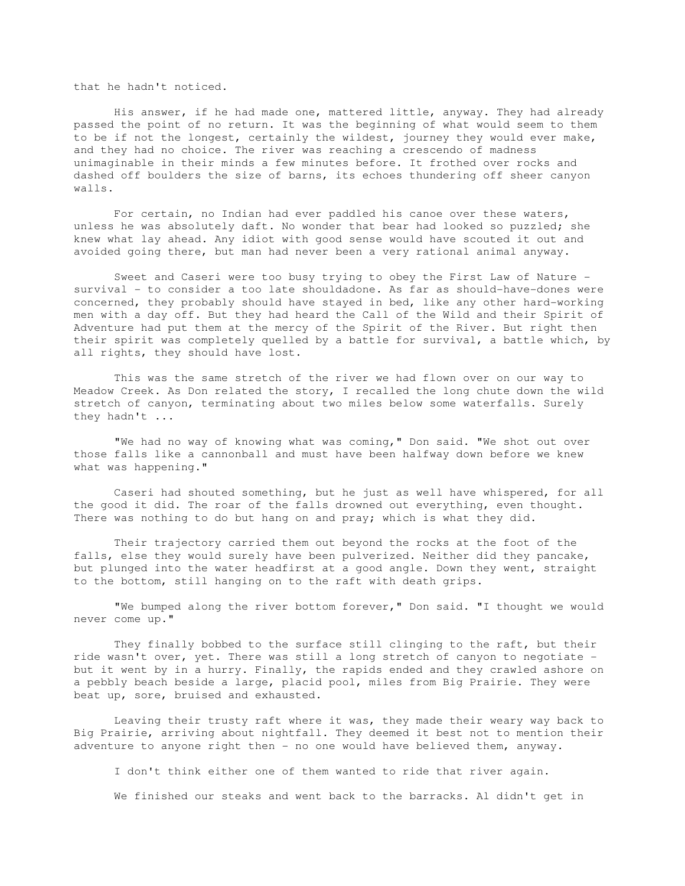that he hadn't noticed.

His answer, if he had made one, mattered little, anyway. They had already passed the point of no return. It was the beginning of what would seem to them to be if not the longest, certainly the wildest, journey they would ever make, and they had no choice. The river was reaching a crescendo of madness unimaginable in their minds a few minutes before. It frothed over rocks and dashed off boulders the size of barns, its echoes thundering off sheer canyon walls.

For certain, no Indian had ever paddled his canoe over these waters, unless he was absolutely daft. No wonder that bear had looked so puzzled; she knew what lay ahead. Any idiot with good sense would have scouted it out and avoided going there, but man had never been a very rational animal anyway.

Sweet and Caseri were too busy trying to obey the First Law of Nature - survival - to consider a too late shouldadone. As far as should-have-dones were concerned, they probably should have stayed in bed, like any other hard-working men with a day off. But they had heard the Call of the Wild and their Spirit of Adventure had put them at the mercy of the Spirit of the River. But right then their spirit was completely quelled by a battle for survival, a battle which, by all rights, they should have lost.

This was the same stretch of the river we had flown over on our way to Meadow Creek. As Don related the story, I recalled the long chute down the wild stretch of canyon, terminating about two miles below some waterfalls. Surely they hadn't ...

"We had no way of knowing what was coming," Don said. "We shot out over those falls like a cannonball and must have been halfway down before we knew what was happening."

Caseri had shouted something, but he just as well have whispered, for all the good it did. The roar of the falls drowned out everything, even thought. There was nothing to do but hang on and pray; which is what they did.

Their trajectory carried them out beyond the rocks at the foot of the falls, else they would surely have been pulverized. Neither did they pancake, but plunged into the water headfirst at a good angle. Down they went, straight to the bottom, still hanging on to the raft with death grips.

"We bumped along the river bottom forever," Don said. "I thought we would never come up."

They finally bobbed to the surface still clinging to the raft, but their ride wasn't over, yet. There was still a long stretch of canyon to negotiate - but it went by in a hurry. Finally, the rapids ended and they crawled ashore on a pebbly beach beside a large, placid pool, miles from Big Prairie. They were beat up, sore, bruised and exhausted.

Leaving their trusty raft where it was, they made their weary way back to Big Prairie, arriving about nightfall. They deemed it best not to mention their adventure to anyone right then - no one would have believed them, anyway.

I don't think either one of them wanted to ride that river again.

We finished our steaks and went back to the barracks. Al didn't get in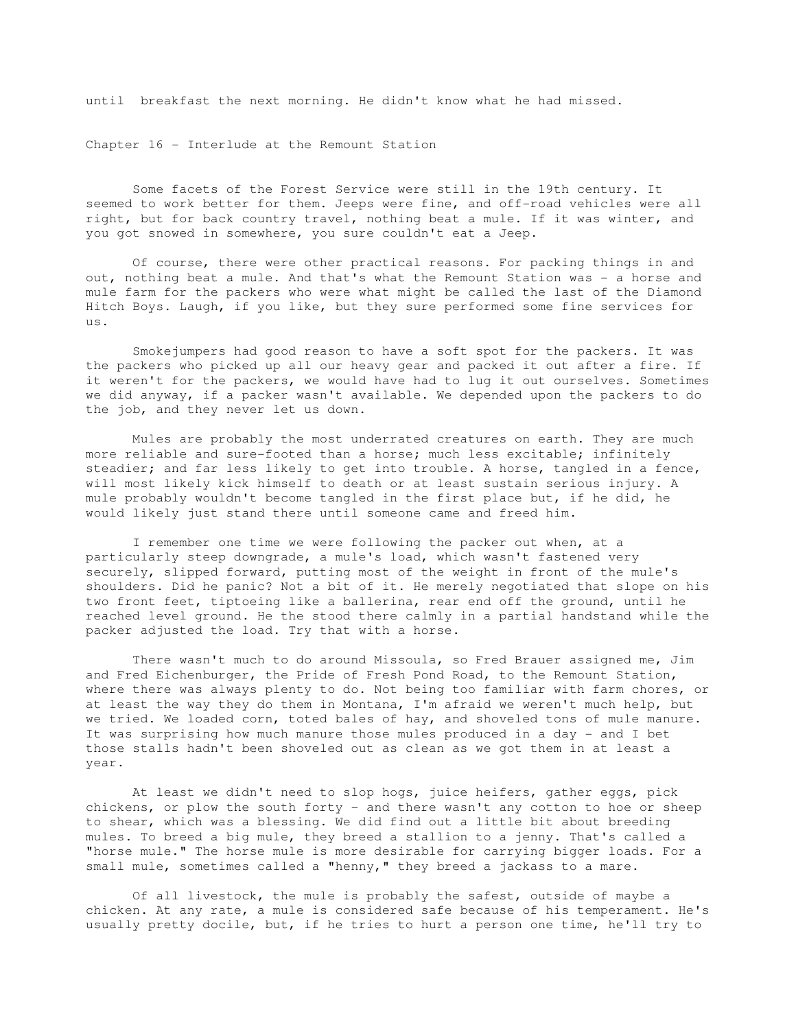until breakfast the next morning. He didn't know what he had missed.

## Chapter 16 - Interlude at the Remount Station

Some facets of the Forest Service were still in the 19th century. It seemed to work better for them. Jeeps were fine, and off-road vehicles were all right, but for back country travel, nothing beat a mule. If it was winter, and you got snowed in somewhere, you sure couldn't eat a Jeep.

Of course, there were other practical reasons. For packing things in and out, nothing beat a mule. And that's what the Remount Station was - a horse and mule farm for the packers who were what might be called the last of the Diamond Hitch Boys. Laugh, if you like, but they sure performed some fine services for us.

Smokejumpers had good reason to have a soft spot for the packers. It was the packers who picked up all our heavy gear and packed it out after a fire. If it weren't for the packers, we would have had to lug it out ourselves. Sometimes we did anyway, if a packer wasn't available. We depended upon the packers to do the job, and they never let us down.

Mules are probably the most underrated creatures on earth. They are much more reliable and sure-footed than a horse; much less excitable; infinitely steadier; and far less likely to get into trouble. A horse, tangled in a fence, will most likely kick himself to death or at least sustain serious injury. A mule probably wouldn't become tangled in the first place but, if he did, he would likely just stand there until someone came and freed him.

I remember one time we were following the packer out when, at a particularly steep downgrade, a mule's load, which wasn't fastened very securely, slipped forward, putting most of the weight in front of the mule's shoulders. Did he panic? Not a bit of it. He merely negotiated that slope on his two front feet, tiptoeing like a ballerina, rear end off the ground, until he reached level ground. He the stood there calmly in a partial handstand while the packer adjusted the load. Try that with a horse.

There wasn't much to do around Missoula, so Fred Brauer assigned me, Jim and Fred Eichenburger, the Pride of Fresh Pond Road, to the Remount Station, where there was always plenty to do. Not being too familiar with farm chores, or at least the way they do them in Montana, I'm afraid we weren't much help, but we tried. We loaded corn, toted bales of hay, and shoveled tons of mule manure. It was surprising how much manure those mules produced in a day - and I bet those stalls hadn't been shoveled out as clean as we got them in at least a year.

At least we didn't need to slop hogs, juice heifers, gather eggs, pick chickens, or plow the south forty - and there wasn't any cotton to hoe or sheep to shear, which was a blessing. We did find out a little bit about breeding mules. To breed a big mule, they breed a stallion to a jenny. That's called a "horse mule." The horse mule is more desirable for carrying bigger loads. For a small mule, sometimes called a "henny," they breed a jackass to a mare.

Of all livestock, the mule is probably the safest, outside of maybe a chicken. At any rate, a mule is considered safe because of his temperament. He's usually pretty docile, but, if he tries to hurt a person one time, he'll try to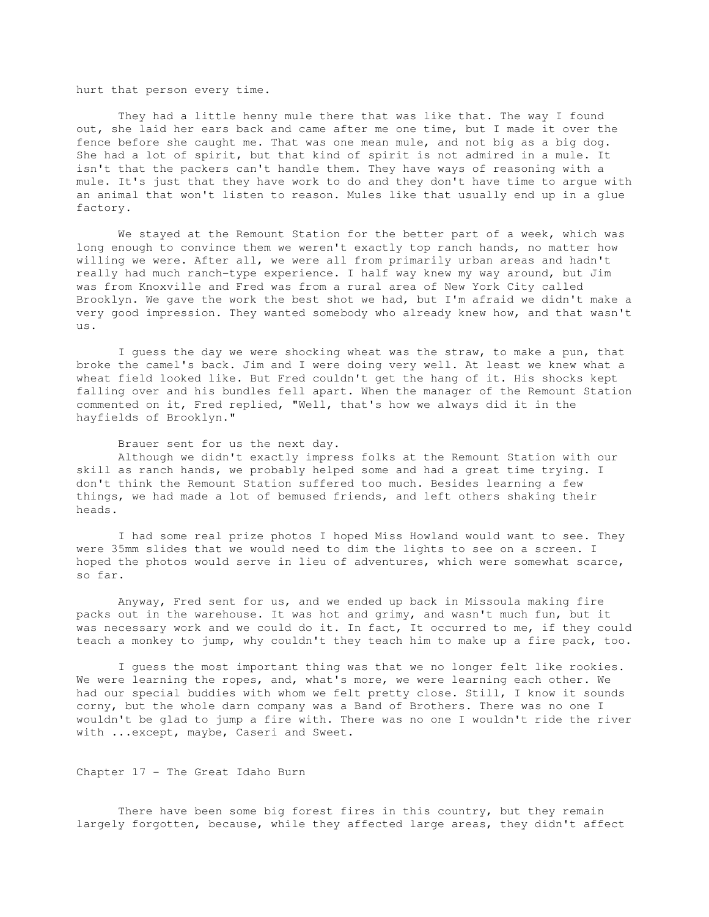hurt that person every time.

They had a little henny mule there that was like that. The way I found out, she laid her ears back and came after me one time, but I made it over the fence before she caught me. That was one mean mule, and not big as a big dog. She had a lot of spirit, but that kind of spirit is not admired in a mule. It isn't that the packers can't handle them. They have ways of reasoning with a mule. It's just that they have work to do and they don't have time to argue with an animal that won't listen to reason. Mules like that usually end up in a glue factory.

We stayed at the Remount Station for the better part of a week, which was long enough to convince them we weren't exactly top ranch hands, no matter how willing we were. After all, we were all from primarily urban areas and hadn't really had much ranch-type experience. I half way knew my way around, but Jim was from Knoxville and Fred was from a rural area of New York City called Brooklyn. We gave the work the best shot we had, but I'm afraid we didn't make a very good impression. They wanted somebody who already knew how, and that wasn't us.

I guess the day we were shocking wheat was the straw, to make a pun, that broke the camel's back. Jim and I were doing very well. At least we knew what a wheat field looked like. But Fred couldn't get the hang of it. His shocks kept falling over and his bundles fell apart. When the manager of the Remount Station commented on it, Fred replied, "Well, that's how we always did it in the hayfields of Brooklyn."

Brauer sent for us the next day.

Although we didn't exactly impress folks at the Remount Station with our skill as ranch hands, we probably helped some and had a great time trying. I don't think the Remount Station suffered too much. Besides learning a few things, we had made a lot of bemused friends, and left others shaking their heads.

I had some real prize photos I hoped Miss Howland would want to see. They were 35mm slides that we would need to dim the lights to see on a screen. I hoped the photos would serve in lieu of adventures, which were somewhat scarce, so far.

Anyway, Fred sent for us, and we ended up back in Missoula making fire packs out in the warehouse. It was hot and grimy, and wasn't much fun, but it was necessary work and we could do it. In fact, It occurred to me, if they could teach a monkey to jump, why couldn't they teach him to make up a fire pack, too.

I guess the most important thing was that we no longer felt like rookies. We were learning the ropes, and, what's more, we were learning each other. We had our special buddies with whom we felt pretty close. Still, I know it sounds corny, but the whole darn company was a Band of Brothers. There was no one I wouldn't be glad to jump a fire with. There was no one I wouldn't ride the river with ...except, maybe, Caseri and Sweet.

## Chapter 17 - The Great Idaho Burn

There have been some big forest fires in this country, but they remain largely forgotten, because, while they affected large areas, they didn't affect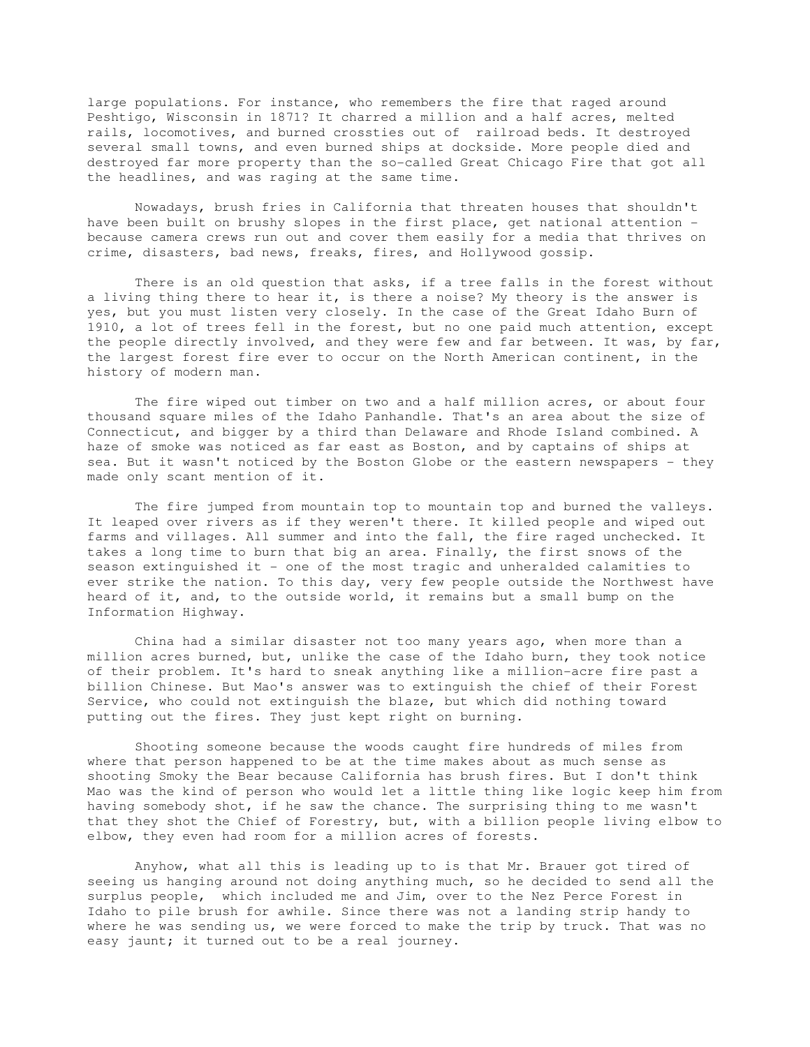large populations. For instance, who remembers the fire that raged around Peshtigo, Wisconsin in 1871? It charred a million and a half acres, melted rails, locomotives, and burned crossties out of railroad beds. It destroyed several small towns, and even burned ships at dockside. More people died and destroyed far more property than the so-called Great Chicago Fire that got all the headlines, and was raging at the same time.

Nowadays, brush fries in California that threaten houses that shouldn't have been built on brushy slopes in the first place, get national attention - because camera crews run out and cover them easily for a media that thrives on crime, disasters, bad news, freaks, fires, and Hollywood gossip.

There is an old question that asks, if a tree falls in the forest without a living thing there to hear it, is there a noise? My theory is the answer is yes, but you must listen very closely. In the case of the Great Idaho Burn of 1910, a lot of trees fell in the forest, but no one paid much attention, except the people directly involved, and they were few and far between. It was, by far, the largest forest fire ever to occur on the North American continent, in the history of modern man.

The fire wiped out timber on two and a half million acres, or about four thousand square miles of the Idaho Panhandle. That's an area about the size of Connecticut, and bigger by a third than Delaware and Rhode Island combined. A haze of smoke was noticed as far east as Boston, and by captains of ships at sea. But it wasn't noticed by the Boston Globe or the eastern newspapers - they made only scant mention of it.

The fire jumped from mountain top to mountain top and burned the valleys. It leaped over rivers as if they weren't there. It killed people and wiped out farms and villages. All summer and into the fall, the fire raged unchecked. It takes a long time to burn that big an area. Finally, the first snows of the season extinguished it - one of the most tragic and unheralded calamities to ever strike the nation. To this day, very few people outside the Northwest have heard of it, and, to the outside world, it remains but a small bump on the Information Highway.

China had a similar disaster not too many years ago, when more than a million acres burned, but, unlike the case of the Idaho burn, they took notice of their problem. It's hard to sneak anything like a million-acre fire past a billion Chinese. But Mao's answer was to extinguish the chief of their Forest Service, who could not extinguish the blaze, but which did nothing toward putting out the fires. They just kept right on burning.

Shooting someone because the woods caught fire hundreds of miles from where that person happened to be at the time makes about as much sense as shooting Smoky the Bear because California has brush fires. But I don't think Mao was the kind of person who would let a little thing like logic keep him from having somebody shot, if he saw the chance. The surprising thing to me wasn't that they shot the Chief of Forestry, but, with a billion people living elbow to elbow, they even had room for a million acres of forests.

Anyhow, what all this is leading up to is that Mr. Brauer got tired of seeing us hanging around not doing anything much, so he decided to send all the surplus people, which included me and Jim, over to the Nez Perce Forest in Idaho to pile brush for awhile. Since there was not a landing strip handy to where he was sending us, we were forced to make the trip by truck. That was no easy jaunt; it turned out to be a real journey.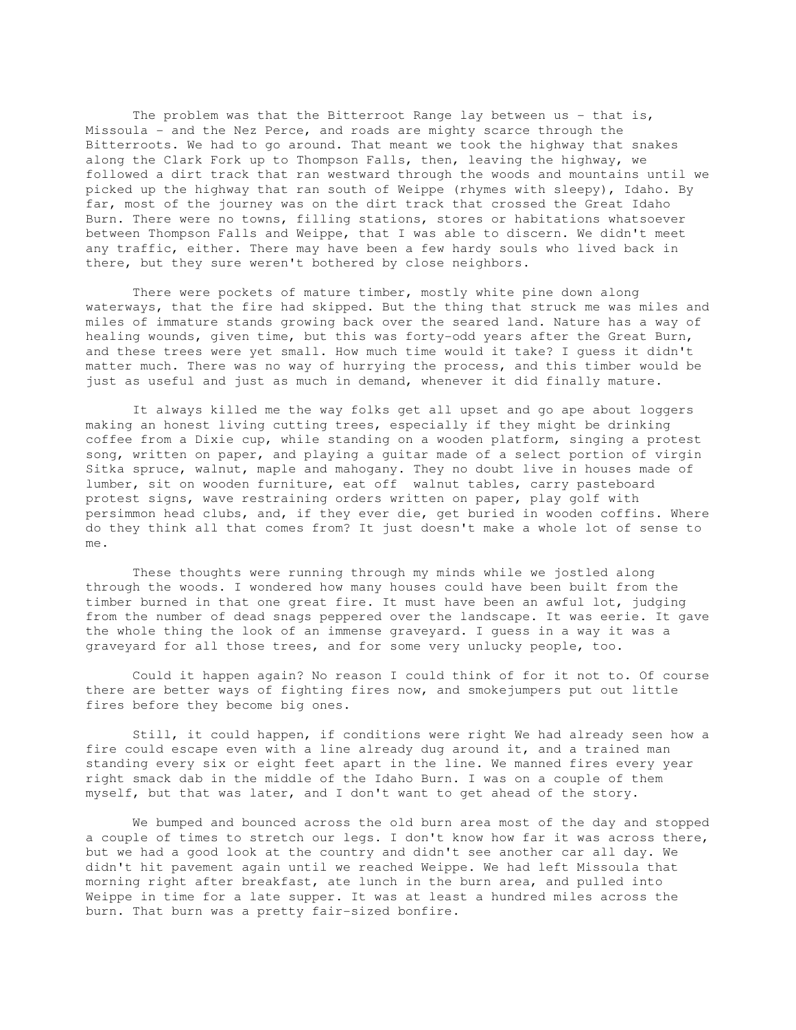The problem was that the Bitterroot Range lay between us - that is, Missoula - and the Nez Perce, and roads are mighty scarce through the Bitterroots. We had to go around. That meant we took the highway that snakes along the Clark Fork up to Thompson Falls, then, leaving the highway, we followed a dirt track that ran westward through the woods and mountains until we picked up the highway that ran south of Weippe (rhymes with sleepy), Idaho. By far, most of the journey was on the dirt track that crossed the Great Idaho Burn. There were no towns, filling stations, stores or habitations whatsoever between Thompson Falls and Weippe, that I was able to discern. We didn't meet any traffic, either. There may have been a few hardy souls who lived back in there, but they sure weren't bothered by close neighbors.

There were pockets of mature timber, mostly white pine down along waterways, that the fire had skipped. But the thing that struck me was miles and miles of immature stands growing back over the seared land. Nature has a way of healing wounds, given time, but this was forty-odd years after the Great Burn, and these trees were yet small. How much time would it take? I guess it didn't matter much. There was no way of hurrying the process, and this timber would be just as useful and just as much in demand, whenever it did finally mature.

It always killed me the way folks get all upset and go ape about loggers making an honest living cutting trees, especially if they might be drinking coffee from a Dixie cup, while standing on a wooden platform, singing a protest song, written on paper, and playing a guitar made of a select portion of virgin Sitka spruce, walnut, maple and mahogany. They no doubt live in houses made of lumber, sit on wooden furniture, eat off walnut tables, carry pasteboard protest signs, wave restraining orders written on paper, play golf with persimmon head clubs, and, if they ever die, get buried in wooden coffins. Where do they think all that comes from? It just doesn't make a whole lot of sense to me.

These thoughts were running through my minds while we jostled along through the woods. I wondered how many houses could have been built from the timber burned in that one great fire. It must have been an awful lot, judging from the number of dead snags peppered over the landscape. It was eerie. It gave the whole thing the look of an immense graveyard. I guess in a way it was a graveyard for all those trees, and for some very unlucky people, too.

Could it happen again? No reason I could think of for it not to. Of course there are better ways of fighting fires now, and smokejumpers put out little fires before they become big ones.

Still, it could happen, if conditions were right We had already seen how a fire could escape even with a line already dug around it, and a trained man standing every six or eight feet apart in the line. We manned fires every year right smack dab in the middle of the Idaho Burn. I was on a couple of them myself, but that was later, and I don't want to get ahead of the story.

We bumped and bounced across the old burn area most of the day and stopped a couple of times to stretch our legs. I don't know how far it was across there, but we had a good look at the country and didn't see another car all day. We didn't hit pavement again until we reached Weippe. We had left Missoula that morning right after breakfast, ate lunch in the burn area, and pulled into Weippe in time for a late supper. It was at least a hundred miles across the burn. That burn was a pretty fair-sized bonfire.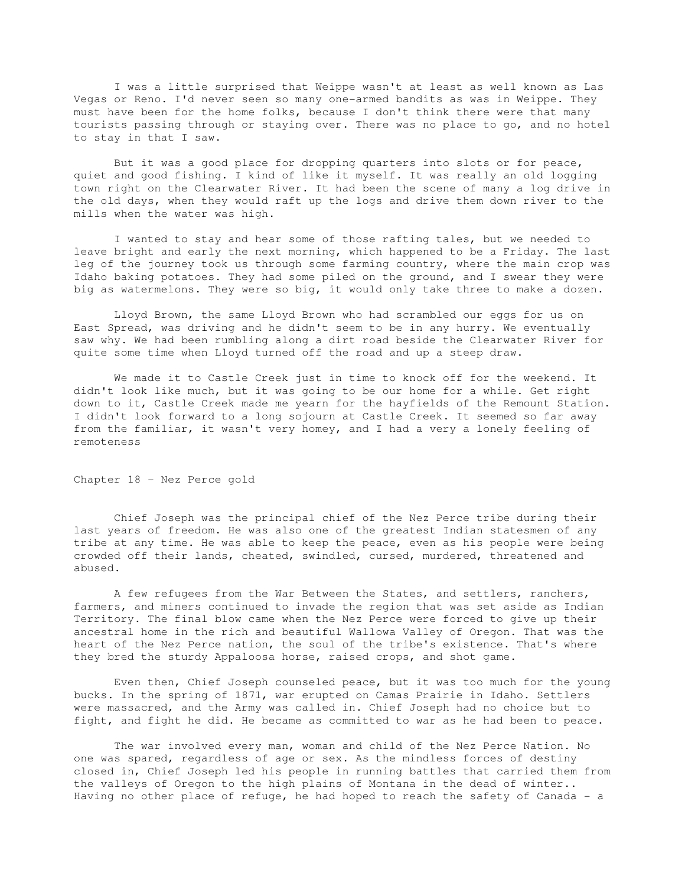I was a little surprised that Weippe wasn't at least as well known as Las Vegas or Reno. I'd never seen so many one-armed bandits as was in Weippe. They must have been for the home folks, because I don't think there were that many tourists passing through or staying over. There was no place to go, and no hotel to stay in that I saw.

But it was a good place for dropping quarters into slots or for peace, quiet and good fishing. I kind of like it myself. It was really an old logging town right on the Clearwater River. It had been the scene of many a log drive in the old days, when they would raft up the logs and drive them down river to the mills when the water was high.

I wanted to stay and hear some of those rafting tales, but we needed to leave bright and early the next morning, which happened to be a Friday. The last leg of the journey took us through some farming country, where the main crop was Idaho baking potatoes. They had some piled on the ground, and I swear they were big as watermelons. They were so big, it would only take three to make a dozen.

Lloyd Brown, the same Lloyd Brown who had scrambled our eggs for us on East Spread, was driving and he didn't seem to be in any hurry. We eventually saw why. We had been rumbling along a dirt road beside the Clearwater River for quite some time when Lloyd turned off the road and up a steep draw.

We made it to Castle Creek just in time to knock off for the weekend. It didn't look like much, but it was going to be our home for a while. Get right down to it, Castle Creek made me yearn for the hayfields of the Remount Station. I didn't look forward to a long sojourn at Castle Creek. It seemed so far away from the familiar, it wasn't very homey, and I had a very a lonely feeling of remoteness

## Chapter 18 - Nez Perce gold

Chief Joseph was the principal chief of the Nez Perce tribe during their last years of freedom. He was also one of the greatest Indian statesmen of any tribe at any time. He was able to keep the peace, even as his people were being crowded off their lands, cheated, swindled, cursed, murdered, threatened and abused.

A few refugees from the War Between the States, and settlers, ranchers, farmers, and miners continued to invade the region that was set aside as Indian Territory. The final blow came when the Nez Perce were forced to give up their ancestral home in the rich and beautiful Wallowa Valley of Oregon. That was the heart of the Nez Perce nation, the soul of the tribe's existence. That's where they bred the sturdy Appaloosa horse, raised crops, and shot game.

Even then, Chief Joseph counseled peace, but it was too much for the young bucks. In the spring of 1871, war erupted on Camas Prairie in Idaho. Settlers were massacred, and the Army was called in. Chief Joseph had no choice but to fight, and fight he did. He became as committed to war as he had been to peace.

The war involved every man, woman and child of the Nez Perce Nation. No one was spared, regardless of age or sex. As the mindless forces of destiny closed in, Chief Joseph led his people in running battles that carried them from the valleys of Oregon to the high plains of Montana in the dead of winter.. Having no other place of refuge, he had hoped to reach the safety of Canada - a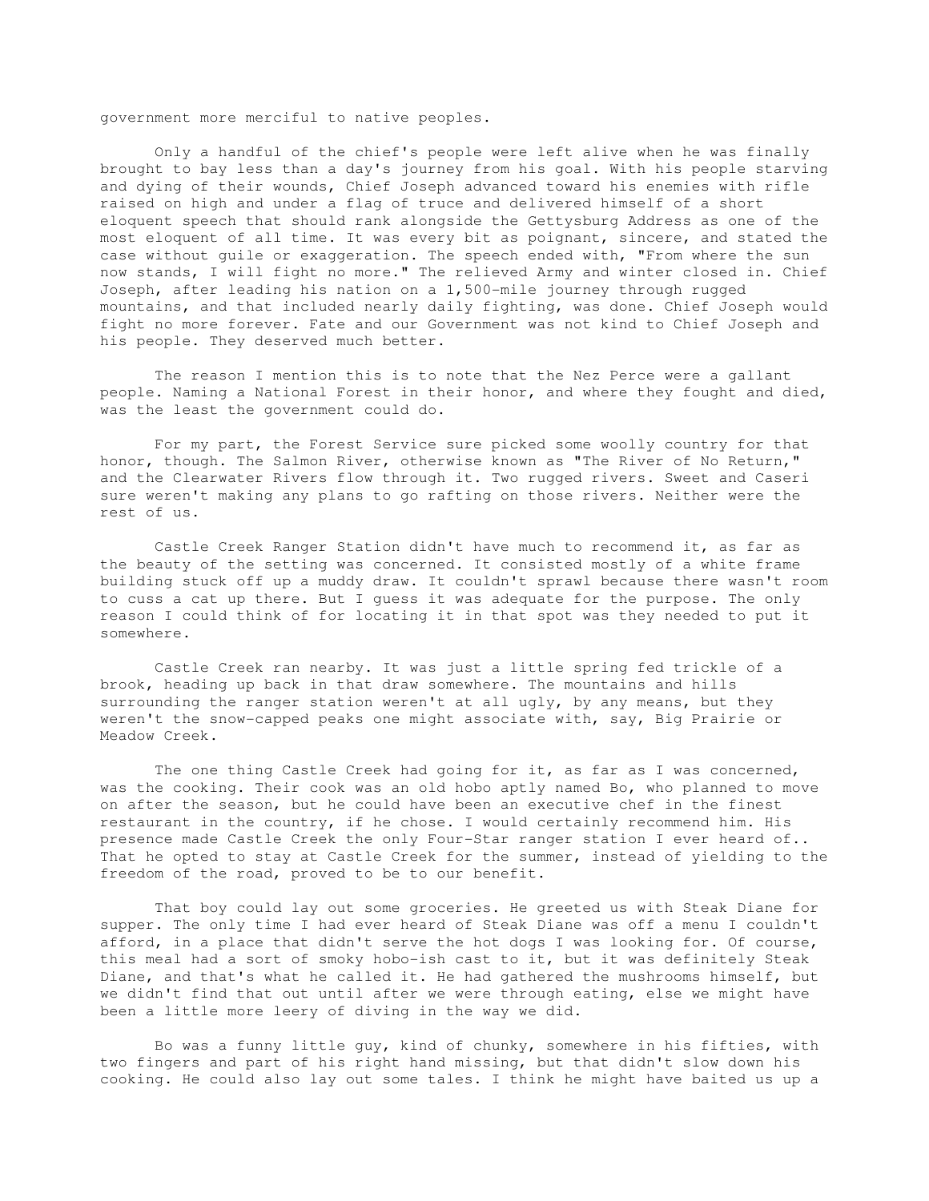government more merciful to native peoples.

Only a handful of the chief's people were left alive when he was finally brought to bay less than a day's journey from his goal. With his people starving and dying of their wounds, Chief Joseph advanced toward his enemies with rifle raised on high and under a flag of truce and delivered himself of a short eloquent speech that should rank alongside the Gettysburg Address as one of the most eloquent of all time. It was every bit as poignant, sincere, and stated the case without guile or exaggeration. The speech ended with, "From where the sun now stands, I will fight no more." The relieved Army and winter closed in. Chief Joseph, after leading his nation on a 1,500-mile journey through rugged mountains, and that included nearly daily fighting, was done. Chief Joseph would fight no more forever. Fate and our Government was not kind to Chief Joseph and his people. They deserved much better.

The reason I mention this is to note that the Nez Perce were a gallant people. Naming a National Forest in their honor, and where they fought and died, was the least the government could do.

For my part, the Forest Service sure picked some woolly country for that honor, though. The Salmon River, otherwise known as "The River of No Return," and the Clearwater Rivers flow through it. Two rugged rivers. Sweet and Caseri sure weren't making any plans to go rafting on those rivers. Neither were the rest of us.

Castle Creek Ranger Station didn't have much to recommend it, as far as the beauty of the setting was concerned. It consisted mostly of a white frame building stuck off up a muddy draw. It couldn't sprawl because there wasn't room to cuss a cat up there. But I guess it was adequate for the purpose. The only reason I could think of for locating it in that spot was they needed to put it somewhere.

Castle Creek ran nearby. It was just a little spring fed trickle of a brook, heading up back in that draw somewhere. The mountains and hills surrounding the ranger station weren't at all ugly, by any means, but they weren't the snow-capped peaks one might associate with, say, Big Prairie or Meadow Creek.

The one thing Castle Creek had going for it, as far as I was concerned, was the cooking. Their cook was an old hobo aptly named Bo, who planned to move on after the season, but he could have been an executive chef in the finest restaurant in the country, if he chose. I would certainly recommend him. His presence made Castle Creek the only Four-Star ranger station I ever heard of.. That he opted to stay at Castle Creek for the summer, instead of yielding to the freedom of the road, proved to be to our benefit.

That boy could lay out some groceries. He greeted us with Steak Diane for supper. The only time I had ever heard of Steak Diane was off a menu I couldn't afford, in a place that didn't serve the hot dogs I was looking for. Of course, this meal had a sort of smoky hobo-ish cast to it, but it was definitely Steak Diane, and that's what he called it. He had gathered the mushrooms himself, but we didn't find that out until after we were through eating, else we might have been a little more leery of diving in the way we did.

Bo was a funny little guy, kind of chunky, somewhere in his fifties, with two fingers and part of his right hand missing, but that didn't slow down his cooking. He could also lay out some tales. I think he might have baited us up a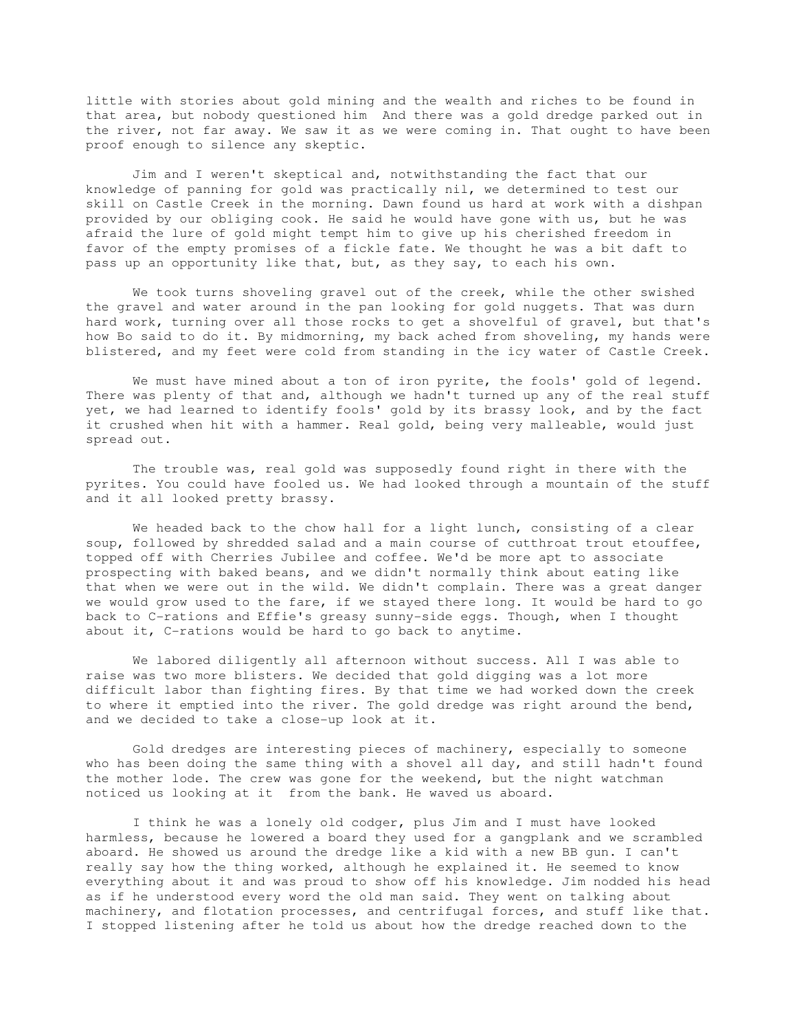little with stories about gold mining and the wealth and riches to be found in that area, but nobody questioned him  And there was a gold dredge parked out in the river, not far away. We saw it as we were coming in. That ought to have been proof enough to silence any skeptic.

Jim and I weren't skeptical and, notwithstanding the fact that our knowledge of panning for gold was practically nil, we determined to test our skill on Castle Creek in the morning. Dawn found us hard at work with a dishpan provided by our obliging cook. He said he would have gone with us, but he was afraid the lure of gold might tempt him to give up his cherished freedom in favor of the empty promises of a fickle fate. We thought he was a bit daft to pass up an opportunity like that, but, as they say, to each his own.

We took turns shoveling gravel out of the creek, while the other swished the gravel and water around in the pan looking for gold nuggets. That was durn hard work, turning over all those rocks to get a shovelful of gravel, but that's how Bo said to do it. By midmorning, my back ached from shoveling, my hands were blistered, and my feet were cold from standing in the icy water of Castle Creek.

We must have mined about a ton of iron pyrite, the fools' gold of legend. There was plenty of that and, although we hadn't turned up any of the real stuff yet, we had learned to identify fools' gold by its brassy look, and by the fact it crushed when hit with a hammer. Real gold, being very malleable, would just spread out.

The trouble was, real gold was supposedly found right in there with the pyrites. You could have fooled us. We had looked through a mountain of the stuff and it all looked pretty brassy.

We headed back to the chow hall for a light lunch, consisting of a clear soup, followed by shredded salad and a main course of cutthroat trout etouffee, topped off with Cherries Jubilee and coffee. We'd be more apt to associate prospecting with baked beans, and we didn't normally think about eating like that when we were out in the wild. We didn't complain. There was a great danger we would grow used to the fare, if we stayed there long. It would be hard to go back to C-rations and Effie's greasy sunny-side eggs. Though, when I thought about it, C-rations would be hard to go back to anytime.

We labored diligently all afternoon without success. All I was able to raise was two more blisters. We decided that gold digging was a lot more difficult labor than fighting fires. By that time we had worked down the creek to where it emptied into the river. The gold dredge was right around the bend, and we decided to take a close-up look at it.

Gold dredges are interesting pieces of machinery, especially to someone who has been doing the same thing with a shovel all day, and still hadn't found the mother lode. The crew was gone for the weekend, but the night watchman noticed us looking at it  from the bank. He waved us aboard.

I think he was a lonely old codger, plus Jim and I must have looked harmless, because he lowered a board they used for a gangplank and we scrambled aboard. He showed us around the dredge like a kid with a new BB gun. I can't really say how the thing worked, although he explained it. He seemed to know everything about it and was proud to show off his knowledge. Jim nodded his head as if he understood every word the old man said. They went on talking about machinery, and flotation processes, and centrifugal forces, and stuff like that. I stopped listening after he told us about how the dredge reached down to the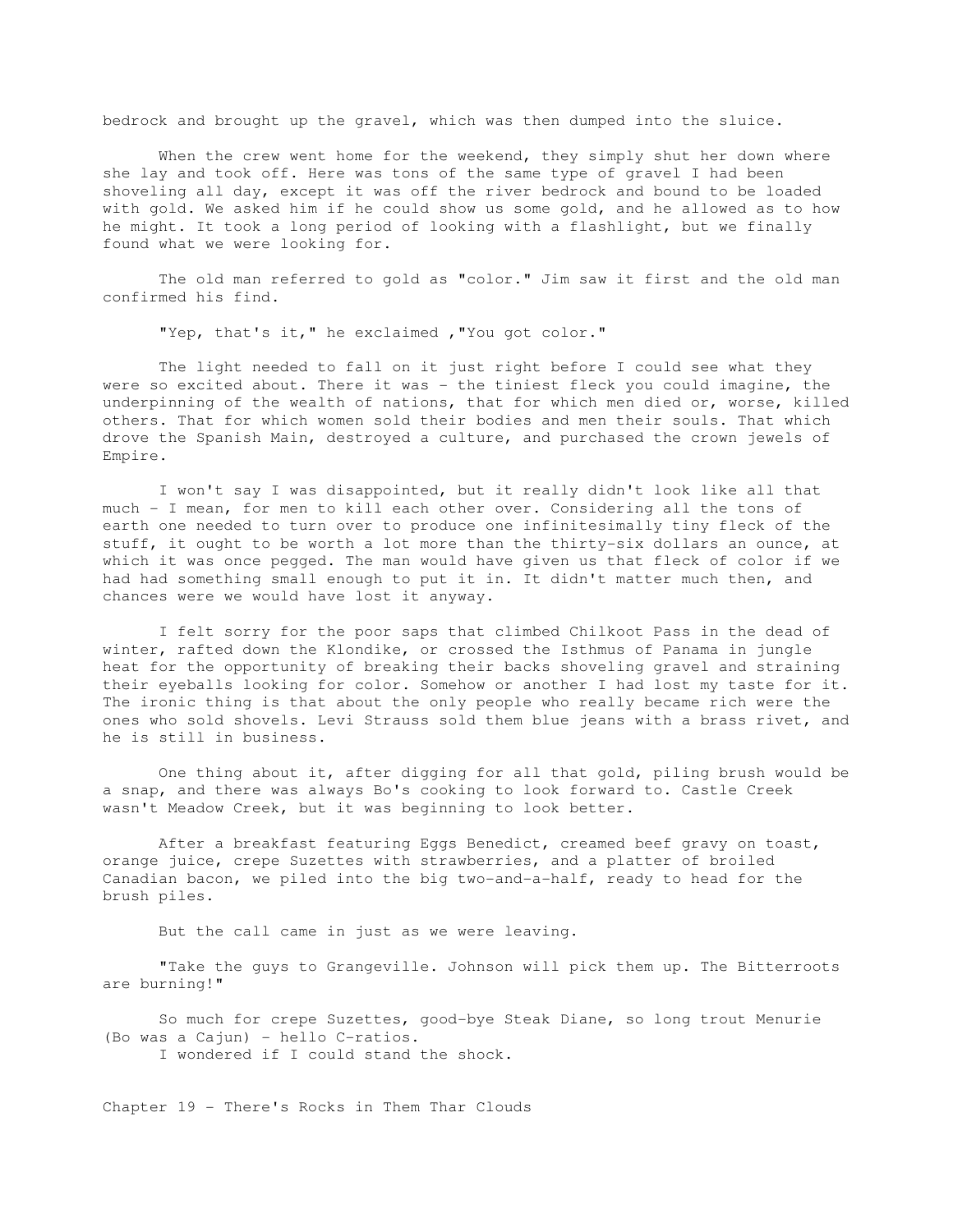bedrock and brought up the gravel, which was then dumped into the sluice.

When the crew went home for the weekend, they simply shut her down where she lay and took off. Here was tons of the same type of gravel I had been shoveling all day, except it was off the river bedrock and bound to be loaded with gold. We asked him if he could show us some gold, and he allowed as to how he might. It took a long period of looking with a flashlight, but we finally found what we were looking for.

The old man referred to gold as "color." Jim saw it first and the old man confirmed his find.

"Yep, that's it," he exclaimed ,"You got color."

The light needed to fall on it just right before I could see what they were so excited about. There it was - the tiniest fleck you could imagine, the underpinning of the wealth of nations, that for which men died or, worse, killed others. That for which women sold their bodies and men their souls. That which drove the Spanish Main, destroyed a culture, and purchased the crown jewels of Empire.

I won't say I was disappointed, but it really didn't look like all that much - I mean, for men to kill each other over. Considering all the tons of earth one needed to turn over to produce one infinitesimally tiny fleck of the stuff, it ought to be worth a lot more than the thirty-six dollars an ounce, at which it was once pegged. The man would have given us that fleck of color if we had had something small enough to put it in. It didn't matter much then, and chances were we would have lost it anyway.

I felt sorry for the poor saps that climbed Chilkoot Pass in the dead of winter, rafted down the Klondike, or crossed the Isthmus of Panama in jungle heat for the opportunity of breaking their backs shoveling gravel and straining their eyeballs looking for color. Somehow or another I had lost my taste for it. The ironic thing is that about the only people who really became rich were the ones who sold shovels. Levi Strauss sold them blue jeans with a brass rivet, and he is still in business.

One thing about it, after digging for all that gold, piling brush would be a snap, and there was always Bo's cooking to look forward to. Castle Creek wasn't Meadow Creek, but it was beginning to look better.

After a breakfast featuring Eggs Benedict, creamed beef gravy on toast, orange juice, crepe Suzettes with strawberries, and a platter of broiled Canadian bacon, we piled into the big two-and-a-half, ready to head for the brush piles.

But the call came in just as we were leaving.

"Take the guys to Grangeville. Johnson will pick them up. The Bitterroots are burning!"

So much for crepe Suzettes, good-bye Steak Diane, so long trout Menurie (Bo was a Cajun) - hello C-ratios.
I wondered if I could stand the shock.

## Chapter 19 - There's Rocks in Them Thar Clouds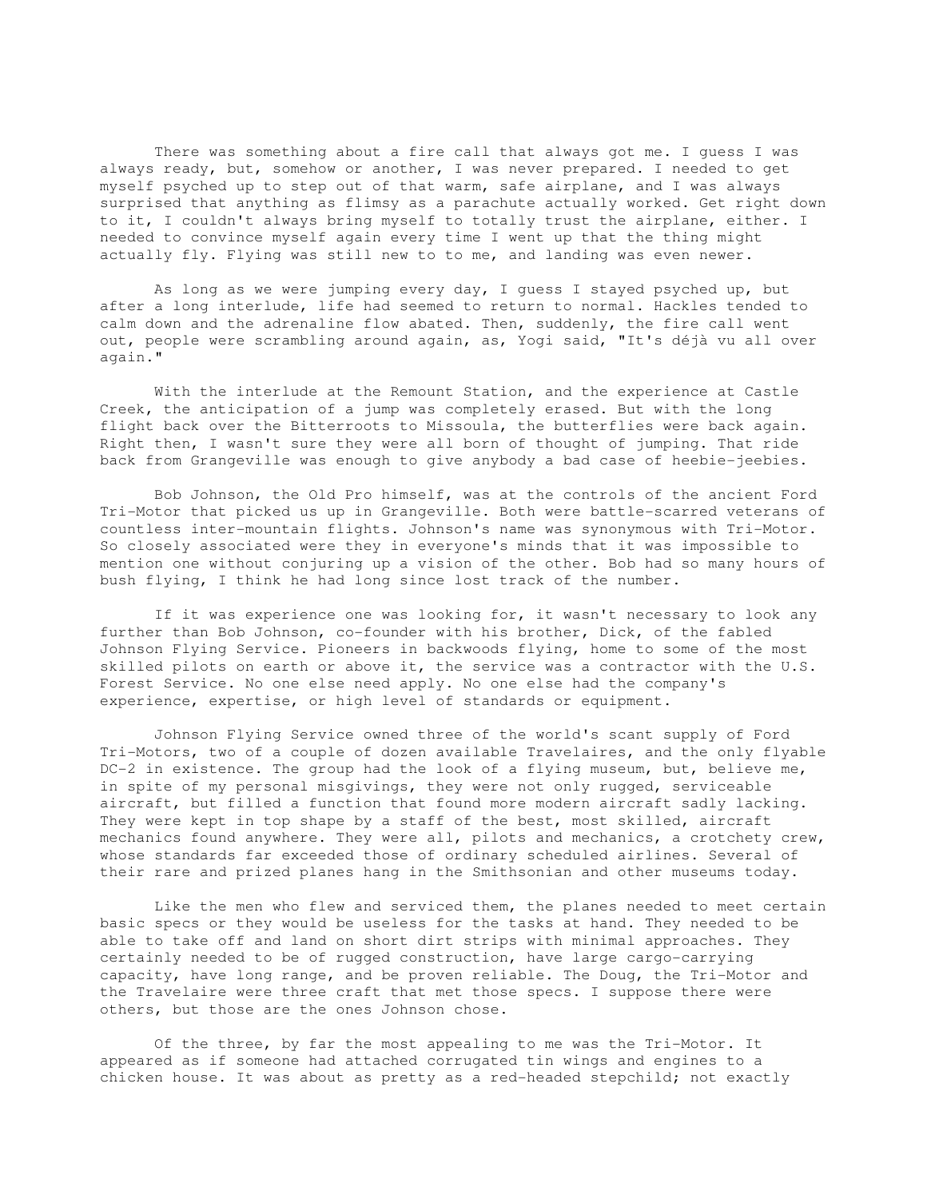There was something about a fire call that always got me. I guess I was always ready, but, somehow or another, I was never prepared. I needed to get myself psyched up to step out of that warm, safe airplane, and I was always surprised that anything as flimsy as a parachute actually worked. Get right down to it, I couldn't always bring myself to totally trust the airplane, either. I needed to convince myself again every time I went up that the thing might actually fly. Flying was still new to to me, and landing was even newer.

As long as we were jumping every day, I guess I stayed psyched up, but after a long interlude, life had seemed to return to normal. Hackles tended to calm down and the adrenaline flow abated. Then, suddenly, the fire call went out, people were scrambling around again, as, Yogi said, "It's déjà vu all over again."

With the interlude at the Remount Station, and the experience at Castle Creek, the anticipation of a jump was completely erased. But with the long flight back over the Bitterroots to Missoula, the butterflies were back again. Right then, I wasn't sure they were all born of thought of jumping. That ride back from Grangeville was enough to give anybody a bad case of heebie-jeebies.

Bob Johnson, the Old Pro himself, was at the controls of the ancient Ford Tri-Motor that picked us up in Grangeville. Both were battle-scarred veterans of countless inter-mountain flights. Johnson's name was synonymous with Tri-Motor. So closely associated were they in everyone's minds that it was impossible to mention one without conjuring up a vision of the other. Bob had so many hours of bush flying, I think he had long since lost track of the number.

If it was experience one was looking for, it wasn't necessary to look any further than Bob Johnson, co-founder with his brother, Dick, of the fabled Johnson Flying Service. Pioneers in backwoods flying, home to some of the most skilled pilots on earth or above it, the service was a contractor with the U.S. Forest Service. No one else need apply. No one else had the company's experience, expertise, or high level of standards or equipment.

Johnson Flying Service owned three of the world's scant supply of Ford Tri-Motors, two of a couple of dozen available Travelaires, and the only flyable DC-2 in existence. The group had the look of a flying museum, but, believe me, in spite of my personal misgivings, they were not only rugged, serviceable aircraft, but filled a function that found more modern aircraft sadly lacking. They were kept in top shape by a staff of the best, most skilled, aircraft mechanics found anywhere. They were all, pilots and mechanics, a crotchety crew, whose standards far exceeded those of ordinary scheduled airlines. Several of their rare and prized planes hang in the Smithsonian and other museums today.

Like the men who flew and serviced them, the planes needed to meet certain basic specs or they would be useless for the tasks at hand. They needed to be able to take off and land on short dirt strips with minimal approaches. They certainly needed to be of rugged construction, have large cargo-carrying capacity, have long range, and be proven reliable. The Doug, the Tri-Motor and the Travelaire were three craft that met those specs. I suppose there were others, but those are the ones Johnson chose.

Of the three, by far the most appealing to me was the Tri-Motor. It appeared as if someone had attached corrugated tin wings and engines to a chicken house. It was about as pretty as a red-headed stepchild; not exactly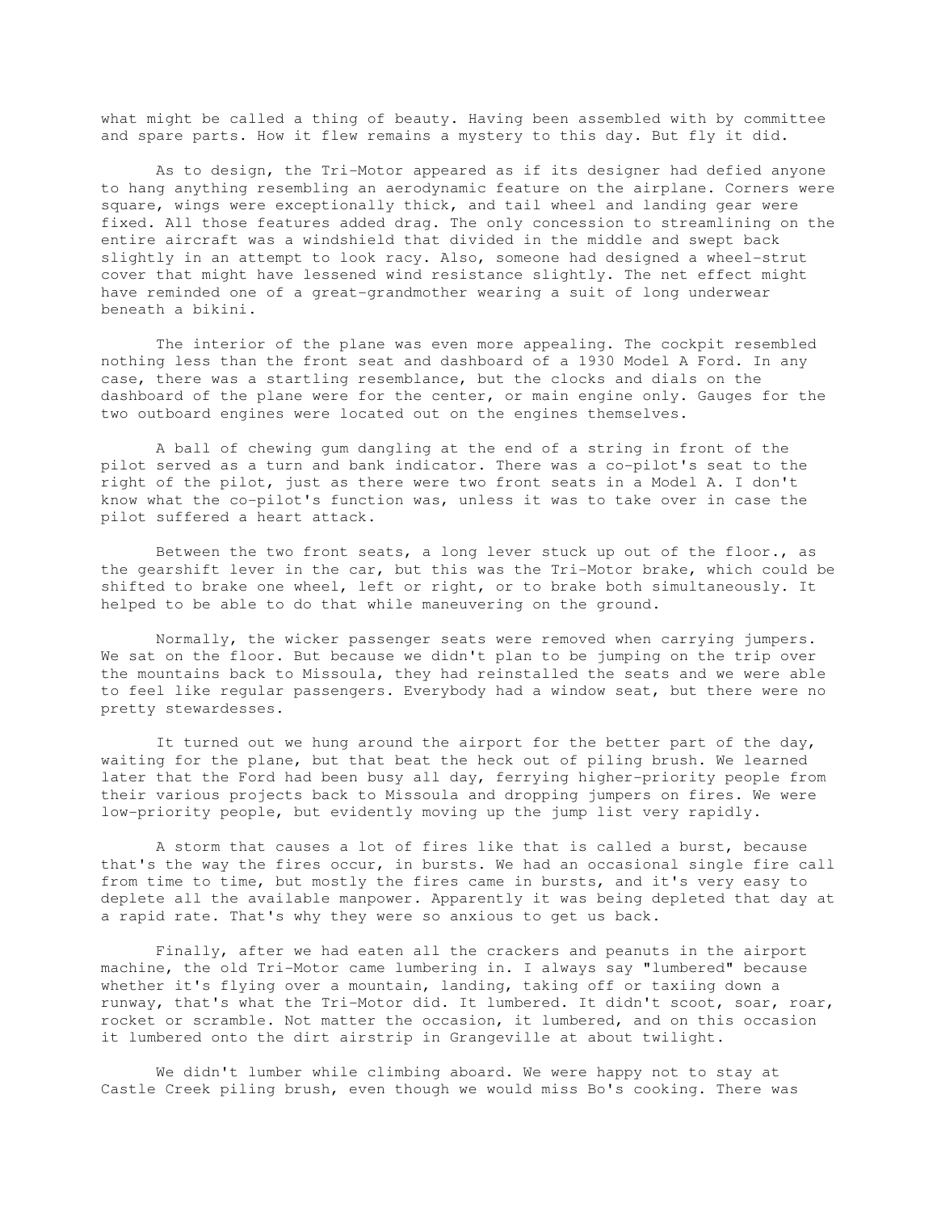what might be called a thing of beauty. Having been assembled with by committee and spare parts. How it flew remains a mystery to this day. But fly it did.

As to design, the Tri-Motor appeared as if its designer had defied anyone to hang anything resembling an aerodynamic feature on the airplane. Corners were square, wings were exceptionally thick, and tail wheel and landing gear were fixed. All those features added drag. The only concession to streamlining on the entire aircraft was a windshield that divided in the middle and swept back slightly in an attempt to look racy. Also, someone had designed a wheel-strut cover that might have lessened wind resistance slightly. The net effect might have reminded one of a great-grandmother wearing a suit of long underwear beneath a bikini.

The interior of the plane was even more appealing. The cockpit resembled nothing less than the front seat and dashboard of a 1930 Model A Ford. In any case, there was a startling resemblance, but the clocks and dials on the dashboard of the plane were for the center, or main engine only. Gauges for the two outboard engines were located out on the engines themselves.

A ball of chewing gum dangling at the end of a string in front of the pilot served as a turn and bank indicator. There was a co-pilot's seat to the right of the pilot, just as there were two front seats in a Model A. I don't know what the co-pilot's function was, unless it was to take over in case the pilot suffered a heart attack.

Between the two front seats, a long lever stuck up out of the floor., as the gearshift lever in the car, but this was the Tri-Motor brake, which could be shifted to brake one wheel, left or right, or to brake both simultaneously. It helped to be able to do that while maneuvering on the ground.

Normally, the wicker passenger seats were removed when carrying jumpers. We sat on the floor. But because we didn't plan to be jumping on the trip over the mountains back to Missoula, they had reinstalled the seats and we were able to feel like regular passengers. Everybody had a window seat, but there were no pretty stewardesses.

It turned out we hung around the airport for the better part of the day, waiting for the plane, but that beat the heck out of piling brush. We learned later that the Ford had been busy all day, ferrying higher-priority people from their various projects back to Missoula and dropping jumpers on fires. We were low-priority people, but evidently moving up the jump list very rapidly.

A storm that causes a lot of fires like that is called a burst, because that's the way the fires occur, in bursts. We had an occasional single fire call from time to time, but mostly the fires came in bursts, and it's very easy to deplete all the available manpower. Apparently it was being depleted that day at a rapid rate. That's why they were so anxious to get us back.

Finally, after we had eaten all the crackers and peanuts in the airport machine, the old Tri-Motor came lumbering in. I always say "lumbered" because whether it's flying over a mountain, landing, taking off or taxiing down a runway, that's what the Tri-Motor did. It lumbered. It didn't scoot, soar, roar, rocket or scramble. Not matter the occasion, it lumbered, and on this occasion it lumbered onto the dirt airstrip in Grangeville at about twilight.

We didn't lumber while climbing aboard. We were happy not to stay at Castle Creek piling brush, even though we would miss Bo's cooking. There was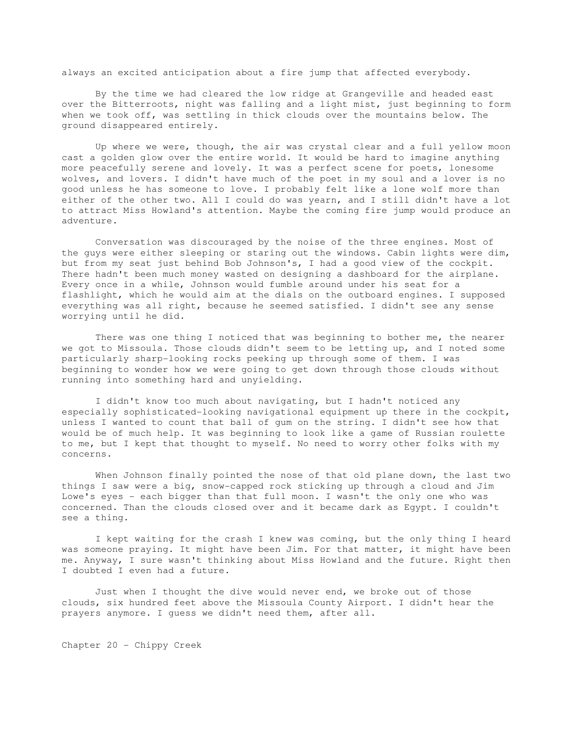always an excited anticipation about a fire jump that affected everybody.

By the time we had cleared the low ridge at Grangeville and headed east over the Bitterroots, night was falling and a light mist, just beginning to form when we took off, was settling in thick clouds over the mountains below. The ground disappeared entirely.

Up where we were, though, the air was crystal clear and a full yellow moon cast a golden glow over the entire world. It would be hard to imagine anything more peacefully serene and lovely. It was a perfect scene for poets, lonesome wolves, and lovers. I didn't have much of the poet in my soul and a lover is no good unless he has someone to love. I probably felt like a lone wolf more than either of the other two. All I could do was yearn, and I still didn't have a lot to attract Miss Howland's attention. Maybe the coming fire jump would produce an adventure.

Conversation was discouraged by the noise of the three engines. Most of the guys were either sleeping or staring out the windows. Cabin lights were dim, but from my seat just behind Bob Johnson's, I had a good view of the cockpit. There hadn't been much money wasted on designing a dashboard for the airplane. Every once in a while, Johnson would fumble around under his seat for a flashlight, which he would aim at the dials on the outboard engines. I supposed everything was all right, because he seemed satisfied. I didn't see any sense worrying until he did.

There was one thing I noticed that was beginning to bother me, the nearer we got to Missoula. Those clouds didn't seem to be letting up, and I noted some particularly sharp-looking rocks peeking up through some of them. I was beginning to wonder how we were going to get down through those clouds without running into something hard and unyielding.

I didn't know too much about navigating, but I hadn't noticed any especially sophisticated-looking navigational equipment up there in the cockpit, unless I wanted to count that ball of gum on the string. I didn't see how that would be of much help. It was beginning to look like a game of Russian roulette to me, but I kept that thought to myself. No need to worry other folks with my concerns.

When Johnson finally pointed the nose of that old plane down, the last two things I saw were a big, snow-capped rock sticking up through a cloud and Jim Lowe's eyes - each bigger than that full moon. I wasn't the only one who was concerned. Than the clouds closed over and it became dark as Egypt. I couldn't see a thing.

I kept waiting for the crash I knew was coming, but the only thing I heard was someone praying. It might have been Jim. For that matter, it might have been me. Anyway, I sure wasn't thinking about Miss Howland and the future. Right then I doubted I even had a future.

Just when I thought the dive would never end, we broke out of those clouds, six hundred feet above the Missoula County Airport. I didn't hear the prayers anymore. I guess we didn't need them, after all.

## Chapter 20 - Chippy Creek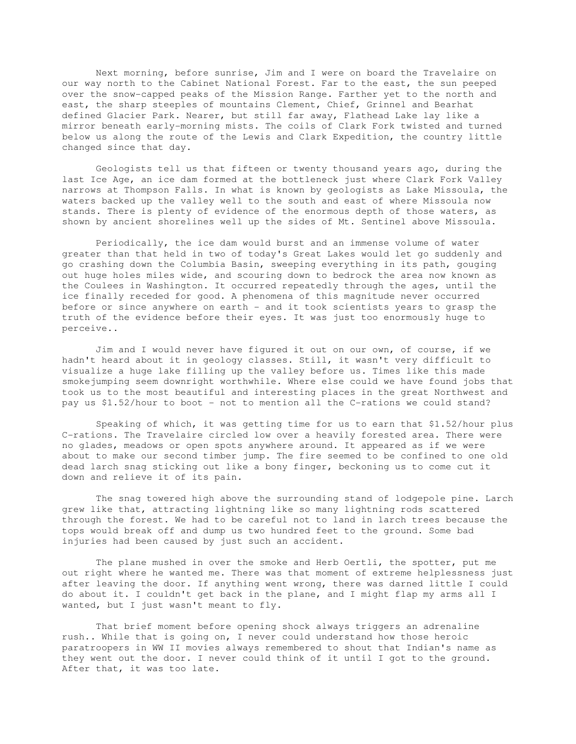Next morning, before sunrise, Jim and I were on board the Travelaire on our way north to the Cabinet National Forest. Far to the east, the sun peeped over the snow-capped peaks of the Mission Range. Farther yet to the north and east, the sharp steeples of mountains Clement, Chief, Grinnel and Bearhat defined Glacier Park. Nearer, but still far away, Flathead Lake lay like a mirror beneath early-morning mists. The coils of Clark Fork twisted and turned below us along the route of the Lewis and Clark Expedition, the country little changed since that day.

Geologists tell us that fifteen or twenty thousand years ago, during the last Ice Age, an ice dam formed at the bottleneck just where Clark Fork Valley narrows at Thompson Falls. In what is known by geologists as Lake Missoula, the waters backed up the valley well to the south and east of where Missoula now stands. There is plenty of evidence of the enormous depth of those waters, as shown by ancient shorelines well up the sides of Mt. Sentinel above Missoula.

Periodically, the ice dam would burst and an immense volume of water greater than that held in two of today's Great Lakes would let go suddenly and go crashing down the Columbia Basin, sweeping everything in its path, gouging out huge holes miles wide, and scouring down to bedrock the area now known as the Coulees in Washington. It occurred repeatedly through the ages, until the ice finally receded for good. A phenomena of this magnitude never occurred before or since anywhere on earth - and it took scientists years to grasp the truth of the evidence before their eyes. It was just too enormously huge to perceive..

Jim and I would never have figured it out on our own, of course, if we hadn't heard about it in geology classes. Still, it wasn't very difficult to visualize a huge lake filling up the valley before us. Times like this made smokejumping seem downright worthwhile. Where else could we have found jobs that took us to the most beautiful and interesting places in the great Northwest and pay us $1.52/hour to boot - not to mention all the C-rations we could stand?

Speaking of which, it was getting time for us to earn that $1.52/hour plus C-rations. The Travelaire circled low over a heavily forested area. There were no glades, meadows or open spots anywhere around. It appeared as if we were about to make our second timber jump. The fire seemed to be confined to one old dead larch snag sticking out like a bony finger, beckoning us to come cut it down and relieve it of its pain.

The snag towered high above the surrounding stand of lodgepole pine. Larch grew like that, attracting lightning like so many lightning rods scattered through the forest. We had to be careful not to land in larch trees because the tops would break off and dump us two hundred feet to the ground. Some bad injuries had been caused by just such an accident.

The plane mushed in over the smoke and Herb Oertli, the spotter, put me out right where he wanted me. There was that moment of extreme helplessness just after leaving the door. If anything went wrong, there was darned little I could do about it. I couldn't get back in the plane, and I might flap my arms all I wanted, but I just wasn't meant to fly.

That brief moment before opening shock always triggers an adrenaline rush.. While that is going on, I never could understand how those heroic paratroopers in WW II movies always remembered to shout that Indian's name as they went out the door. I never could think of it until I got to the ground. After that, it was too late.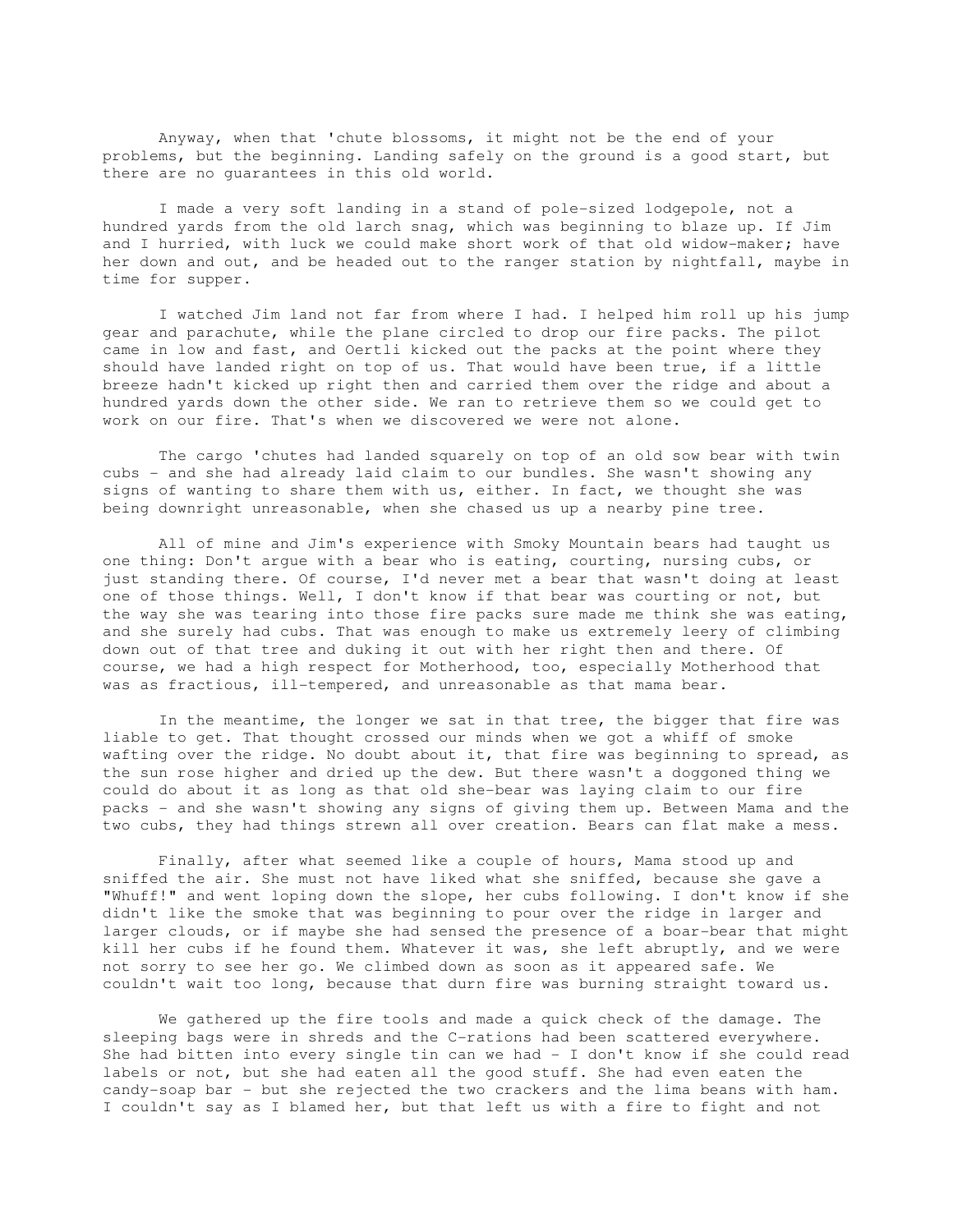Anyway, when that 'chute blossoms, it might not be the end of your problems, but the beginning. Landing safely on the ground is a good start, but there are no guarantees in this old world.

I made a very soft landing in a stand of pole-sized lodgepole, not a hundred yards from the old larch snag, which was beginning to blaze up. If Jim and I hurried, with luck we could make short work of that old widow-maker; have her down and out, and be headed out to the ranger station by nightfall, maybe in time for supper.

I watched Jim land not far from where I had. I helped him roll up his jump gear and parachute, while the plane circled to drop our fire packs. The pilot came in low and fast, and Oertli kicked out the packs at the point where they should have landed right on top of us. That would have been true, if a little breeze hadn't kicked up right then and carried them over the ridge and about a hundred yards down the other side. We ran to retrieve them so we could get to work on our fire. That's when we discovered we were not alone.

The cargo 'chutes had landed squarely on top of an old sow bear with twin cubs - and she had already laid claim to our bundles. She wasn't showing any signs of wanting to share them with us, either. In fact, we thought she was being downright unreasonable, when she chased us up a nearby pine tree.

All of mine and Jim's experience with Smoky Mountain bears had taught us one thing: Don't argue with a bear who is eating, courting, nursing cubs, or just standing there. Of course, I'd never met a bear that wasn't doing at least one of those things. Well, I don't know if that bear was courting or not, but the way she was tearing into those fire packs sure made me think she was eating, and she surely had cubs. That was enough to make us extremely leery of climbing down out of that tree and duking it out with her right then and there. Of course, we had a high respect for Motherhood, too, especially Motherhood that was as fractious, ill-tempered, and unreasonable as that mama bear.

In the meantime, the longer we sat in that tree, the bigger that fire was liable to get. That thought crossed our minds when we got a whiff of smoke wafting over the ridge. No doubt about it, that fire was beginning to spread, as the sun rose higher and dried up the dew. But there wasn't a doggoned thing we could do about it as long as that old she-bear was laying claim to our fire packs - and she wasn't showing any signs of giving them up. Between Mama and the two cubs, they had things strewn all over creation. Bears can flat make a mess.

Finally, after what seemed like a couple of hours, Mama stood up and sniffed the air. She must not have liked what she sniffed, because she gave a "Whuff!" and went loping down the slope, her cubs following. I don't know if she didn't like the smoke that was beginning to pour over the ridge in larger and larger clouds, or if maybe she had sensed the presence of a boar-bear that might kill her cubs if he found them. Whatever it was, she left abruptly, and we were not sorry to see her go. We climbed down as soon as it appeared safe. We couldn't wait too long, because that durn fire was burning straight toward us.

We gathered up the fire tools and made a quick check of the damage. The sleeping bags were in shreds and the C-rations had been scattered everywhere. She had bitten into every single tin can we had - I don't know if she could read labels or not, but she had eaten all the good stuff. She had even eaten the candy-soap bar - but she rejected the two crackers and the lima beans with ham. I couldn't say as I blamed her, but that left us with a fire to fight and not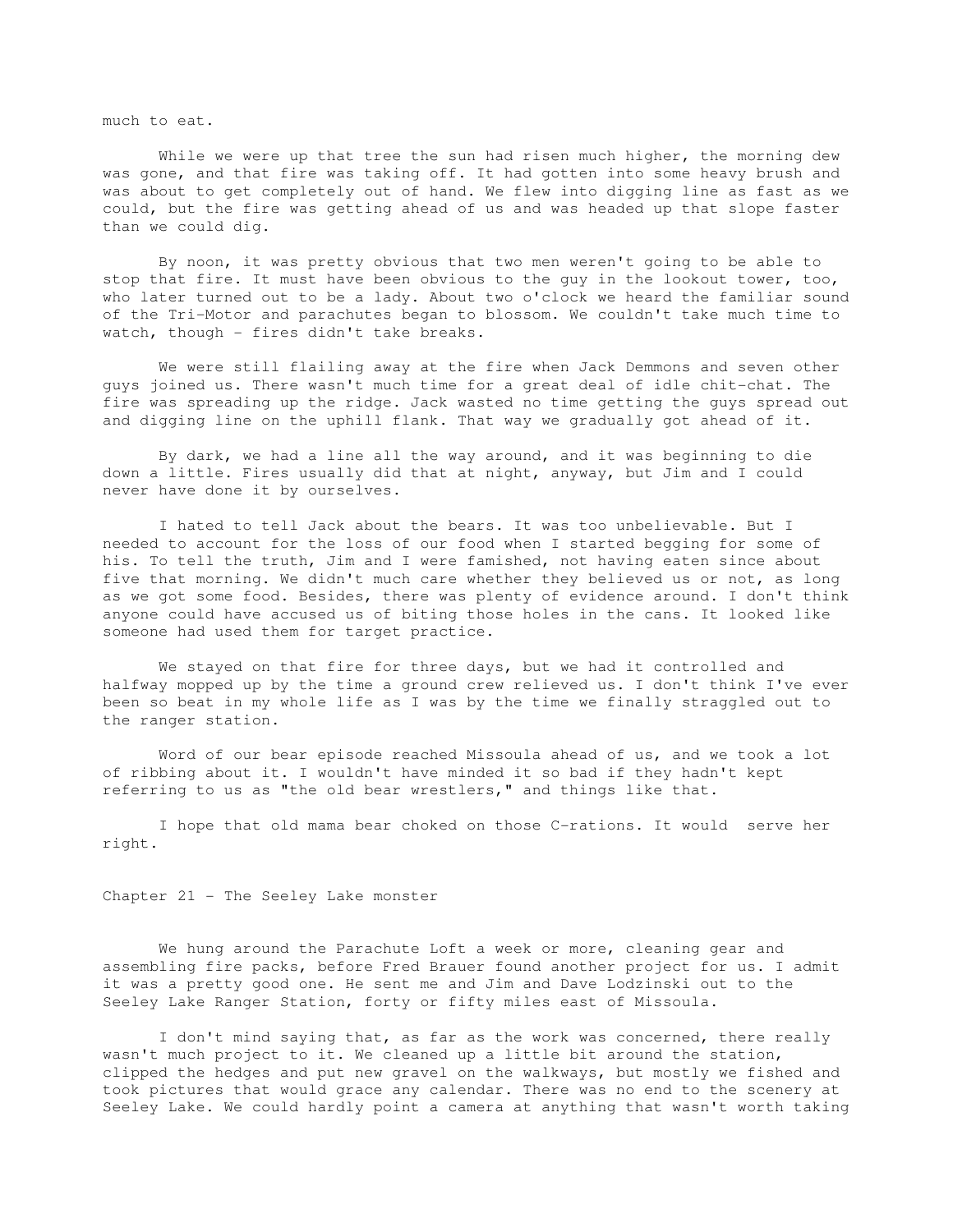much to eat.

While we were up that tree the sun had risen much higher, the morning dew was gone, and that fire was taking off. It had gotten into some heavy brush and was about to get completely out of hand. We flew into digging line as fast as we could, but the fire was getting ahead of us and was headed up that slope faster than we could dig.

By noon, it was pretty obvious that two men weren't going to be able to stop that fire. It must have been obvious to the guy in the lookout tower, too, who later turned out to be a lady. About two o'clock we heard the familiar sound of the Tri-Motor and parachutes began to blossom. We couldn't take much time to watch, though - fires didn't take breaks.

We were still flailing away at the fire when Jack Demmons and seven other guys joined us. There wasn't much time for a great deal of idle chit-chat. The fire was spreading up the ridge. Jack wasted no time getting the guys spread out and digging line on the uphill flank. That way we gradually got ahead of it.

By dark, we had a line all the way around, and it was beginning to die down a little. Fires usually did that at night, anyway, but Jim and I could never have done it by ourselves.

I hated to tell Jack about the bears. It was too unbelievable. But I needed to account for the loss of our food when I started begging for some of his. To tell the truth, Jim and I were famished, not having eaten since about five that morning. We didn't much care whether they believed us or not, as long as we got some food. Besides, there was plenty of evidence around. I don't think anyone could have accused us of biting those holes in the cans. It looked like someone had used them for target practice.

We stayed on that fire for three days, but we had it controlled and halfway mopped up by the time a ground crew relieved us. I don't think I've ever been so beat in my whole life as I was by the time we finally straggled out to the ranger station.

Word of our bear episode reached Missoula ahead of us, and we took a lot of ribbing about it. I wouldn't have minded it so bad if they hadn't kept referring to us as "the old bear wrestlers," and things like that.

I hope that old mama bear choked on those C-rations. It would serve her right.

## Chapter 21 - The Seeley Lake monster

We hung around the Parachute Loft a week or more, cleaning gear and assembling fire packs, before Fred Brauer found another project for us. I admit it was a pretty good one. He sent me and Jim and Dave Lodzinski out to the Seeley Lake Ranger Station, forty or fifty miles east of Missoula.

I don't mind saying that, as far as the work was concerned, there really wasn't much project to it. We cleaned up a little bit around the station, clipped the hedges and put new gravel on the walkways, but mostly we fished and took pictures that would grace any calendar. There was no end to the scenery at Seeley Lake. We could hardly point a camera at anything that wasn't worth taking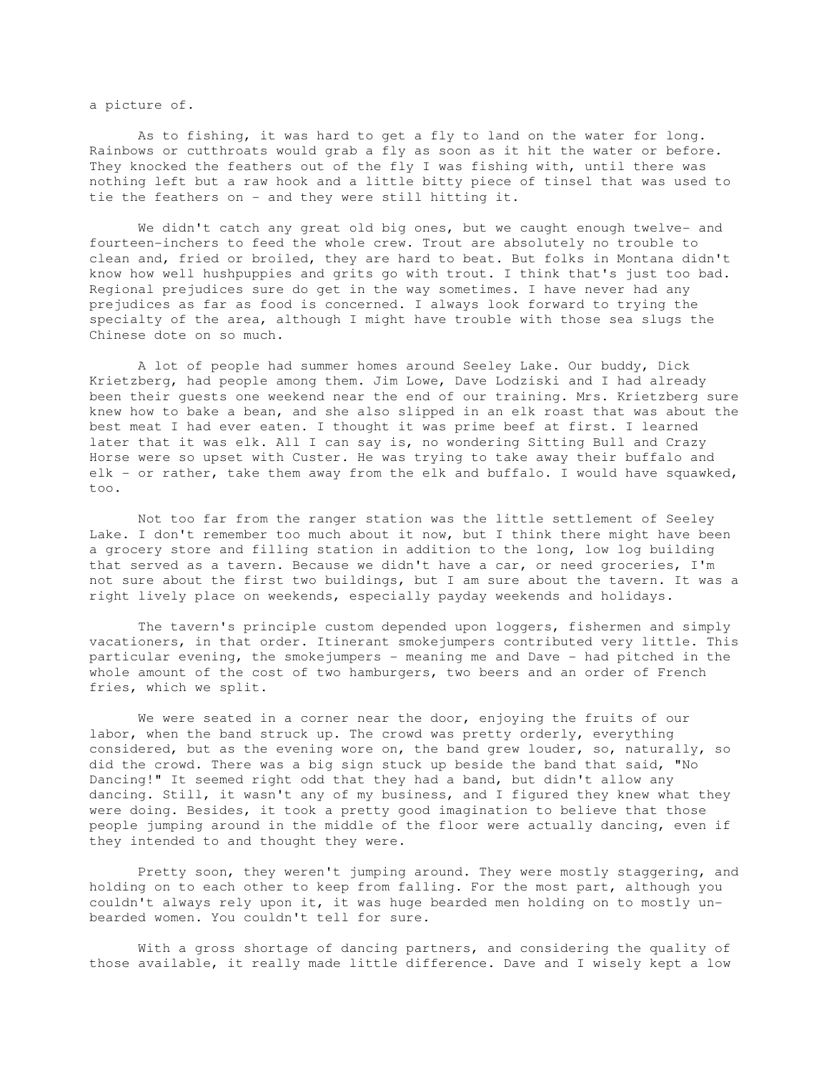a picture of.

As to fishing, it was hard to get a fly to land on the water for long. Rainbows or cutthroats would grab a fly as soon as it hit the water or before. They knocked the feathers out of the fly I was fishing with, until there was nothing left but a raw hook and a little bitty piece of tinsel that was used to tie the feathers on - and they were still hitting it.

We didn't catch any great old big ones, but we caught enough twelve- and fourteen-inchers to feed the whole crew. Trout are absolutely no trouble to clean and, fried or broiled, they are hard to beat. But folks in Montana didn't know how well hushpuppies and grits go with trout. I think that's just too bad. Regional prejudices sure do get in the way sometimes. I have never had any prejudices as far as food is concerned. I always look forward to trying the specialty of the area, although I might have trouble with those sea slugs the Chinese dote on so much.

A lot of people had summer homes around Seeley Lake. Our buddy, Dick Krietzberg, had people among them. Jim Lowe, Dave Lodziski and I had already been their guests one weekend near the end of our training. Mrs. Krietzberg sure knew how to bake a bean, and she also slipped in an elk roast that was about the best meat I had ever eaten. I thought it was prime beef at first. I learned later that it was elk. All I can say is, no wondering Sitting Bull and Crazy Horse were so upset with Custer. He was trying to take away their buffalo and elk - or rather, take them away from the elk and buffalo. I would have squawked, too.

Not too far from the ranger station was the little settlement of Seeley Lake. I don't remember too much about it now, but I think there might have been a grocery store and filling station in addition to the long, low log building that served as a tavern. Because we didn't have a car, or need groceries, I'm not sure about the first two buildings, but I am sure about the tavern. It was a right lively place on weekends, especially payday weekends and holidays.

The tavern's principle custom depended upon loggers, fishermen and simply vacationers, in that order. Itinerant smokejumpers contributed very little. This particular evening, the smokejumpers - meaning me and Dave - had pitched in the whole amount of the cost of two hamburgers, two beers and an order of French fries, which we split.

We were seated in a corner near the door, enjoying the fruits of our labor, when the band struck up. The crowd was pretty orderly, everything considered, but as the evening wore on, the band grew louder, so, naturally, so did the crowd. There was a big sign stuck up beside the band that said, "No Dancing!" It seemed right odd that they had a band, but didn't allow any dancing. Still, it wasn't any of my business, and I figured they knew what they were doing. Besides, it took a pretty good imagination to believe that those people jumping around in the middle of the floor were actually dancing, even if they intended to and thought they were.

Pretty soon, they weren't jumping around. They were mostly staggering, and holding on to each other to keep from falling. For the most part, although you couldn't always rely upon it, it was huge bearded men holding on to mostly un-bearded women. You couldn't tell for sure.

With a gross shortage of dancing partners, and considering the quality of those available, it really made little difference. Dave and I wisely kept a low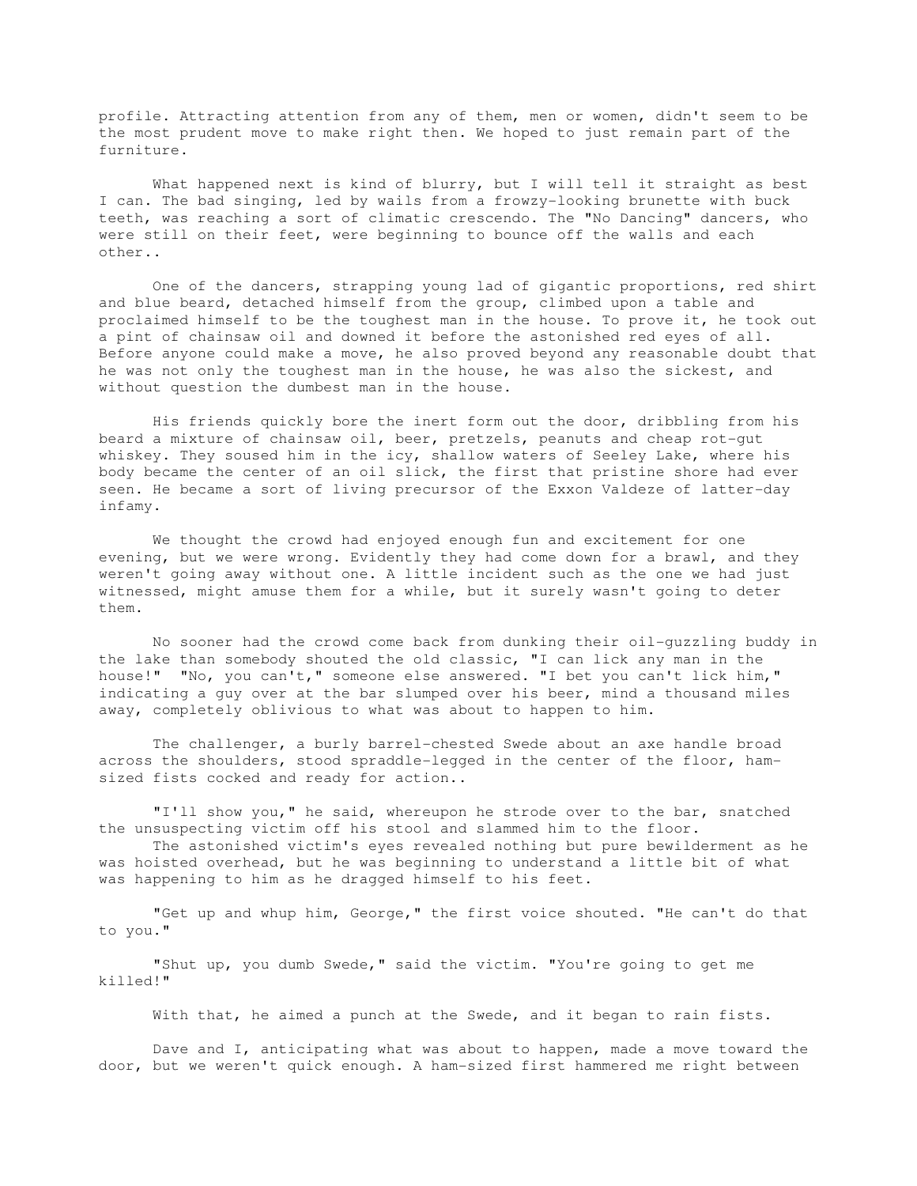profile. Attracting attention from any of them, men or women, didn't seem to be the most prudent move to make right then. We hoped to just remain part of the furniture.

What happened next is kind of blurry, but I will tell it straight as best I can. The bad singing, led by wails from a frowzy-looking brunette with buck teeth, was reaching a sort of climatic crescendo. The "No Dancing" dancers, who were still on their feet, were beginning to bounce off the walls and each other..

One of the dancers, strapping young lad of gigantic proportions, red shirt and blue beard, detached himself from the group, climbed upon a table and proclaimed himself to be the toughest man in the house. To prove it, he took out a pint of chainsaw oil and downed it before the astonished red eyes of all. Before anyone could make a move, he also proved beyond any reasonable doubt that he was not only the toughest man in the house, he was also the sickest, and without question the dumbest man in the house.

His friends quickly bore the inert form out the door, dribbling from his beard a mixture of chainsaw oil, beer, pretzels, peanuts and cheap rot-gut whiskey. They soused him in the icy, shallow waters of Seeley Lake, where his body became the center of an oil slick, the first that pristine shore had ever seen. He became a sort of living precursor of the Exxon Valdeze of latter-day infamy.

We thought the crowd had enjoyed enough fun and excitement for one evening, but we were wrong. Evidently they had come down for a brawl, and they weren't going away without one. A little incident such as the one we had just witnessed, might amuse them for a while, but it surely wasn't going to deter them.

No sooner had the crowd come back from dunking their oil-guzzling buddy in the lake than somebody shouted the old classic, "I can lick any man in the house!" "No, you can't," someone else answered. "I bet you can't lick him," indicating a guy over at the bar slumped over his beer, mind a thousand miles away, completely oblivious to what was about to happen to him.

The challenger, a burly barrel-chested Swede about an axe handle broad across the shoulders, stood spraddle-legged in the center of the floor, ham-sized fists cocked and ready for action..

"I'll show you," he said, whereupon he strode over to the bar, snatched the unsuspecting victim off his stool and slammed him to the floor.

The astonished victim's eyes revealed nothing but pure bewilderment as he was hoisted overhead, but he was beginning to understand a little bit of what was happening to him as he dragged himself to his feet.

"Get up and whup him, George," the first voice shouted. "He can't do that to you."

"Shut up, you dumb Swede," said the victim. "You're going to get me killed!"

With that, he aimed a punch at the Swede, and it began to rain fists.

Dave and I, anticipating what was about to happen, made a move toward the door, but we weren't quick enough. A ham-sized first hammered me right between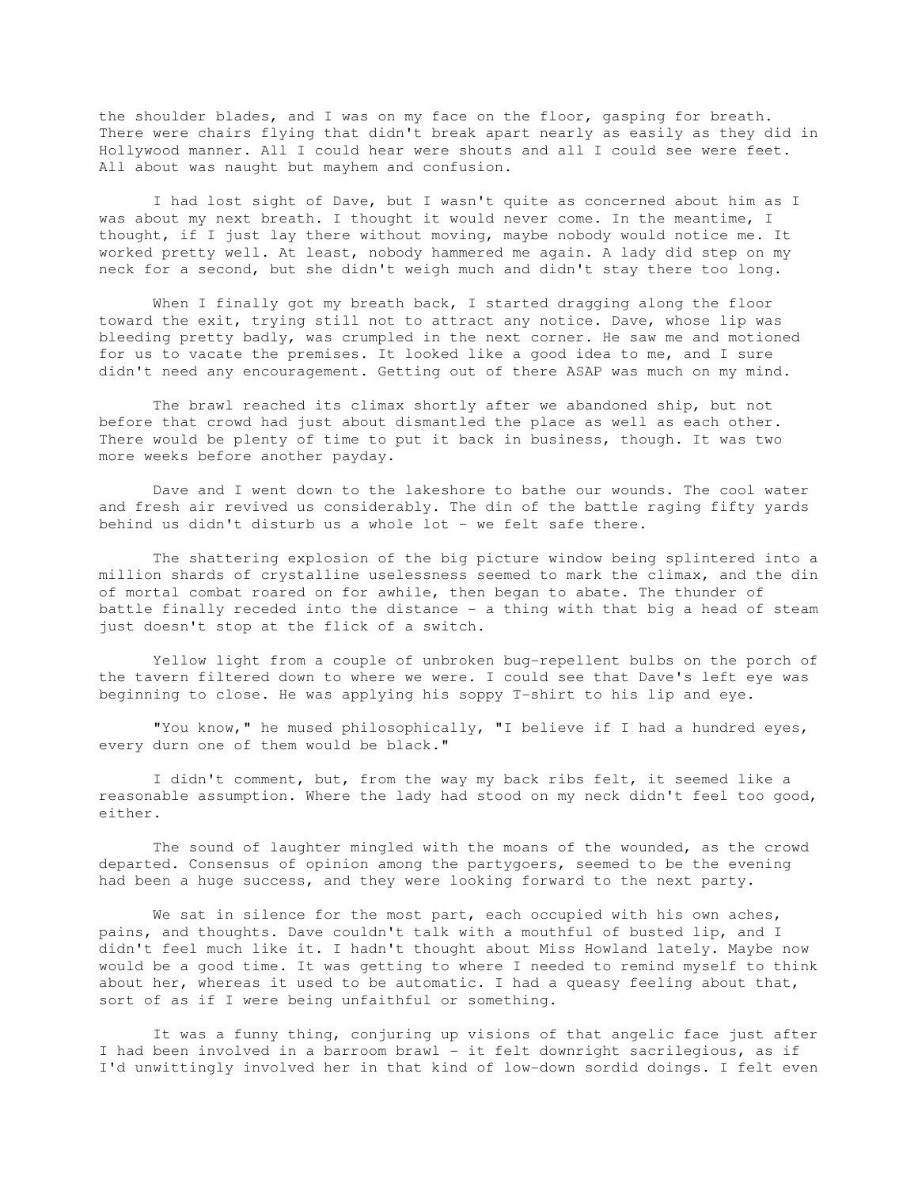the shoulder blades, and I was on my face on the floor, gasping for breath. There were chairs flying that didn't break apart nearly as easily as they did in Hollywood manner. All I could hear were shouts and all I could see were feet. All about was naught but mayhem and confusion.

I had lost sight of Dave, but I wasn't quite as concerned about him as I was about my next breath. I thought it would never come. In the meantime, I thought, if I just lay there without moving, maybe nobody would notice me. It worked pretty well. At least, nobody hammered me again. A lady did step on my neck for a second, but she didn't weigh much and didn't stay there too long.

When I finally got my breath back, I started dragging along the floor toward the exit, trying still not to attract any notice. Dave, whose lip was bleeding pretty badly, was crumpled in the next corner. He saw me and motioned for us to vacate the premises. It looked like a good idea to me, and I sure didn't need any encouragement. Getting out of there ASAP was much on my mind.

The brawl reached its climax shortly after we abandoned ship, but not before that crowd had just about dismantled the place as well as each other. There would be plenty of time to put it back in business, though. It was two more weeks before another payday.

Dave and I went down to the lakeshore to bathe our wounds. The cool water and fresh air revived us considerably. The din of the battle raging fifty yards behind us didn't disturb us a whole lot - we felt safe there.

The shattering explosion of the big picture window being splintered into a million shards of crystalline uselessness seemed to mark the climax, and the din of mortal combat roared on for awhile, then began to abate. The thunder of battle finally receded into the distance - a thing with that big a head of steam just doesn't stop at the flick of a switch.

Yellow light from a couple of unbroken bug-repellent bulbs on the porch of the tavern filtered down to where we were. I could see that Dave's left eye was beginning to close. He was applying his soppy T-shirt to his lip and eye.

"You know," he mused philosophically, "I believe if I had a hundred eyes, every durn one of them would be black."

I didn't comment, but, from the way my back ribs felt, it seemed like a reasonable assumption. Where the lady had stood on my neck didn't feel too good, either.

The sound of laughter mingled with the moans of the wounded, as the crowd departed. Consensus of opinion among the partygoers, seemed to be the evening had been a huge success, and they were looking forward to the next party.

We sat in silence for the most part, each occupied with his own aches, pains, and thoughts. Dave couldn't talk with a mouthful of busted lip, and I didn't feel much like it. I hadn't thought about Miss Howland lately. Maybe now would be a good time. It was getting to where I needed to remind myself to think about her, whereas it used to be automatic. I had a queasy feeling about that, sort of as if I were being unfaithful or something.

It was a funny thing, conjuring up visions of that angelic face just after I had been involved in a barroom brawl - it felt downright sacrilegious, as if I'd unwittingly involved her in that kind of low-down sordid doings. I felt even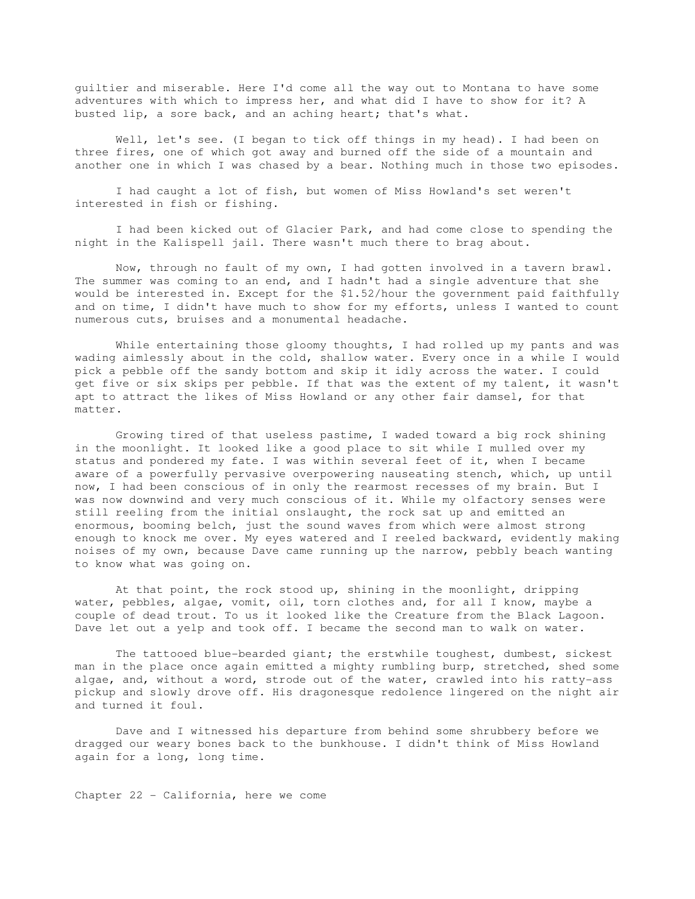guiltier and miserable. Here I'd come all the way out to Montana to have some adventures with which to impress her, and what did I have to show for it? A busted lip, a sore back, and an aching heart; that's what.

Well, let's see. (I began to tick off things in my head). I had been on three fires, one of which got away and burned off the side of a mountain and another one in which I was chased by a bear. Nothing much in those two episodes.

I had caught a lot of fish, but women of Miss Howland's set weren't interested in fish or fishing.

I had been kicked out of Glacier Park, and had come close to spending the night in the Kalispell jail. There wasn't much there to brag about.

Now, through no fault of my own, I had gotten involved in a tavern brawl. The summer was coming to an end, and I hadn't had a single adventure that she would be interested in. Except for the $1.52/hour the government paid faithfully and on time, I didn't have much to show for my efforts, unless I wanted to count numerous cuts, bruises and a monumental headache.

While entertaining those gloomy thoughts, I had rolled up my pants and was wading aimlessly about in the cold, shallow water. Every once in a while I would pick a pebble off the sandy bottom and skip it idly across the water. I could get five or six skips per pebble. If that was the extent of my talent, it wasn't apt to attract the likes of Miss Howland or any other fair damsel, for that matter.

Growing tired of that useless pastime, I waded toward a big rock shining in the moonlight. It looked like a good place to sit while I mulled over my status and pondered my fate. I was within several feet of it, when I became aware of a powerfully pervasive overpowering nauseating stench, which, up until now, I had been conscious of in only the rearmost recesses of my brain. But I was now downwind and very much conscious of it. While my olfactory senses were still reeling from the initial onslaught, the rock sat up and emitted an enormous, booming belch, just the sound waves from which were almost strong enough to knock me over. My eyes watered and I reeled backward, evidently making noises of my own, because Dave came running up the narrow, pebbly beach wanting to know what was going on.

At that point, the rock stood up, shining in the moonlight, dripping water, pebbles, algae, vomit, oil, torn clothes and, for all I know, maybe a couple of dead trout. To us it looked like the Creature from the Black Lagoon. Dave let out a yelp and took off. I became the second man to walk on water.

The tattooed blue-bearded giant; the erstwhile toughest, dumbest, sickest man in the place once again emitted a mighty rumbling burp, stretched, shed some algae, and, without a word, strode out of the water, crawled into his ratty-ass pickup and slowly drove off. His dragonesque redolence lingered on the night air and turned it foul.

Dave and I witnessed his departure from behind some shrubbery before we dragged our weary bones back to the bunkhouse. I didn't think of Miss Howland again for a long, long time.

## Chapter 22 - California, here we come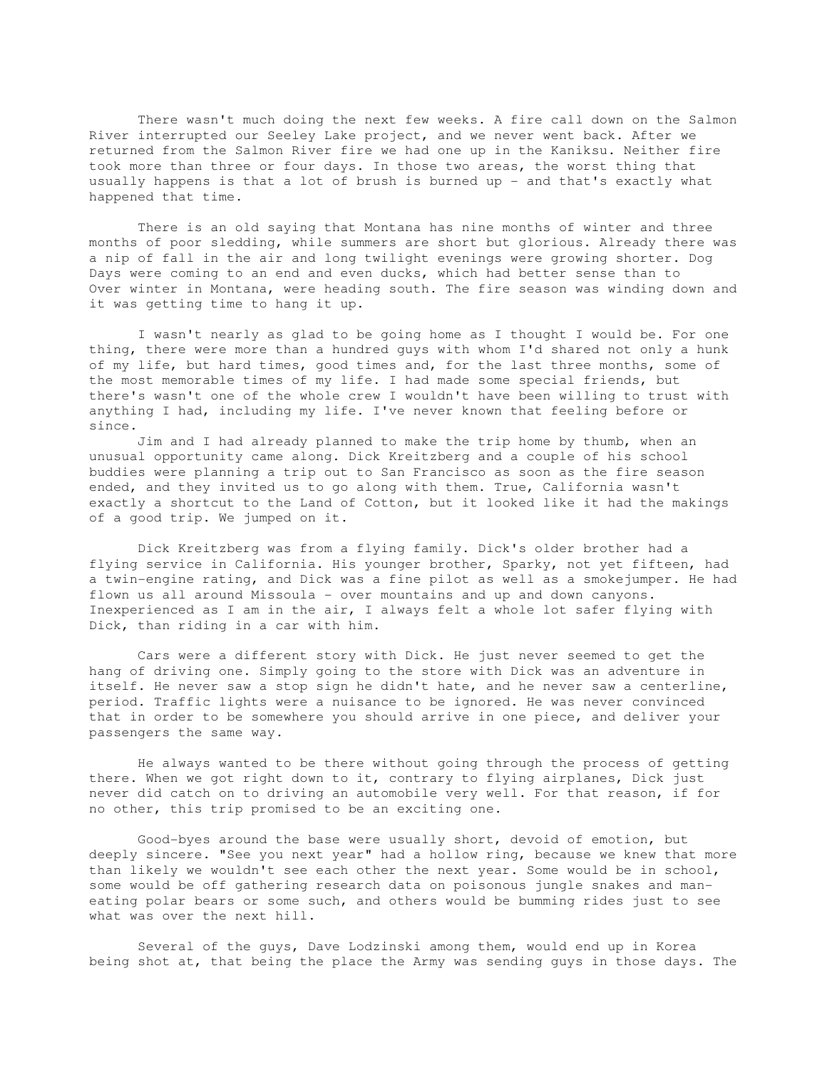There wasn't much doing the next few weeks. A fire call down on the Salmon River interrupted our Seeley Lake project, and we never went back. After we returned from the Salmon River fire we had one up in the Kaniksu. Neither fire took more than three or four days. In those two areas, the worst thing that usually happens is that a lot of brush is burned up - and that's exactly what happened that time.

There is an old saying that Montana has nine months of winter and three months of poor sledding, while summers are short but glorious. Already there was a nip of fall in the air and long twilight evenings were growing shorter. Dog Days were coming to an end and even ducks, which had better sense than to Over winter in Montana, were heading south. The fire season was winding down and it was getting time to hang it up.

I wasn't nearly as glad to be going home as I thought I would be. For one thing, there were more than a hundred guys with whom I'd shared not only a hunk of my life, but hard times, good times and, for the last three months, some of the most memorable times of my life. I had made some special friends, but there's wasn't one of the whole crew I wouldn't have been willing to trust with anything I had, including my life. I've never known that feeling before or since.

Jim and I had already planned to make the trip home by thumb, when an unusual opportunity came along. Dick Kreitzberg and a couple of his school buddies were planning a trip out to San Francisco as soon as the fire season ended, and they invited us to go along with them. True, California wasn't exactly a shortcut to the Land of Cotton, but it looked like it had the makings of a good trip. We jumped on it.

Dick Kreitzberg was from a flying family. Dick's older brother had a flying service in California. His younger brother, Sparky, not yet fifteen, had a twin-engine rating, and Dick was a fine pilot as well as a smokejumper. He had flown us all around Missoula - over mountains and up and down canyons. Inexperienced as I am in the air, I always felt a whole lot safer flying with Dick, than riding in a car with him.

Cars were a different story with Dick. He just never seemed to get the hang of driving one. Simply going to the store with Dick was an adventure in itself. He never saw a stop sign he didn't hate, and he never saw a centerline, period. Traffic lights were a nuisance to be ignored. He was never convinced that in order to be somewhere you should arrive in one piece, and deliver your passengers the same way.

He always wanted to be there without going through the process of getting there. When we got right down to it, contrary to flying airplanes, Dick just never did catch on to driving an automobile very well. For that reason, if for no other, this trip promised to be an exciting one.

Good-byes around the base were usually short, devoid of emotion, but deeply sincere. "See you next year" had a hollow ring, because we knew that more than likely we wouldn't see each other the next year. Some would be in school, some would be off gathering research data on poisonous jungle snakes and man-eating polar bears or some such, and others would be bumming rides just to see what was over the next hill.

Several of the guys, Dave Lodzinski among them, would end up in Korea being shot at, that being the place the Army was sending guys in those days. The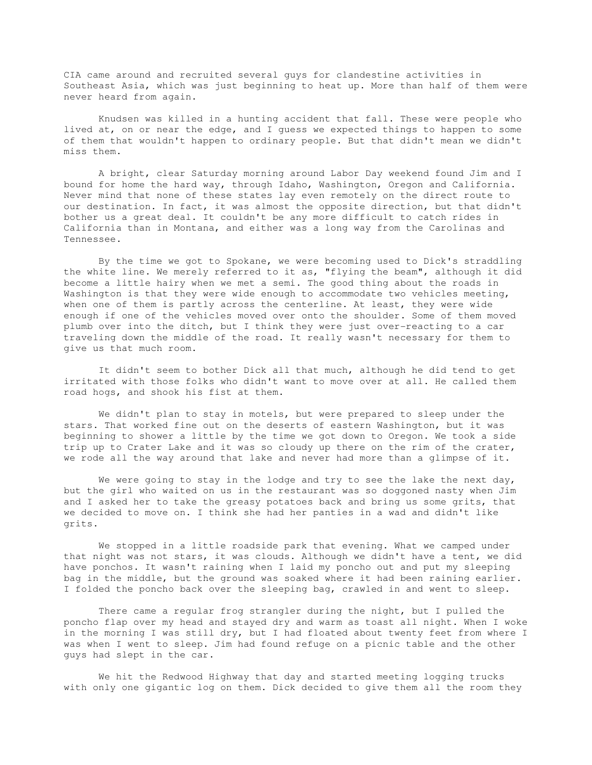CIA came around and recruited several guys for clandestine activities in Southeast Asia, which was just beginning to heat up. More than half of them were never heard from again.

Knudsen was killed in a hunting accident that fall. These were people who lived at, on or near the edge, and I guess we expected things to happen to some of them that wouldn't happen to ordinary people. But that didn't mean we didn't miss them.

A bright, clear Saturday morning around Labor Day weekend found Jim and I bound for home the hard way, through Idaho, Washington, Oregon and California. Never mind that none of these states lay even remotely on the direct route to our destination. In fact, it was almost the opposite direction, but that didn't bother us a great deal. It couldn't be any more difficult to catch rides in California than in Montana, and either was a long way from the Carolinas and Tennessee.

By the time we got to Spokane, we were becoming used to Dick's straddling the white line. We merely referred to it as, "flying the beam", although it did become a little hairy when we met a semi. The good thing about the roads in Washington is that they were wide enough to accommodate two vehicles meeting, when one of them is partly across the centerline. At least, they were wide enough if one of the vehicles moved over onto the shoulder. Some of them moved plumb over into the ditch, but I think they were just over-reacting to a car traveling down the middle of the road. It really wasn't necessary for them to give us that much room.

It didn't seem to bother Dick all that much, although he did tend to get irritated with those folks who didn't want to move over at all. He called them road hogs, and shook his fist at them.

We didn't plan to stay in motels, but were prepared to sleep under the stars. That worked fine out on the deserts of eastern Washington, but it was beginning to shower a little by the time we got down to Oregon. We took a side trip up to Crater Lake and it was so cloudy up there on the rim of the crater, we rode all the way around that lake and never had more than a glimpse of it.

We were going to stay in the lodge and try to see the lake the next day, but the girl who waited on us in the restaurant was so doggoned nasty when Jim and I asked her to take the greasy potatoes back and bring us some grits, that we decided to move on. I think she had her panties in a wad and didn't like grits.

We stopped in a little roadside park that evening. What we camped under that night was not stars, it was clouds. Although we didn't have a tent, we did have ponchos. It wasn't raining when I laid my poncho out and put my sleeping bag in the middle, but the ground was soaked where it had been raining earlier. I folded the poncho back over the sleeping bag, crawled in and went to sleep.

There came a regular frog strangler during the night, but I pulled the poncho flap over my head and stayed dry and warm as toast all night. When I woke in the morning I was still dry, but I had floated about twenty feet from where I was when I went to sleep. Jim had found refuge on a picnic table and the other guys had slept in the car.

We hit the Redwood Highway that day and started meeting logging trucks with only one gigantic log on them. Dick decided to give them all the room they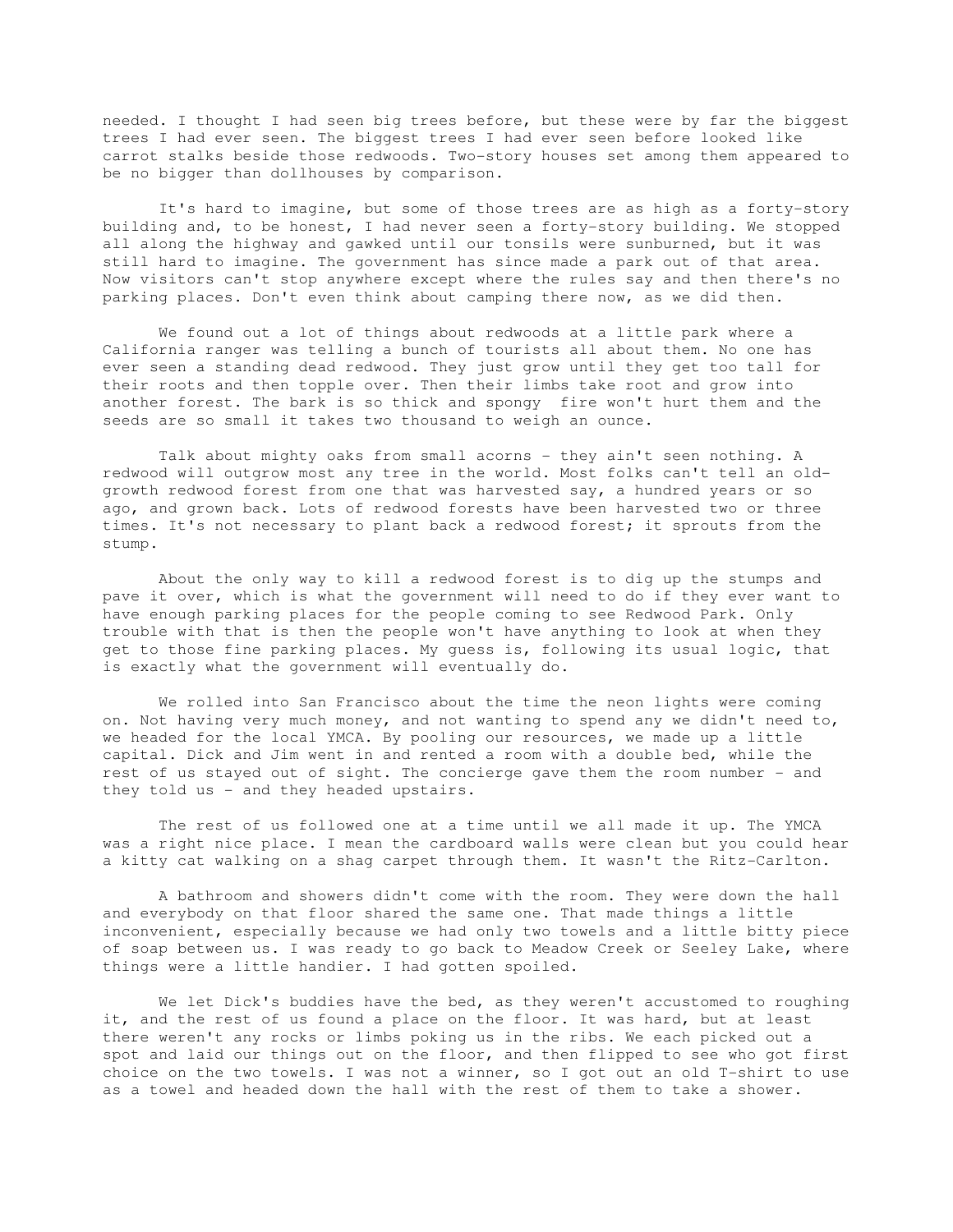needed. I thought I had seen big trees before, but these were by far the biggest trees I had ever seen. The biggest trees I had ever seen before looked like carrot stalks beside those redwoods. Two-story houses set among them appeared to be no bigger than dollhouses by comparison.

It's hard to imagine, but some of those trees are as high as a forty-story building and, to be honest, I had never seen a forty-story building. We stopped all along the highway and gawked until our tonsils were sunburned, but it was still hard to imagine. The government has since made a park out of that area. Now visitors can't stop anywhere except where the rules say and then there's no parking places. Don't even think about camping there now, as we did then.

We found out a lot of things about redwoods at a little park where a California ranger was telling a bunch of tourists all about them. No one has ever seen a standing dead redwood. They just grow until they get too tall for their roots and then topple over. Then their limbs take root and grow into another forest. The bark is so thick and spongy fire won't hurt them and the seeds are so small it takes two thousand to weigh an ounce.

Talk about mighty oaks from small acorns - they ain't seen nothing. A redwood will outgrow most any tree in the world. Most folks can't tell an old-growth redwood forest from one that was harvested say, a hundred years or so ago, and grown back. Lots of redwood forests have been harvested two or three times. It's not necessary to plant back a redwood forest; it sprouts from the stump.

About the only way to kill a redwood forest is to dig up the stumps and pave it over, which is what the government will need to do if they ever want to have enough parking places for the people coming to see Redwood Park. Only trouble with that is then the people won't have anything to look at when they get to those fine parking places. My guess is, following its usual logic, that is exactly what the government will eventually do.

We rolled into San Francisco about the time the neon lights were coming on. Not having very much money, and not wanting to spend any we didn't need to, we headed for the local YMCA. By pooling our resources, we made up a little capital. Dick and Jim went in and rented a room with a double bed, while the rest of us stayed out of sight. The concierge gave them the room number - and they told us - and they headed upstairs.

The rest of us followed one at a time until we all made it up. The YMCA was a right nice place. I mean the cardboard walls were clean but you could hear a kitty cat walking on a shag carpet through them. It wasn't the Ritz-Carlton.

A bathroom and showers didn't come with the room. They were down the hall and everybody on that floor shared the same one. That made things a little inconvenient, especially because we had only two towels and a little bitty piece of soap between us. I was ready to go back to Meadow Creek or Seeley Lake, where things were a little handier. I had gotten spoiled.

We let Dick's buddies have the bed, as they weren't accustomed to roughing it, and the rest of us found a place on the floor. It was hard, but at least there weren't any rocks or limbs poking us in the ribs. We each picked out a spot and laid our things out on the floor, and then flipped to see who got first choice on the two towels. I was not a winner, so I got out an old T-shirt to use as a towel and headed down the hall with the rest of them to take a shower.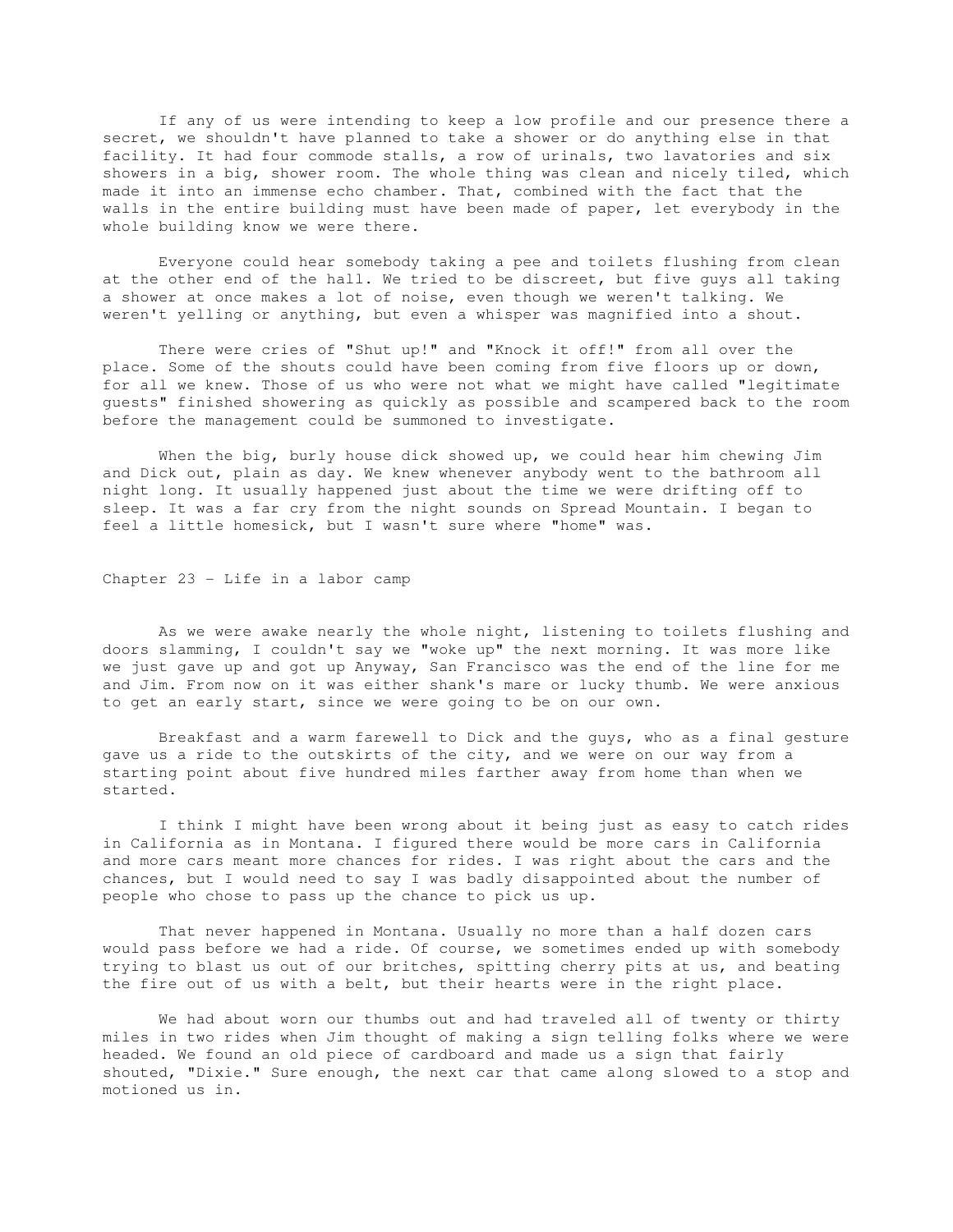If any of us were intending to keep a low profile and our presence there a secret, we shouldn't have planned to take a shower or do anything else in that facility. It had four commode stalls, a row of urinals, two lavatories and six showers in a big, shower room. The whole thing was clean and nicely tiled, which made it into an immense echo chamber. That, combined with the fact that the walls in the entire building must have been made of paper, let everybody in the whole building know we were there.

Everyone could hear somebody taking a pee and toilets flushing from clean at the other end of the hall. We tried to be discreet, but five guys all taking a shower at once makes a lot of noise, even though we weren't talking. We weren't yelling or anything, but even a whisper was magnified into a shout.

There were cries of "Shut up!" and "Knock it off!" from all over the place. Some of the shouts could have been coming from five floors up or down, for all we knew. Those of us who were not what we might have called "legitimate guests" finished showering as quickly as possible and scampered back to the room before the management could be summoned to investigate.

When the big, burly house dick showed up, we could hear him chewing Jim and Dick out, plain as day. We knew whenever anybody went to the bathroom all night long. It usually happened just about the time we were drifting off to sleep. It was a far cry from the night sounds on Spread Mountain. I began to feel a little homesick, but I wasn't sure where "home" was.

## Chapter 23 - Life in a labor camp

As we were awake nearly the whole night, listening to toilets flushing and doors slamming, I couldn't say we "woke up" the next morning. It was more like we just gave up and got up Anyway, San Francisco was the end of the line for me and Jim. From now on it was either shank's mare or lucky thumb. We were anxious to get an early start, since we were going to be on our own.

Breakfast and a warm farewell to Dick and the guys, who as a final gesture gave us a ride to the outskirts of the city, and we were on our way from a starting point about five hundred miles farther away from home than when we started.

I think I might have been wrong about it being just as easy to catch rides in California as in Montana. I figured there would be more cars in California and more cars meant more chances for rides. I was right about the cars and the chances, but I would need to say I was badly disappointed about the number of people who chose to pass up the chance to pick us up.

That never happened in Montana. Usually no more than a half dozen cars would pass before we had a ride. Of course, we sometimes ended up with somebody trying to blast us out of our britches, spitting cherry pits at us, and beating the fire out of us with a belt, but their hearts were in the right place.

We had about worn our thumbs out and had traveled all of twenty or thirty miles in two rides when Jim thought of making a sign telling folks where we were headed. We found an old piece of cardboard and made us a sign that fairly shouted, "Dixie." Sure enough, the next car that came along slowed to a stop and motioned us in.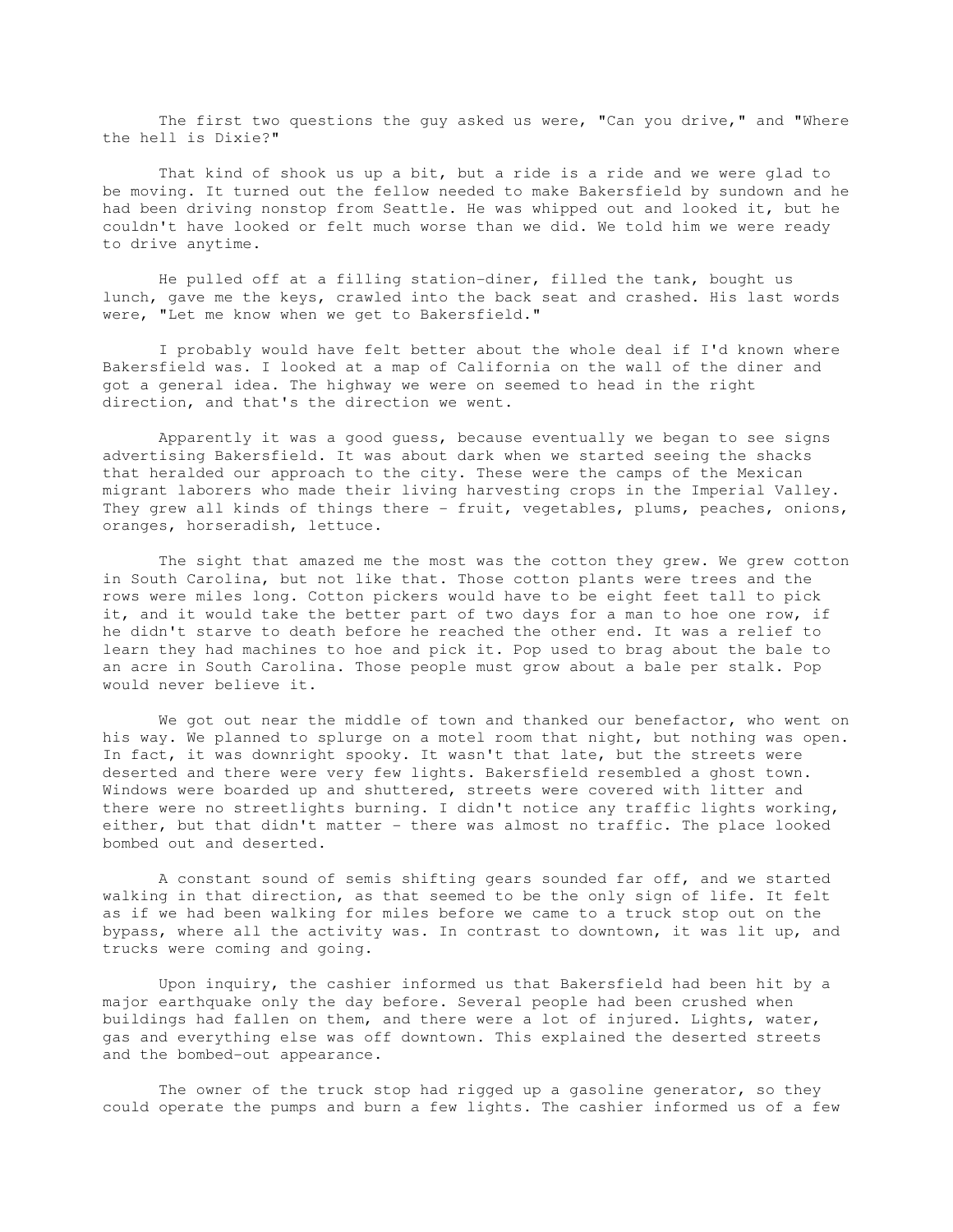The first two questions the guy asked us were, "Can you drive," and "Where the hell is Dixie?"

That kind of shook us up a bit, but a ride is a ride and we were glad to be moving. It turned out the fellow needed to make Bakersfield by sundown and he had been driving nonstop from Seattle. He was whipped out and looked it, but he couldn't have looked or felt much worse than we did. We told him we were ready to drive anytime.

He pulled off at a filling station-diner, filled the tank, bought us lunch, gave me the keys, crawled into the back seat and crashed. His last words were, "Let me know when we get to Bakersfield."

I probably would have felt better about the whole deal if I'd known where Bakersfield was. I looked at a map of California on the wall of the diner and got a general idea. The highway we were on seemed to head in the right direction, and that's the direction we went.

Apparently it was a good guess, because eventually we began to see signs advertising Bakersfield. It was about dark when we started seeing the shacks that heralded our approach to the city. These were the camps of the Mexican migrant laborers who made their living harvesting crops in the Imperial Valley. They grew all kinds of things there - fruit, vegetables, plums, peaches, onions, oranges, horseradish, lettuce.

The sight that amazed me the most was the cotton they grew. We grew cotton in South Carolina, but not like that. Those cotton plants were trees and the rows were miles long. Cotton pickers would have to be eight feet tall to pick it, and it would take the better part of two days for a man to hoe one row, if he didn't starve to death before he reached the other end. It was a relief to learn they had machines to hoe and pick it. Pop used to brag about the bale to an acre in South Carolina. Those people must grow about a bale per stalk. Pop would never believe it.

We got out near the middle of town and thanked our benefactor, who went on his way. We planned to splurge on a motel room that night, but nothing was open. In fact, it was downright spooky. It wasn't that late, but the streets were deserted and there were very few lights. Bakersfield resembled a ghost town. Windows were boarded up and shuttered, streets were covered with litter and there were no streetlights burning. I didn't notice any traffic lights working, either, but that didn't matter - there was almost no traffic. The place looked bombed out and deserted.

A constant sound of semis shifting gears sounded far off, and we started walking in that direction, as that seemed to be the only sign of life. It felt as if we had been walking for miles before we came to a truck stop out on the bypass, where all the activity was. In contrast to downtown, it was lit up, and trucks were coming and going.

Upon inquiry, the cashier informed us that Bakersfield had been hit by a major earthquake only the day before. Several people had been crushed when buildings had fallen on them, and there were a lot of injured. Lights, water, gas and everything else was off downtown. This explained the deserted streets and the bombed-out appearance.

The owner of the truck stop had rigged up a gasoline generator, so they could operate the pumps and burn a few lights. The cashier informed us of a few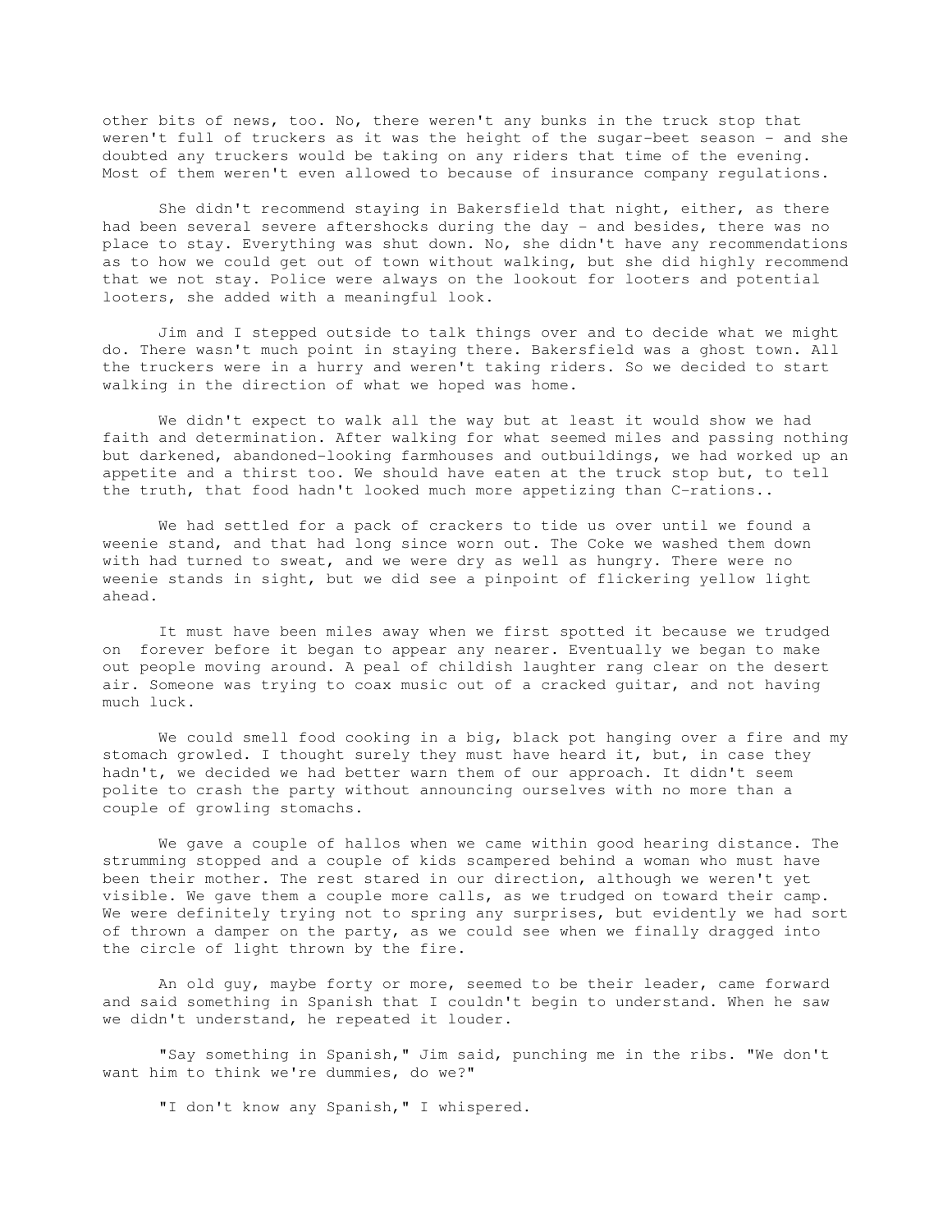other bits of news, too. No, there weren't any bunks in the truck stop that weren't full of truckers as it was the height of the sugar-beet season - and she doubted any truckers would be taking on any riders that time of the evening. Most of them weren't even allowed to because of insurance company regulations.

She didn't recommend staying in Bakersfield that night, either, as there had been several severe aftershocks during the day - and besides, there was no place to stay. Everything was shut down. No, she didn't have any recommendations as to how we could get out of town without walking, but she did highly recommend that we not stay. Police were always on the lookout for looters and potential looters, she added with a meaningful look.

Jim and I stepped outside to talk things over and to decide what we might do. There wasn't much point in staying there. Bakersfield was a ghost town. All the truckers were in a hurry and weren't taking riders. So we decided to start walking in the direction of what we hoped was home.

We didn't expect to walk all the way but at least it would show we had faith and determination. After walking for what seemed miles and passing nothing but darkened, abandoned-looking farmhouses and outbuildings, we had worked up an appetite and a thirst too. We should have eaten at the truck stop but, to tell the truth, that food hadn't looked much more appetizing than C-rations..

We had settled for a pack of crackers to tide us over until we found a weenie stand, and that had long since worn out. The Coke we washed them down with had turned to sweat, and we were dry as well as hungry. There were no weenie stands in sight, but we did see a pinpoint of flickering yellow light ahead.

It must have been miles away when we first spotted it because we trudged on forever before it began to appear any nearer. Eventually we began to make out people moving around. A peal of childish laughter rang clear on the desert air. Someone was trying to coax music out of a cracked guitar, and not having much luck.

We could smell food cooking in a big, black pot hanging over a fire and my stomach growled. I thought surely they must have heard it, but, in case they hadn't, we decided we had better warn them of our approach. It didn't seem polite to crash the party without announcing ourselves with no more than a couple of growling stomachs.

We gave a couple of hallos when we came within good hearing distance. The strumming stopped and a couple of kids scampered behind a woman who must have been their mother. The rest stared in our direction, although we weren't yet visible. We gave them a couple more calls, as we trudged on toward their camp. We were definitely trying not to spring any surprises, but evidently we had sort of thrown a damper on the party, as we could see when we finally dragged into the circle of light thrown by the fire.

An old guy, maybe forty or more, seemed to be their leader, came forward and said something in Spanish that I couldn't begin to understand. When he saw we didn't understand, he repeated it louder.

"Say something in Spanish," Jim said, punching me in the ribs. "We don't want him to think we're dummies, do we?"

"I don't know any Spanish," I whispered.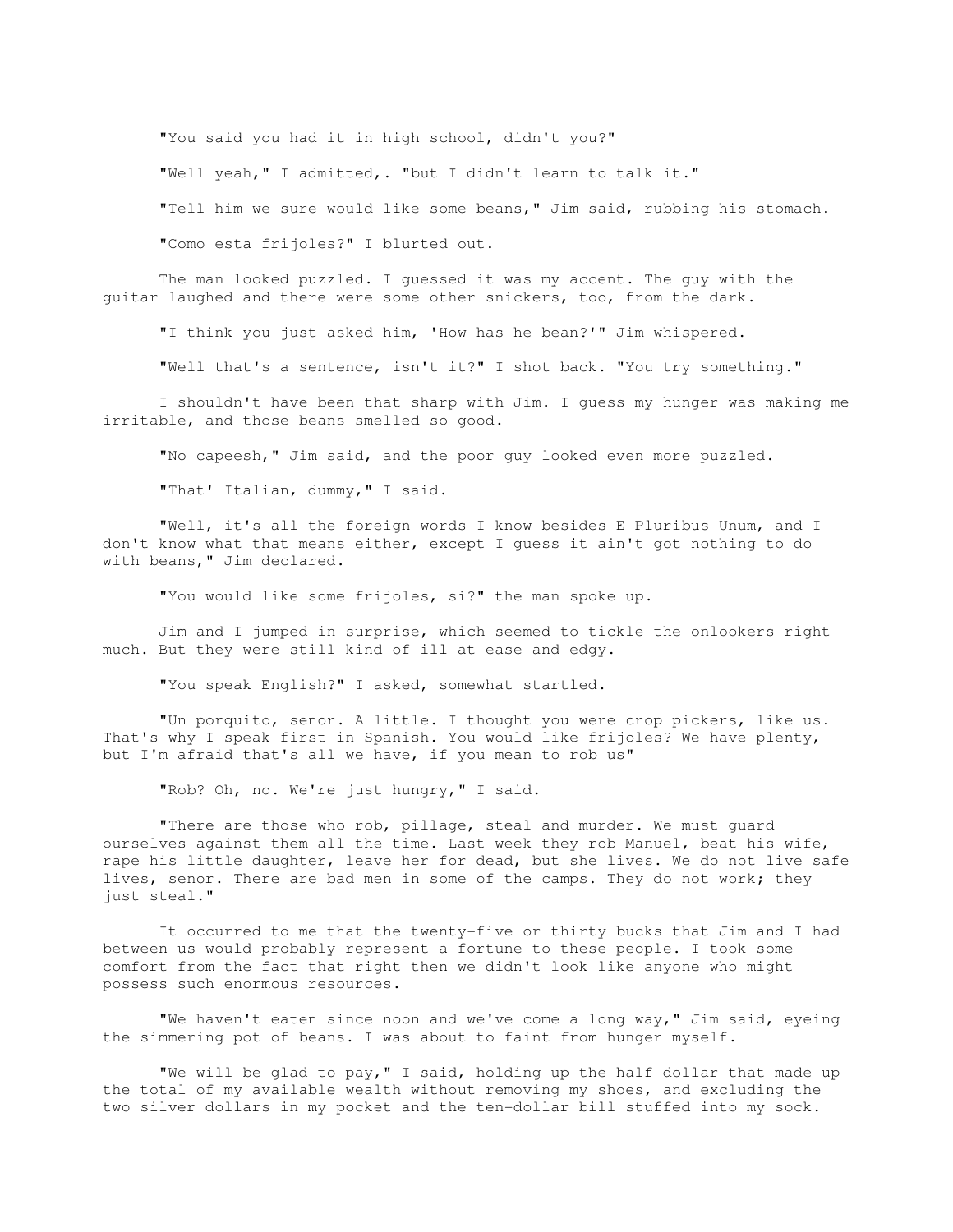"You said you had it in high school, didn't you?"

"Well yeah," I admitted,. "but I didn't learn to talk it."

"Tell him we sure would like some beans," Jim said, rubbing his stomach.

"Como esta frijoles?" I blurted out.

The man looked puzzled. I guessed it was my accent. The guy with the guitar laughed and there were some other snickers, too, from the dark.

"I think you just asked him, 'How has he bean?'" Jim whispered.

"Well that's a sentence, isn't it?" I shot back. "You try something."

I shouldn't have been that sharp with Jim. I guess my hunger was making me irritable, and those beans smelled so good.

"No capeesh," Jim said, and the poor guy looked even more puzzled.

"That' Italian, dummy," I said.

"Well, it's all the foreign words I know besides E Pluribus Unum, and I don't know what that means either, except I guess it ain't got nothing to do with beans," Jim declared.

"You would like some frijoles, si?" the man spoke up.

Jim and I jumped in surprise, which seemed to tickle the onlookers right much. But they were still kind of ill at ease and edgy.

"You speak English?" I asked, somewhat startled.

"Un porquito, senor. A little. I thought you were crop pickers, like us. That's why I speak first in Spanish. You would like frijoles? We have plenty, but I'm afraid that's all we have, if you mean to rob us"

"Rob? Oh, no. We're just hungry," I said.

"There are those who rob, pillage, steal and murder. We must guard ourselves against them all the time. Last week they rob Manuel, beat his wife, rape his little daughter, leave her for dead, but she lives. We do not live safe lives, senor. There are bad men in some of the camps. They do not work; they just steal."

It occurred to me that the twenty-five or thirty bucks that Jim and I had between us would probably represent a fortune to these people. I took some comfort from the fact that right then we didn't look like anyone who might possess such enormous resources.

"We haven't eaten since noon and we've come a long way," Jim said, eyeing the simmering pot of beans. I was about to faint from hunger myself.

"We will be glad to pay," I said, holding up the half dollar that made up the total of my available wealth without removing my shoes, and excluding the two silver dollars in my pocket and the ten-dollar bill stuffed into my sock.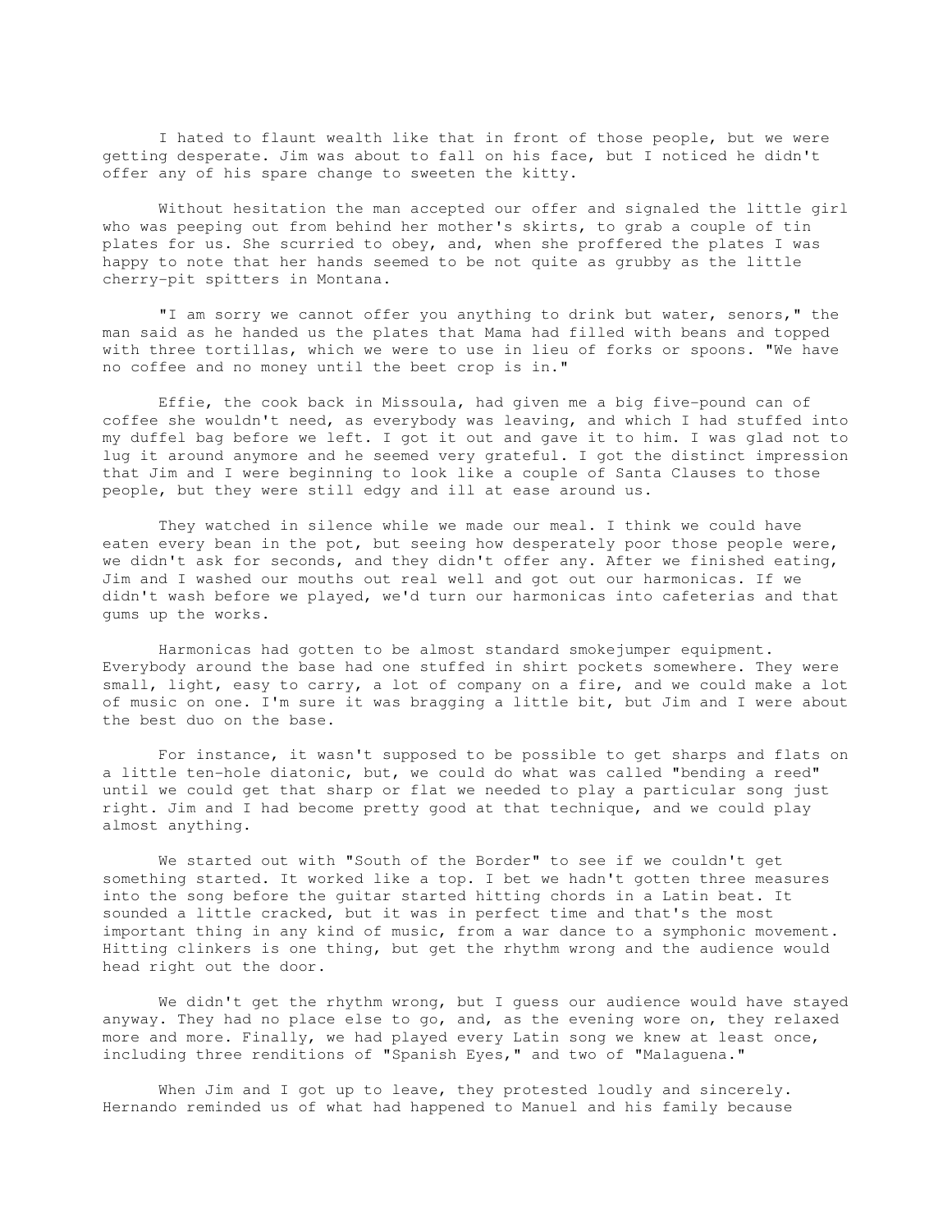I hated to flaunt wealth like that in front of those people, but we were getting desperate. Jim was about to fall on his face, but I noticed he didn't offer any of his spare change to sweeten the kitty.

Without hesitation the man accepted our offer and signaled the little girl who was peeping out from behind her mother's skirts, to grab a couple of tin plates for us. She scurried to obey, and, when she proffered the plates I was happy to note that her hands seemed to be not quite as grubby as the little cherry-pit spitters in Montana.

"I am sorry we cannot offer you anything to drink but water, senors," the man said as he handed us the plates that Mama had filled with beans and topped with three tortillas, which we were to use in lieu of forks or spoons. "We have no coffee and no money until the beet crop is in."

Effie, the cook back in Missoula, had given me a big five-pound can of coffee she wouldn't need, as everybody was leaving, and which I had stuffed into my duffel bag before we left. I got it out and gave it to him. I was glad not to lug it around anymore and he seemed very grateful. I got the distinct impression that Jim and I were beginning to look like a couple of Santa Clauses to those people, but they were still edgy and ill at ease around us.

They watched in silence while we made our meal. I think we could have eaten every bean in the pot, but seeing how desperately poor those people were, we didn't ask for seconds, and they didn't offer any. After we finished eating, Jim and I washed our mouths out real well and got out our harmonicas. If we didn't wash before we played, we'd turn our harmonicas into cafeterias and that gums up the works.

Harmonicas had gotten to be almost standard smokejumper equipment. Everybody around the base had one stuffed in shirt pockets somewhere. They were small, light, easy to carry, a lot of company on a fire, and we could make a lot of music on one. I'm sure it was bragging a little bit, but Jim and I were about the best duo on the base.

For instance, it wasn't supposed to be possible to get sharps and flats on a little ten-hole diatonic, but, we could do what was called "bending a reed" until we could get that sharp or flat we needed to play a particular song just right. Jim and I had become pretty good at that technique, and we could play almost anything.

We started out with "South of the Border" to see if we couldn't get something started. It worked like a top. I bet we hadn't gotten three measures into the song before the guitar started hitting chords in a Latin beat. It sounded a little cracked, but it was in perfect time and that's the most important thing in any kind of music, from a war dance to a symphonic movement. Hitting clinkers is one thing, but get the rhythm wrong and the audience would head right out the door.

We didn't get the rhythm wrong, but I guess our audience would have stayed anyway. They had no place else to go, and, as the evening wore on, they relaxed more and more. Finally, we had played every Latin song we knew at least once, including three renditions of "Spanish Eyes," and two of "Malaguena."

When Jim and I got up to leave, they protested loudly and sincerely. Hernando reminded us of what had happened to Manuel and his family because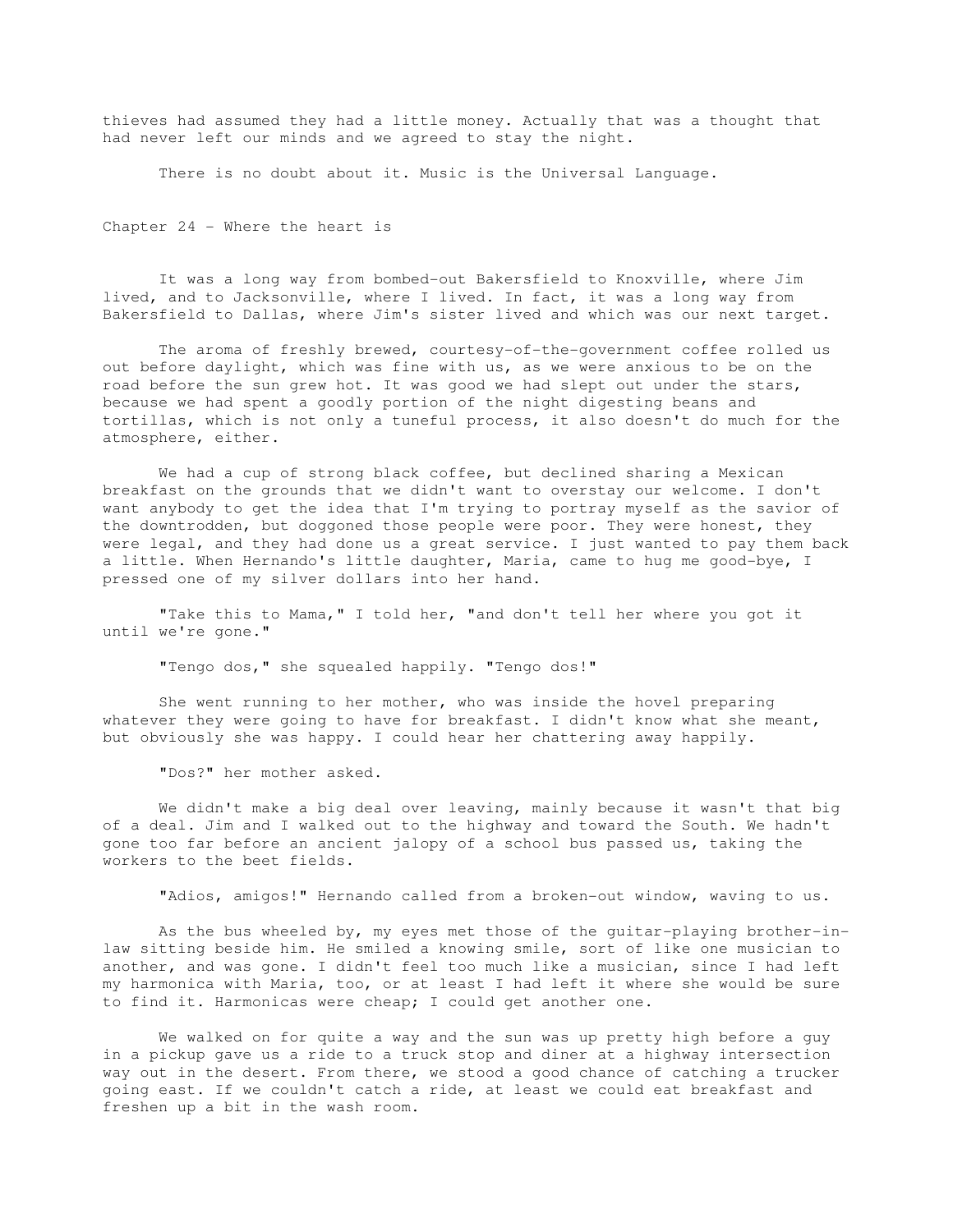thieves had assumed they had a little money. Actually that was a thought that had never left our minds and we agreed to stay the night.

There is no doubt about it. Music is the Universal Language.

## Chapter 24 - Where the heart is

It was a long way from bombed-out Bakersfield to Knoxville, where Jim lived, and to Jacksonville, where I lived. In fact, it was a long way from Bakersfield to Dallas, where Jim's sister lived and which was our next target.

The aroma of freshly brewed, courtesy-of-the-government coffee rolled us out before daylight, which was fine with us, as we were anxious to be on the road before the sun grew hot. It was good we had slept out under the stars, because we had spent a goodly portion of the night digesting beans and tortillas, which is not only a tuneful process, it also doesn't do much for the atmosphere, either.

We had a cup of strong black coffee, but declined sharing a Mexican breakfast on the grounds that we didn't want to overstay our welcome. I don't want anybody to get the idea that I'm trying to portray myself as the savior of the downtrodden, but doggoned those people were poor. They were honest, they were legal, and they had done us a great service. I just wanted to pay them back a little. When Hernando's little daughter, Maria, came to hug me good-bye, I pressed one of my silver dollars into her hand.

"Take this to Mama," I told her, "and don't tell her where you got it until we're gone."

"Tengo dos," she squealed happily. "Tengo dos!"

She went running to her mother, who was inside the hovel preparing whatever they were going to have for breakfast. I didn't know what she meant, but obviously she was happy. I could hear her chattering away happily.

"Dos?" her mother asked.

We didn't make a big deal over leaving, mainly because it wasn't that big of a deal. Jim and I walked out to the highway and toward the South. We hadn't gone too far before an ancient jalopy of a school bus passed us, taking the workers to the beet fields.

"Adios, amigos!" Hernando called from a broken-out window, waving to us.

As the bus wheeled by, my eyes met those of the guitar-playing brother-in-law sitting beside him. He smiled a knowing smile, sort of like one musician to another, and was gone. I didn't feel too much like a musician, since I had left my harmonica with Maria, too, or at least I had left it where she would be sure to find it. Harmonicas were cheap; I could get another one.

We walked on for quite a way and the sun was up pretty high before a guy in a pickup gave us a ride to a truck stop and diner at a highway intersection way out in the desert. From there, we stood a good chance of catching a trucker going east. If we couldn't catch a ride, at least we could eat breakfast and freshen up a bit in the wash room.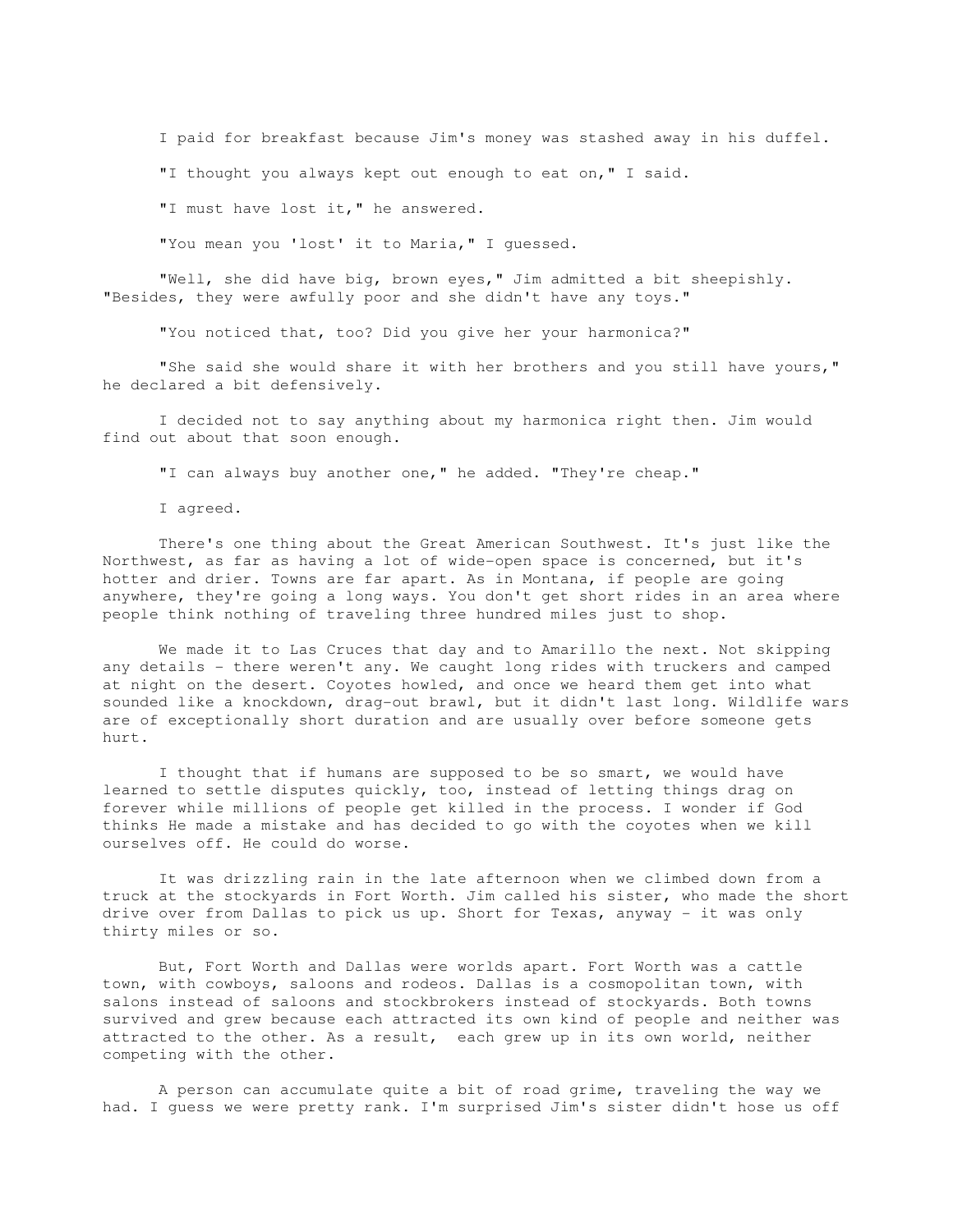I paid for breakfast because Jim's money was stashed away in his duffel.

"I thought you always kept out enough to eat on," I said.

"I must have lost it," he answered.

"You mean you 'lost' it to Maria," I guessed.

"Well, she did have big, brown eyes," Jim admitted a bit sheepishly. "Besides, they were awfully poor and she didn't have any toys."

"You noticed that, too? Did you give her your harmonica?"

"She said she would share it with her brothers and you still have yours," he declared a bit defensively.

I decided not to say anything about my harmonica right then. Jim would find out about that soon enough.

"I can always buy another one," he added. "They're cheap."

I agreed.

There's one thing about the Great American Southwest. It's just like the Northwest, as far as having a lot of wide-open space is concerned, but it's hotter and drier. Towns are far apart. As in Montana, if people are going anywhere, they're going a long ways. You don't get short rides in an area where people think nothing of traveling three hundred miles just to shop.

We made it to Las Cruces that day and to Amarillo the next. Not skipping any details - there weren't any. We caught long rides with truckers and camped at night on the desert. Coyotes howled, and once we heard them get into what sounded like a knockdown, drag-out brawl, but it didn't last long. Wildlife wars are of exceptionally short duration and are usually over before someone gets hurt.

I thought that if humans are supposed to be so smart, we would have learned to settle disputes quickly, too, instead of letting things drag on forever while millions of people get killed in the process. I wonder if God thinks He made a mistake and has decided to go with the coyotes when we kill ourselves off. He could do worse.

It was drizzling rain in the late afternoon when we climbed down from a truck at the stockyards in Fort Worth. Jim called his sister, who made the short drive over from Dallas to pick us up. Short for Texas, anyway - it was only thirty miles or so.

But, Fort Worth and Dallas were worlds apart. Fort Worth was a cattle town, with cowboys, saloons and rodeos. Dallas is a cosmopolitan town, with salons instead of saloons and stockbrokers instead of stockyards. Both towns survived and grew because each attracted its own kind of people and neither was attracted to the other. As a result, each grew up in its own world, neither competing with the other.

A person can accumulate quite a bit of road grime, traveling the way we had. I guess we were pretty rank. I'm surprised Jim's sister didn't hose us off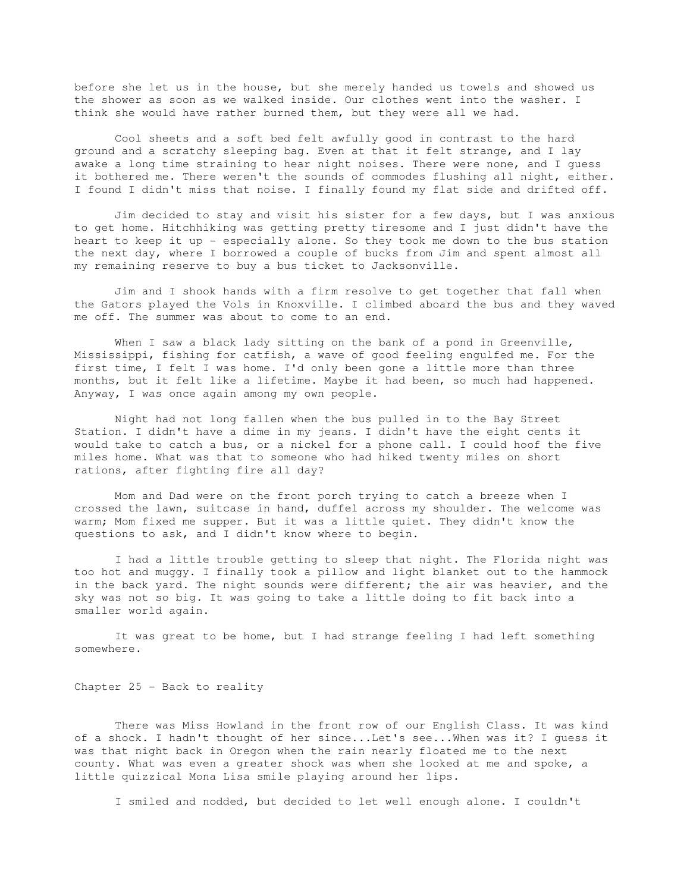before she let us in the house, but she merely handed us towels and showed us the shower as soon as we walked inside. Our clothes went into the washer. I think she would have rather burned them, but they were all we had.

Cool sheets and a soft bed felt awfully good in contrast to the hard ground and a scratchy sleeping bag. Even at that it felt strange, and I lay awake a long time straining to hear night noises. There were none, and I guess it bothered me. There weren't the sounds of commodes flushing all night, either. I found I didn't miss that noise. I finally found my flat side and drifted off.

Jim decided to stay and visit his sister for a few days, but I was anxious to get home. Hitchhiking was getting pretty tiresome and I just didn't have the heart to keep it up - especially alone. So they took me down to the bus station the next day, where I borrowed a couple of bucks from Jim and spent almost all my remaining reserve to buy a bus ticket to Jacksonville.

Jim and I shook hands with a firm resolve to get together that fall when the Gators played the Vols in Knoxville. I climbed aboard the bus and they waved me off. The summer was about to come to an end.

When I saw a black lady sitting on the bank of a pond in Greenville, Mississippi, fishing for catfish, a wave of good feeling engulfed me. For the first time, I felt I was home. I'd only been gone a little more than three months, but it felt like a lifetime. Maybe it had been, so much had happened. Anyway, I was once again among my own people.

Night had not long fallen when the bus pulled in to the Bay Street Station. I didn't have a dime in my jeans. I didn't have the eight cents it would take to catch a bus, or a nickel for a phone call. I could hoof the five miles home. What was that to someone who had hiked twenty miles on short rations, after fighting fire all day?

Mom and Dad were on the front porch trying to catch a breeze when I crossed the lawn, suitcase in hand, duffel across my shoulder. The welcome was warm; Mom fixed me supper. But it was a little quiet. They didn't know the questions to ask, and I didn't know where to begin.

I had a little trouble getting to sleep that night. The Florida night was too hot and muggy. I finally took a pillow and light blanket out to the hammock in the back yard. The night sounds were different; the air was heavier, and the sky was not so big. It was going to take a little doing to fit back into a smaller world again.

It was great to be home, but I had strange feeling I had left something somewhere.

## Chapter 25 - Back to reality

There was Miss Howland in the front row of our English Class. It was kind of a shock. I hadn't thought of her since...Let's see...When was it? I guess it was that night back in Oregon when the rain nearly floated me to the next county. What was even a greater shock was when she looked at me and spoke, a little quizzical Mona Lisa smile playing around her lips.

I smiled and nodded, but decided to let well enough alone. I couldn't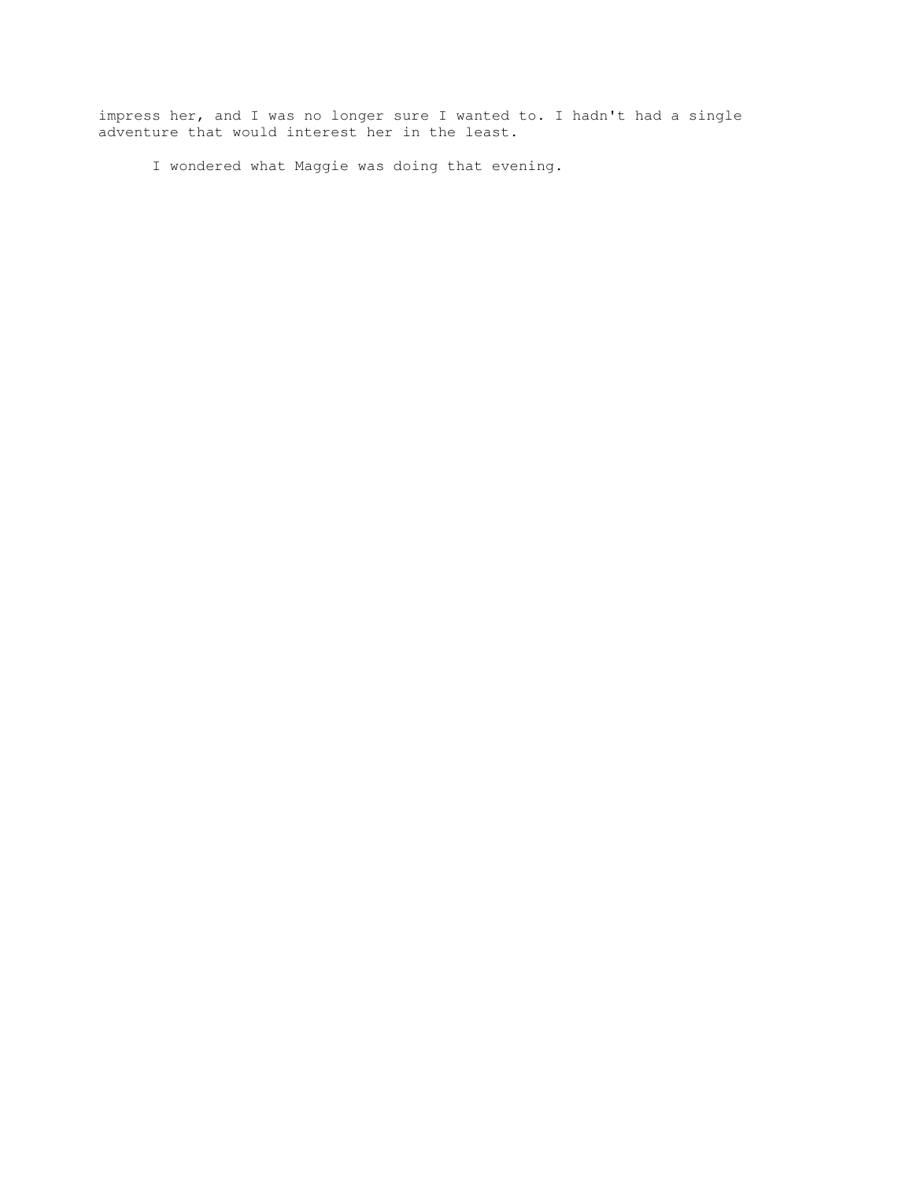impress her, and I was no longer sure I wanted to. I hadn't had a single adventure that would interest her in the least.

I wondered what Maggie was doing that evening.